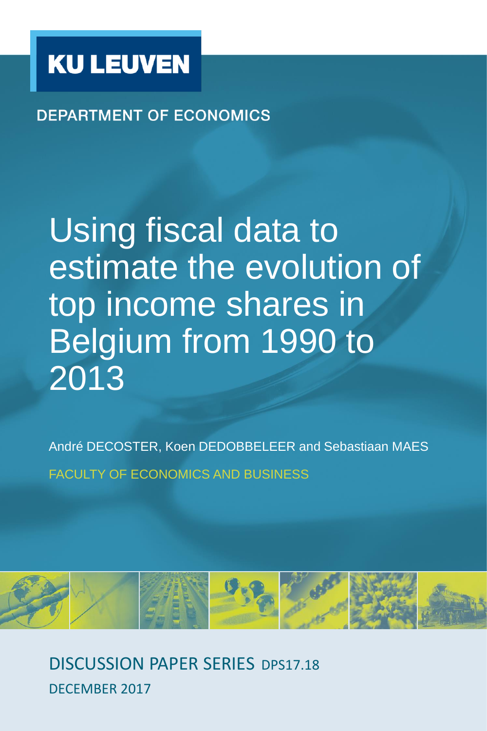KU LEUVEN

DEPARTMENT OF ECONOMICS

# Using fiscal data to estimate the evolution of top income shares in Belgium from 1990 to 2013

André DECOSTER, Koen DEDOBBELEER and Sebastiaan MAES

FACULTY OF ECONOMICS AND BUSINESS

DISCUSSION PAPER SERIES DPS17.18

DECEMBER 2017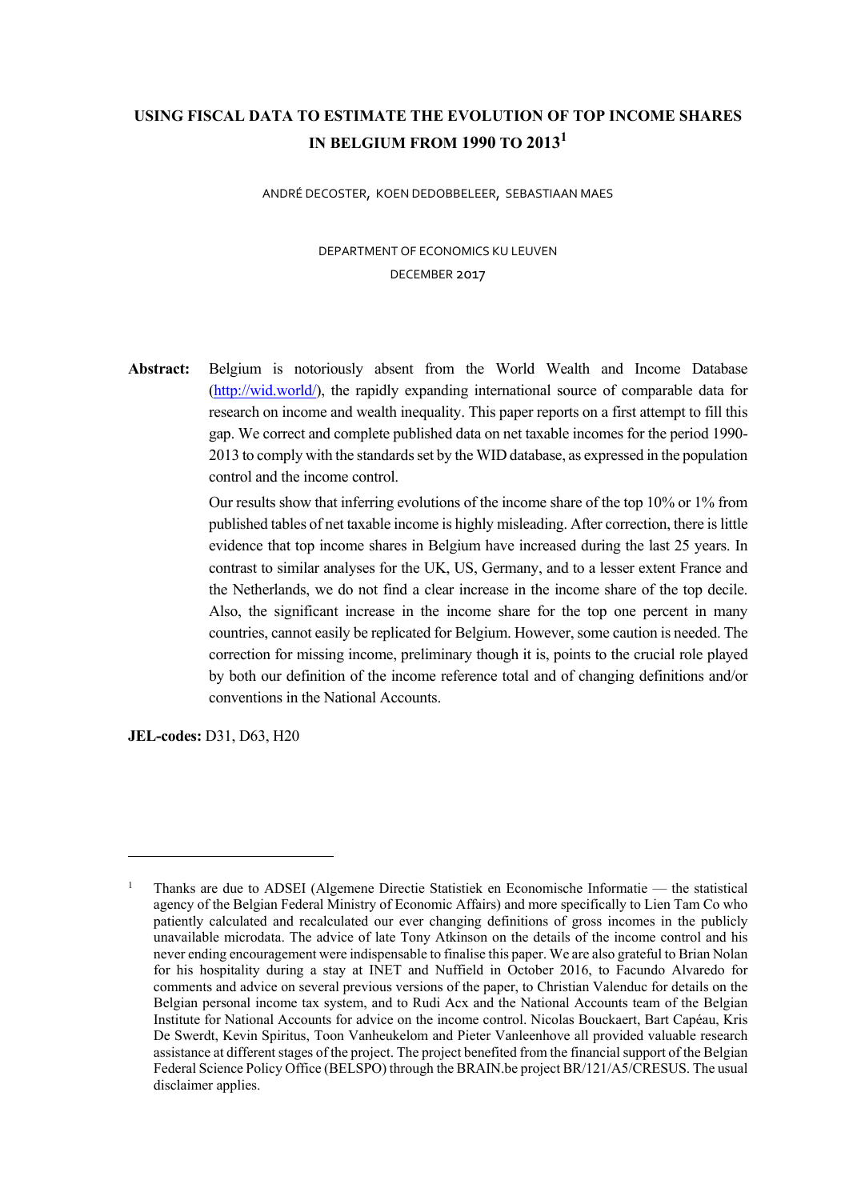# USING FISCAL DATA TO ESTIMATE THE EVOLUTION OF TOP INCOME SHARES IN BELGIUM FROM 1990 TO 2013[1]

ANDRÉ DECOSTER, KOEN DEDOBBELEER, SEBASTIAAN MAES

DEPARTMENT OF ECONOMICS KU LEUVEN

DECEMBER 2017

**Abstract:** Belgium is notoriously absent from the World Wealth and Income Database (http://wid.world/), the rapidly expanding international source of comparable data for research on income and wealth inequality. This paper reports on a first attempt to fill this gap. We correct and complete published data on net taxable incomes for the period 1990-2013 to comply with the standards set by the WID database, as expressed in the population control and the income control.

Our results show that inferring evolutions of the income share of the top 10% or 1% from published tables of net taxable income is highly misleading. After correction, there is little evidence that top income shares in Belgium have increased during the last 25 years. In contrast to similar analyses for the UK, US, Germany, and to a lesser extent France and the Netherlands, we do not find a clear increase in the income share of the top decile. Also, the significant increase in the income share for the top one percent in many countries, cannot easily be replicated for Belgium. However, some caution is needed. The correction for missing income, preliminary though it is, points to the crucial role played by both our definition of the income reference total and of changing definitions and/or conventions in the National Accounts.

**JEL-codes:** D31, D63, H20

---

[1] Thanks are due to ADSEI (Algemene Directie Statistiek en Economische Informatie — the statistical agency of the Belgian Federal Ministry of Economic Affairs) and more specifically to Lien Tam Co who patiently calculated and recalculated our ever changing definitions of gross incomes in the publicly unavailable microdata. The advice of late Tony Atkinson on the details of the income control and his never ending encouragement were indispensable to finalise this paper. We are also grateful to Brian Nolan for his hospitality during a stay at INET and Nuffield in October 2016, to Facundo Alvaredo for comments and advice on several previous versions of the paper, to Christian Valenduc for details on the Belgian personal income tax system, and to Rudi Acx and the National Accounts team of the Belgian Institute for National Accounts for advice on the income control. Nicolas Bouckaert, Bart Capéau, Kris De Swerdt, Kevin Spiritus, Toon Vanheukelom and Pieter Vanleenhove all provided valuable research assistance at different stages of the project. The project benefited from the financial support of the Belgian Federal Science Policy Office (BELSPO) through the BRAIN.be project BR/121/A5/CRESUS. The usual disclaimer applies.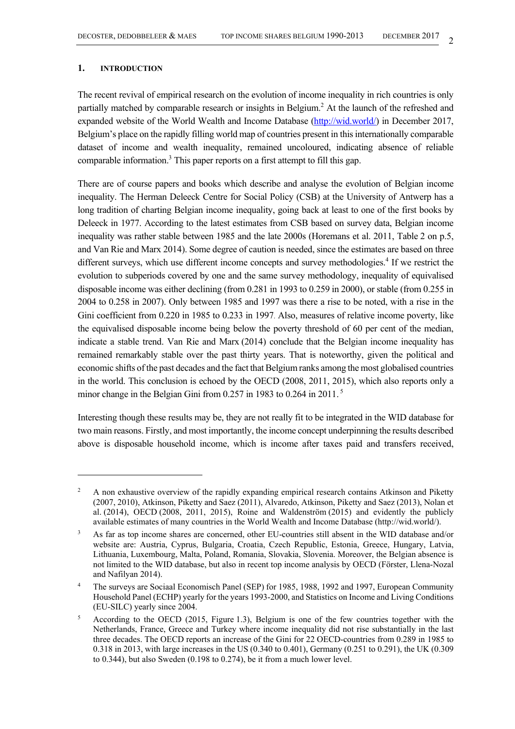## 1. INTRODUCTION

The recent revival of empirical research on the evolution of income inequality in rich countries is only partially matched by comparable research or insights in Belgium.[2] At the launch of the refreshed and expanded website of the World Wealth and Income Database (http://wid.world/) in December 2017, Belgium's place on the rapidly filling world map of countries present in this internationally comparable dataset of income and wealth inequality, remained uncoloured, indicating absence of reliable comparable information.[3] This paper reports on a first attempt to fill this gap.

There are of course papers and books which describe and analyse the evolution of Belgian income inequality. The Herman Deleeck Centre for Social Policy (CSB) at the University of Antwerp has a long tradition of charting Belgian income inequality, going back at least to one of the first books by Deleeck in 1977. According to the latest estimates from CSB based on survey data, Belgian income inequality was rather stable between 1985 and the late 2000s (Horemans et al. 2011, Table 2 on p.5, and Van Rie and Marx 2014). Some degree of caution is needed, since the estimates are based on three different surveys, which use different income concepts and survey methodologies.[4] If we restrict the evolution to subperiods covered by one and the same survey methodology, inequality of equivalised disposable income was either declining (from 0.281 in 1993 to 0.259 in 2000), or stable (from 0.255 in 2004 to 0.258 in 2007). Only between 1985 and 1997 was there a rise to be noted, with a rise in the Gini coefficient from 0.220 in 1985 to 0.233 in 1997. Also, measures of relative income poverty, like the equivalised disposable income being below the poverty threshold of 60 per cent of the median, indicate a stable trend. Van Rie and Marx (2014) conclude that the Belgian income inequality has remained remarkably stable over the past thirty years. That is noteworthy, given the political and economic shifts of the past decades and the fact that Belgium ranks among the most globalised countries in the world. This conclusion is echoed by the OECD (2008, 2011, 2015), which also reports only a minor change in the Belgian Gini from 0.257 in 1983 to 0.264 in 2011.[5]

Interesting though these results may be, they are not really fit to be integrated in the WID database for two main reasons. Firstly, and most importantly, the income concept underpinning the results described above is disposable household income, which is income after taxes paid and transfers received,

---

[2] A non exhaustive overview of the rapidly expanding empirical research contains Atkinson and Piketty (2007, 2010), Atkinson, Piketty and Saez (2011), Alvaredo, Atkinson, Piketty and Saez (2013), Nolan et al. (2014), OECD (2008, 2011, 2015), Roine and Waldenström (2015) and evidently the publicly available estimates of many countries in the World Wealth and Income Database (http://wid.world/).

[3] As far as top income shares are concerned, other EU-countries still absent in the WID database and/or website are: Austria, Cyprus, Bulgaria, Croatia, Czech Republic, Estonia, Greece, Hungary, Latvia, Lithuania, Luxembourg, Malta, Poland, Romania, Slovakia, Slovenia. Moreover, the Belgian absence is not limited to the WID database, but also in recent top income analysis by OECD (Förster, Llena-Nozal and Nafilyan 2014).

[4] The surveys are Sociaal Economisch Panel (SEP) for 1985, 1988, 1992 and 1997, European Community Household Panel (ECHP) yearly for the years 1993-2000, and Statistics on Income and Living Conditions (EU-SILC) yearly since 2004.

[5] According to the OECD (2015, Figure 1.3), Belgium is one of the few countries together with the Netherlands, France, Greece and Turkey where income inequality did not rise substantially in the last three decades. The OECD reports an increase of the Gini for 22 OECD-countries from 0.289 in 1985 to 0.318 in 2013, with large increases in the US (0.340 to 0.401), Germany (0.251 to 0.291), the UK (0.309 to 0.344), but also Sweden (0.198 to 0.274), be it from a much lower level.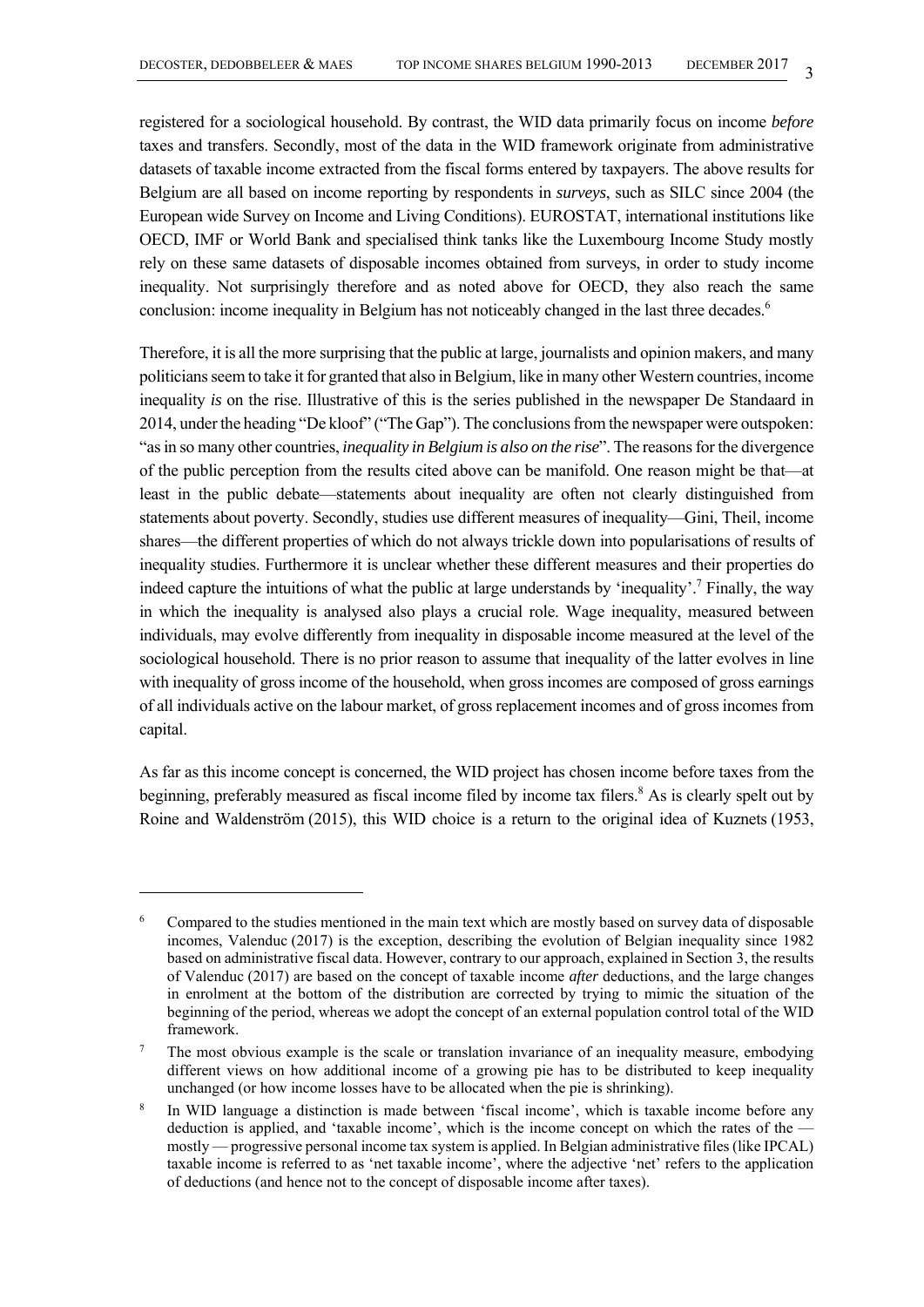registered for a sociological household. By contrast, the WID data primarily focus on income *before* taxes and transfers. Secondly, most of the data in the WID framework originate from administrative datasets of taxable income extracted from the fiscal forms entered by taxpayers. The above results for Belgium are all based on income reporting by respondents in *surveys*, such as SILC since 2004 (the European wide Survey on Income and Living Conditions). EUROSTAT, international institutions like OECD, IMF or World Bank and specialised think tanks like the Luxembourg Income Study mostly rely on these same datasets of disposable incomes obtained from surveys, in order to study income inequality. Not surprisingly therefore and as noted above for OECD, they also reach the same conclusion: income inequality in Belgium has not noticeably changed in the last three decades.[6]

Therefore, it is all the more surprising that the public at large, journalists and opinion makers, and many politicians seem to take it for granted that also in Belgium, like in many other Western countries, income inequality *is* on the rise. Illustrative of this is the series published in the newspaper De Standaard in 2014, under the heading "De kloof" ("The Gap"). The conclusions from the newspaper were outspoken: "as in so many other countries, *inequality in Belgium is also on the rise*". The reasons for the divergence of the public perception from the results cited above can be manifold. One reason might be that—at least in the public debate—statements about inequality are often not clearly distinguished from statements about poverty. Secondly, studies use different measures of inequality—Gini, Theil, income shares—the different properties of which do not always trickle down into popularisations of results of inequality studies. Furthermore it is unclear whether these different measures and their properties do indeed capture the intuitions of what the public at large understands by 'inequality'.[7] Finally, the way in which the inequality is analysed also plays a crucial role. Wage inequality, measured between individuals, may evolve differently from inequality in disposable income measured at the level of the sociological household. There is no prior reason to assume that inequality of the latter evolves in line with inequality of gross income of the household, when gross incomes are composed of gross earnings of all individuals active on the labour market, of gross replacement incomes and of gross incomes from capital.

As far as this income concept is concerned, the WID project has chosen income before taxes from the beginning, preferably measured as fiscal income filed by income tax filers.[8] As is clearly spelt out by Roine and Waldenström (2015), this WID choice is a return to the original idea of Kuznets (1953,

---

[6] Compared to the studies mentioned in the main text which are mostly based on survey data of disposable incomes, Valenduc (2017) is the exception, describing the evolution of Belgian inequality since 1982 based on administrative fiscal data. However, contrary to our approach, explained in Section 3, the results of Valenduc (2017) are based on the concept of taxable income *after* deductions, and the large changes in enrolment at the bottom of the distribution are corrected by trying to mimic the situation of the beginning of the period, whereas we adopt the concept of an external population control total of the WID framework.

[7] The most obvious example is the scale or translation invariance of an inequality measure, embodying different views on how additional income of a growing pie has to be distributed to keep inequality unchanged (or how income losses have to be allocated when the pie is shrinking).

[8] In WID language a distinction is made between 'fiscal income', which is taxable income before any deduction is applied, and 'taxable income', which is the income concept on which the rates of the — mostly — progressive personal income tax system is applied. In Belgian administrative files (like IPCAL) taxable income is referred to as 'net taxable income', where the adjective 'net' refers to the application of deductions (and hence not to the concept of disposable income after taxes).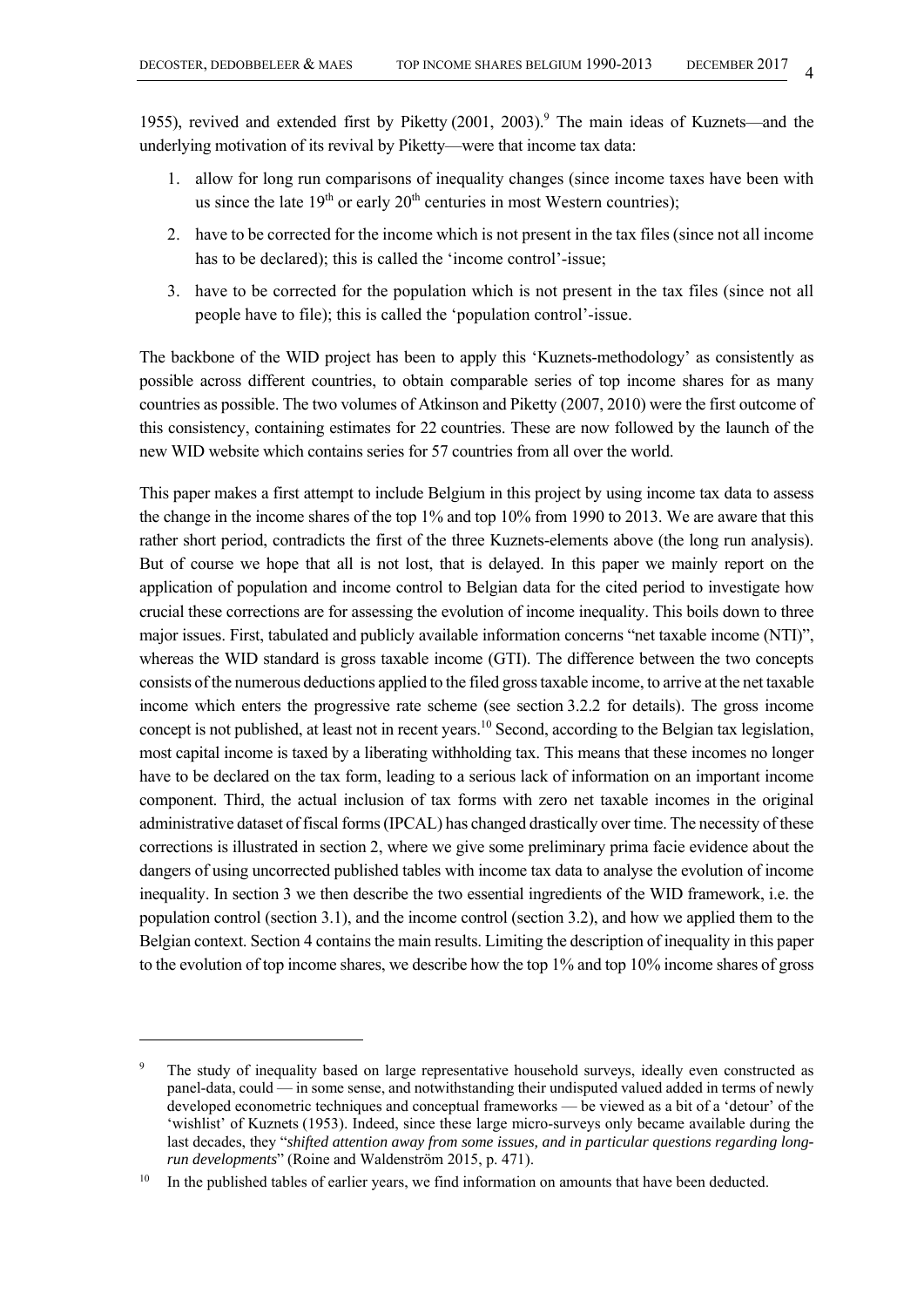1955), revived and extended first by Piketty (2001, 2003).[9] The main ideas of Kuznets—and the underlying motivation of its revival by Piketty—were that income tax data:

1. allow for long run comparisons of inequality changes (since income taxes have been with us since the late 19th or early 20th centuries in most Western countries);
2. have to be corrected for the income which is not present in the tax files (since not all income has to be declared); this is called the 'income control'-issue;
3. have to be corrected for the population which is not present in the tax files (since not all people have to file); this is called the 'population control'-issue.

The backbone of the WID project has been to apply this 'Kuznets-methodology' as consistently as possible across different countries, to obtain comparable series of top income shares for as many countries as possible. The two volumes of Atkinson and Piketty (2007, 2010) were the first outcome of this consistency, containing estimates for 22 countries. These are now followed by the launch of the new WID website which contains series for 57 countries from all over the world.

This paper makes a first attempt to include Belgium in this project by using income tax data to assess the change in the income shares of the top 1% and top 10% from 1990 to 2013. We are aware that this rather short period, contradicts the first of the three Kuznets-elements above (the long run analysis). But of course we hope that all is not lost, that is delayed. In this paper we mainly report on the application of population and income control to Belgian data for the cited period to investigate how crucial these corrections are for assessing the evolution of income inequality. This boils down to three major issues. First, tabulated and publicly available information concerns "net taxable income (NTI)", whereas the WID standard is gross taxable income (GTI). The difference between the two concepts consists of the numerous deductions applied to the filed gross taxable income, to arrive at the net taxable income which enters the progressive rate scheme (see section 3.2.2 for details). The gross income concept is not published, at least not in recent years.[10] Second, according to the Belgian tax legislation, most capital income is taxed by a liberating withholding tax. This means that these incomes no longer have to be declared on the tax form, leading to a serious lack of information on an important income component. Third, the actual inclusion of tax forms with zero net taxable incomes in the original administrative dataset of fiscal forms (IPCAL) has changed drastically over time. The necessity of these corrections is illustrated in section 2, where we give some preliminary prima facie evidence about the dangers of using uncorrected published tables with income tax data to analyse the evolution of income inequality. In section 3 we then describe the two essential ingredients of the WID framework, i.e. the population control (section 3.1), and the income control (section 3.2), and how we applied them to the Belgian context. Section 4 contains the main results. Limiting the description of inequality in this paper to the evolution of top income shares, we describe how the top 1% and top 10% income shares of gross

---

[9] The study of inequality based on large representative household surveys, ideally even constructed as panel-data, could — in some sense, and notwithstanding their undisputed valued added in terms of newly developed econometric techniques and conceptual frameworks — be viewed as a bit of a 'detour' of the 'wishlist' of Kuznets (1953). Indeed, since these large micro-surveys only became available during the last decades, they "*shifted attention away from some issues, and in particular questions regarding long-run developments*" (Roine and Waldenström 2015, p. 471).

[10] In the published tables of earlier years, we find information on amounts that have been deducted.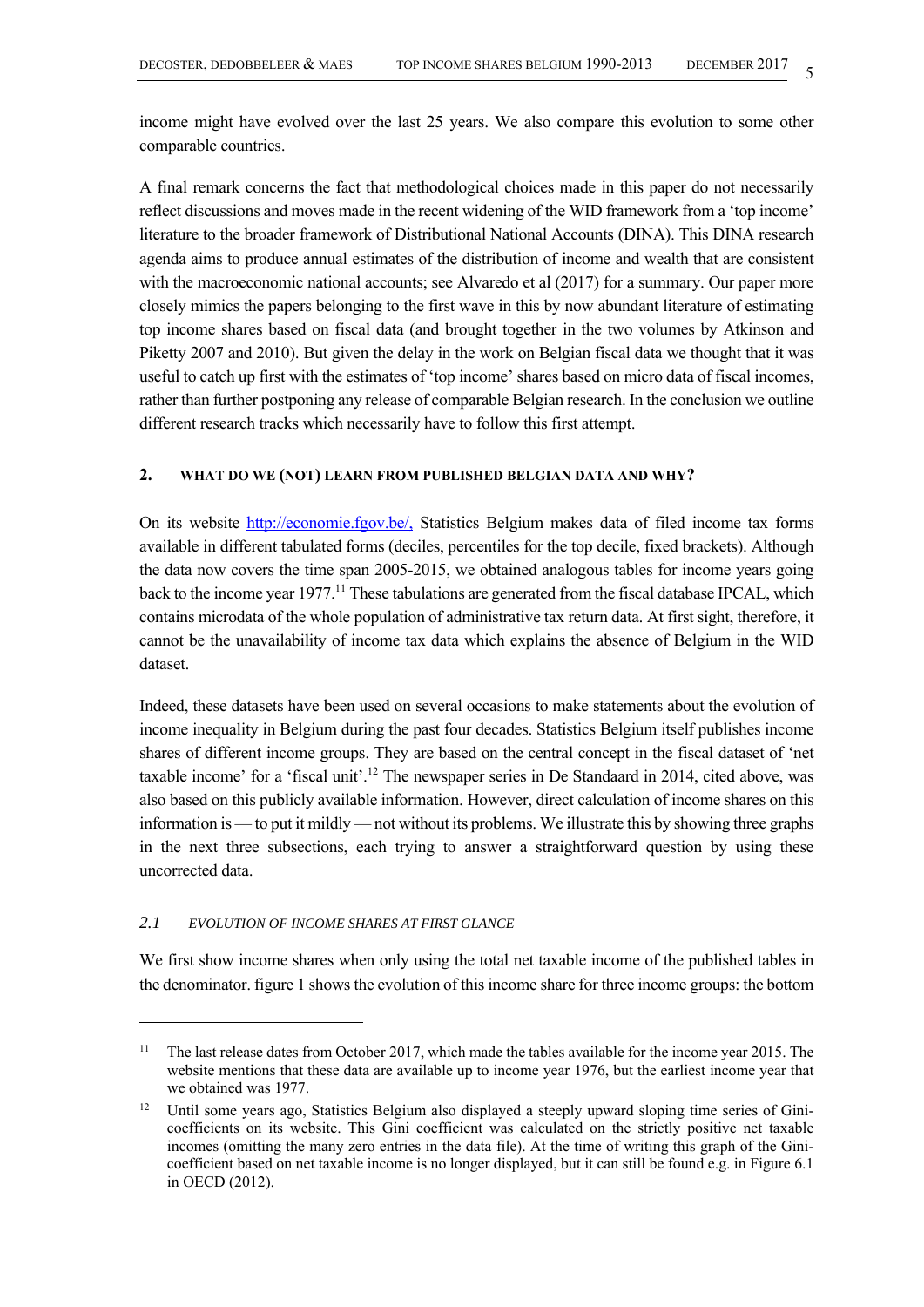income might have evolved over the last 25 years. We also compare this evolution to some other comparable countries.

A final remark concerns the fact that methodological choices made in this paper do not necessarily reflect discussions and moves made in the recent widening of the WID framework from a 'top income' literature to the broader framework of Distributional National Accounts (DINA). This DINA research agenda aims to produce annual estimates of the distribution of income and wealth that are consistent with the macroeconomic national accounts; see Alvaredo et al (2017) for a summary. Our paper more closely mimics the papers belonging to the first wave in this by now abundant literature of estimating top income shares based on fiscal data (and brought together in the two volumes by Atkinson and Piketty 2007 and 2010). But given the delay in the work on Belgian fiscal data we thought that it was useful to catch up first with the estimates of 'top income' shares based on micro data of fiscal incomes, rather than further postponing any release of comparable Belgian research. In the conclusion we outline different research tracks which necessarily have to follow this first attempt.

## 2. WHAT DO WE (NOT) LEARN FROM PUBLISHED BELGIAN DATA AND WHY?

On its website http://economie.fgov.be/, Statistics Belgium makes data of filed income tax forms available in different tabulated forms (deciles, percentiles for the top decile, fixed brackets). Although the data now covers the time span 2005-2015, we obtained analogous tables for income years going back to the income year 1977.[11] These tabulations are generated from the fiscal database IPCAL, which contains microdata of the whole population of administrative tax return data. At first sight, therefore, it cannot be the unavailability of income tax data which explains the absence of Belgium in the WID dataset.

Indeed, these datasets have been used on several occasions to make statements about the evolution of income inequality in Belgium during the past four decades. Statistics Belgium itself publishes income shares of different income groups. They are based on the central concept in the fiscal dataset of 'net taxable income' for a 'fiscal unit'.[12] The newspaper series in De Standaard in 2014, cited above, was also based on this publicly available information. However, direct calculation of income shares on this information is — to put it mildly — not without its problems. We illustrate this by showing three graphs in the next three subsections, each trying to answer a straightforward question by using these uncorrected data.

### *2.1 EVOLUTION OF INCOME SHARES AT FIRST GLANCE*

We first show income shares when only using the total net taxable income of the published tables in the denominator. figure 1 shows the evolution of this income share for three income groups: the bottom

---

[11] The last release dates from October 2017, which made the tables available for the income year 2015. The website mentions that these data are available up to income year 1976, but the earliest income year that we obtained was 1977.

[12] Until some years ago, Statistics Belgium also displayed a steeply upward sloping time series of Gini-coefficients on its website. This Gini coefficient was calculated on the strictly positive net taxable incomes (omitting the many zero entries in the data file). At the time of writing this graph of the Gini-coefficient based on net taxable income is no longer displayed, but it can still be found e.g. in Figure 6.1 in OECD (2012).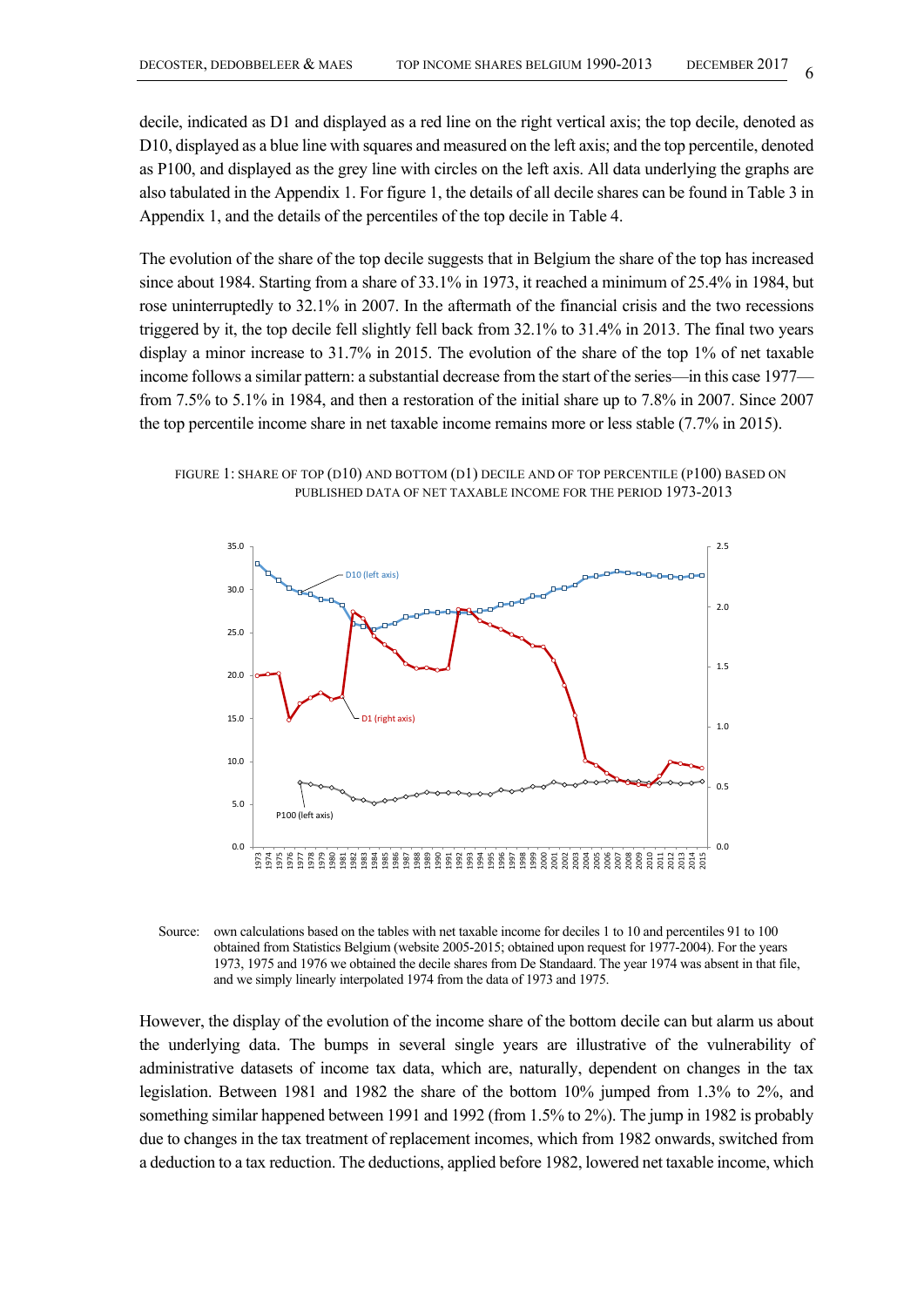decile, indicated as D1 and displayed as a red line on the right vertical axis; the top decile, denoted as D10, displayed as a blue line with squares and measured on the left axis; and the top percentile, denoted as P100, and displayed as the grey line with circles on the left axis. All data underlying the graphs are also tabulated in the Appendix 1. For figure 1, the details of all decile shares can be found in Table 3 in Appendix 1, and the details of the percentiles of the top decile in Table 4.

The evolution of the share of the top decile suggests that in Belgium the share of the top has increased since about 1984. Starting from a share of 33.1% in 1973, it reached a minimum of 25.4% in 1984, but rose uninterruptedly to 32.1% in 2007. In the aftermath of the financial crisis and the two recessions triggered by it, the top decile fell slightly fell back from 32.1% to 31.4% in 2013. The final two years display a minor increase to 31.7% in 2015. The evolution of the share of the top 1% of net taxable income follows a similar pattern: a substantial decrease from the start of the series—in this case 1977—from 7.5% to 5.1% in 1984, and then a restoration of the initial share up to 7.8% in 2007. Since 2007 the top percentile income share in net taxable income remains more or less stable (7.7% in 2015).

FIGURE 1: SHARE OF TOP (D10) AND BOTTOM (D1) DECILE AND OF TOP PERCENTILE (P100) BASED ON PUBLISHED DATA OF NET TAXABLE INCOME FOR THE PERIOD 1973-2013

Source: own calculations based on the tables with net taxable income for deciles 1 to 10 and percentiles 91 to 100 obtained from Statistics Belgium (website 2005-2015; obtained upon request for 1977-2004). For the years 1973, 1975 and 1976 we obtained the decile shares from De Standaard. The year 1974 was absent in that file, and we simply linearly interpolated 1974 from the data of 1973 and 1975.

However, the display of the evolution of the income share of the bottom decile can but alarm us about the underlying data. The bumps in several single years are illustrative of the vulnerability of administrative datasets of income tax data, which are, naturally, dependent on changes in the tax legislation. Between 1981 and 1982 the share of the bottom 10% jumped from 1.3% to 2%, and something similar happened between 1991 and 1992 (from 1.5% to 2%). The jump in 1982 is probably due to changes in the tax treatment of replacement incomes, which from 1982 onwards, switched from a deduction to a tax reduction. The deductions, applied before 1982, lowered net taxable income, which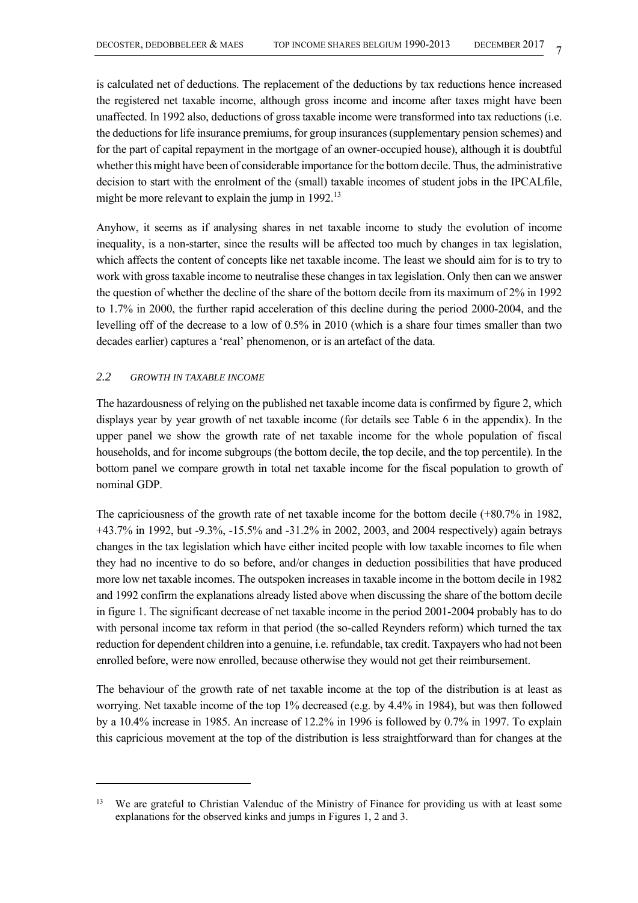is calculated net of deductions. The replacement of the deductions by tax reductions hence increased the registered net taxable income, although gross income and income after taxes might have been unaffected. In 1992 also, deductions of gross taxable income were transformed into tax reductions (i.e. the deductions for life insurance premiums, for group insurances (supplementary pension schemes) and for the part of capital repayment in the mortgage of an owner-occupied house), although it is doubtful whether this might have been of considerable importance for the bottom decile. Thus, the administrative decision to start with the enrolment of the (small) taxable incomes of student jobs in the IPCALfile, might be more relevant to explain the jump in 1992.[13]

Anyhow, it seems as if analysing shares in net taxable income to study the evolution of income inequality, is a non-starter, since the results will be affected too much by changes in tax legislation, which affects the content of concepts like net taxable income. The least we should aim for is to try to work with gross taxable income to neutralise these changes in tax legislation. Only then can we answer the question of whether the decline of the share of the bottom decile from its maximum of 2% in 1992 to 1.7% in 2000, the further rapid acceleration of this decline during the period 2000-2004, and the levelling off of the decrease to a low of 0.5% in 2010 (which is a share four times smaller than two decades earlier) captures a 'real' phenomenon, or is an artefact of the data.

## 2.2 *GROWTH IN TAXABLE INCOME*

The hazardousness of relying on the published net taxable income data is confirmed by figure 2, which displays year by year growth of net taxable income (for details see Table 6 in the appendix). In the upper panel we show the growth rate of net taxable income for the whole population of fiscal households, and for income subgroups (the bottom decile, the top decile, and the top percentile). In the bottom panel we compare growth in total net taxable income for the fiscal population to growth of nominal GDP.

The capriciousness of the growth rate of net taxable income for the bottom decile (+80.7% in 1982, +43.7% in 1992, but -9.3%, -15.5% and -31.2% in 2002, 2003, and 2004 respectively) again betrays changes in the tax legislation which have either incited people with low taxable incomes to file when they had no incentive to do so before, and/or changes in deduction possibilities that have produced more low net taxable incomes. The outspoken increases in taxable income in the bottom decile in 1982 and 1992 confirm the explanations already listed above when discussing the share of the bottom decile in figure 1. The significant decrease of net taxable income in the period 2001-2004 probably has to do with personal income tax reform in that period (the so-called Reynders reform) which turned the tax reduction for dependent children into a genuine, i.e. refundable, tax credit. Taxpayers who had not been enrolled before, were now enrolled, because otherwise they would not get their reimbursement.

The behaviour of the growth rate of net taxable income at the top of the distribution is at least as worrying. Net taxable income of the top 1% decreased (e.g. by 4.4% in 1984), but was then followed by a 10.4% increase in 1985. An increase of 12.2% in 1996 is followed by 0.7% in 1997. To explain this capricious movement at the top of the distribution is less straightforward than for changes at the

---

[13] We are grateful to Christian Valenduc of the Ministry of Finance for providing us with at least some explanations for the observed kinks and jumps in Figures 1, 2 and 3.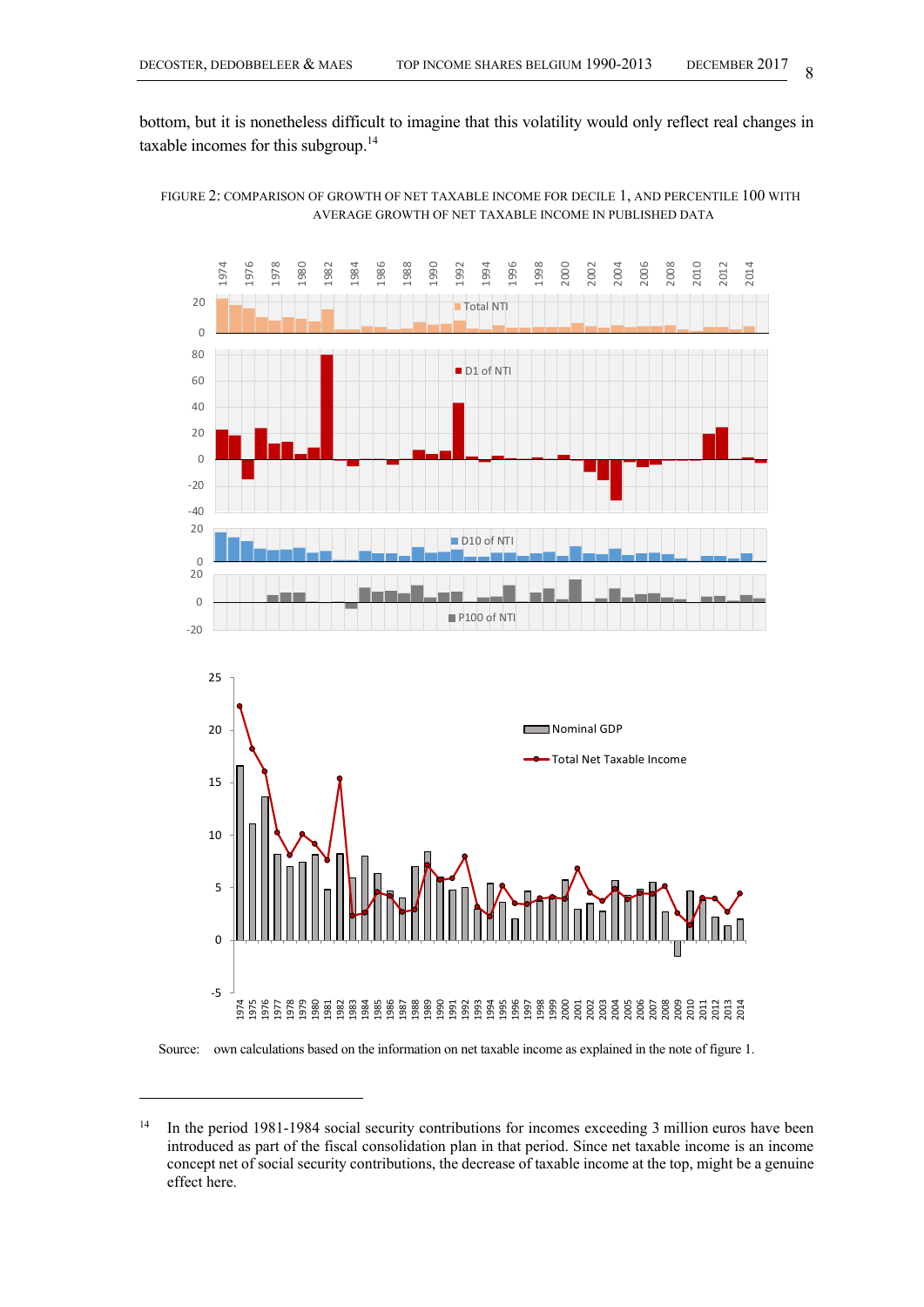bottom, but it is nonetheless difficult to imagine that this volatility would only reflect real changes in taxable incomes for this subgroup.[14]

FIGURE 2: COMPARISON OF GROWTH OF NET TAXABLE INCOME FOR DECILE 1, AND PERCENTILE 100 WITH AVERAGE GROWTH OF NET TAXABLE INCOME IN PUBLISHED DATA

Source: own calculations based on the information on net taxable income as explained in the note of figure 1.

---

[14] In the period 1981-1984 social security contributions for incomes exceeding 3 million euros have been introduced as part of the fiscal consolidation plan in that period. Since net taxable income is an income concept net of social security contributions, the decrease of taxable income at the top, might be a genuine effect here.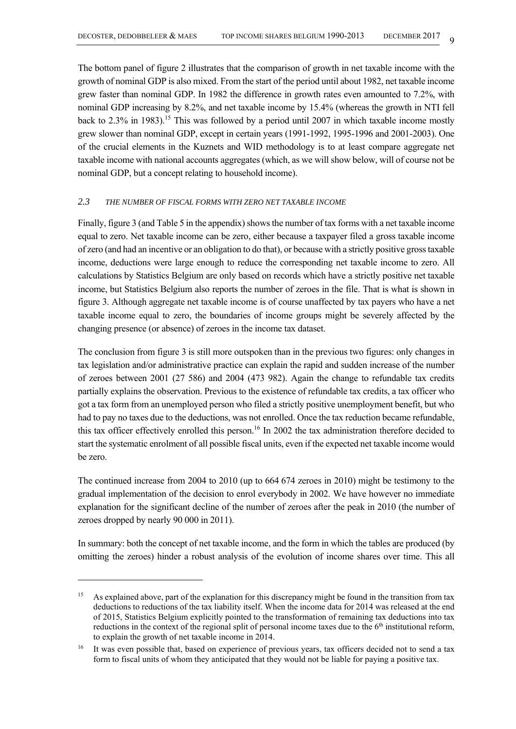The bottom panel of figure 2 illustrates that the comparison of growth in net taxable income with the growth of nominal GDP is also mixed. From the start of the period until about 1982, net taxable income grew faster than nominal GDP. In 1982 the difference in growth rates even amounted to 7.2%, with nominal GDP increasing by 8.2%, and net taxable income by 15.4% (whereas the growth in NTI fell back to 2.3% in 1983).[15] This was followed by a period until 2007 in which taxable income mostly grew slower than nominal GDP, except in certain years (1991-1992, 1995-1996 and 2001-2003). One of the crucial elements in the Kuznets and WID methodology is to at least compare aggregate net taxable income with national accounts aggregates (which, as we will show below, will of course not be nominal GDP, but a concept relating to household income).

### 2.3 *THE NUMBER OF FISCAL FORMS WITH ZERO NET TAXABLE INCOME*

Finally, figure 3 (and Table 5 in the appendix) shows the number of tax forms with a net taxable income equal to zero. Net taxable income can be zero, either because a taxpayer filed a gross taxable income of zero (and had an incentive or an obligation to do that), or because with a strictly positive gross taxable income, deductions were large enough to reduce the corresponding net taxable income to zero. All calculations by Statistics Belgium are only based on records which have a strictly positive net taxable income, but Statistics Belgium also reports the number of zeroes in the file. That is what is shown in figure 3. Although aggregate net taxable income is of course unaffected by tax payers who have a net taxable income equal to zero, the boundaries of income groups might be severely affected by the changing presence (or absence) of zeroes in the income tax dataset.

The conclusion from figure 3 is still more outspoken than in the previous two figures: only changes in tax legislation and/or administrative practice can explain the rapid and sudden increase of the number of zeroes between 2001 (27 586) and 2004 (473 982). Again the change to refundable tax credits partially explains the observation. Previous to the existence of refundable tax credits, a tax officer who got a tax form from an unemployed person who filed a strictly positive unemployment benefit, but who had to pay no taxes due to the deductions, was not enrolled. Once the tax reduction became refundable, this tax officer effectively enrolled this person.[16] In 2002 the tax administration therefore decided to start the systematic enrolment of all possible fiscal units, even if the expected net taxable income would be zero.

The continued increase from 2004 to 2010 (up to 664 674 zeroes in 2010) might be testimony to the gradual implementation of the decision to enrol everybody in 2002. We have however no immediate explanation for the significant decline of the number of zeroes after the peak in 2010 (the number of zeroes dropped by nearly 90 000 in 2011).

In summary: both the concept of net taxable income, and the form in which the tables are produced (by omitting the zeroes) hinder a robust analysis of the evolution of income shares over time. This all

---

[15] As explained above, part of the explanation for this discrepancy might be found in the transition from tax deductions to reductions of the tax liability itself. When the income data for 2014 was released at the end of 2015, Statistics Belgium explicitly pointed to the transformation of remaining tax deductions into tax reductions in the context of the regional split of personal income taxes due to the 6th institutional reform, to explain the growth of net taxable income in 2014.

[16] It was even possible that, based on experience of previous years, tax officers decided not to send a tax form to fiscal units of whom they anticipated that they would not be liable for paying a positive tax.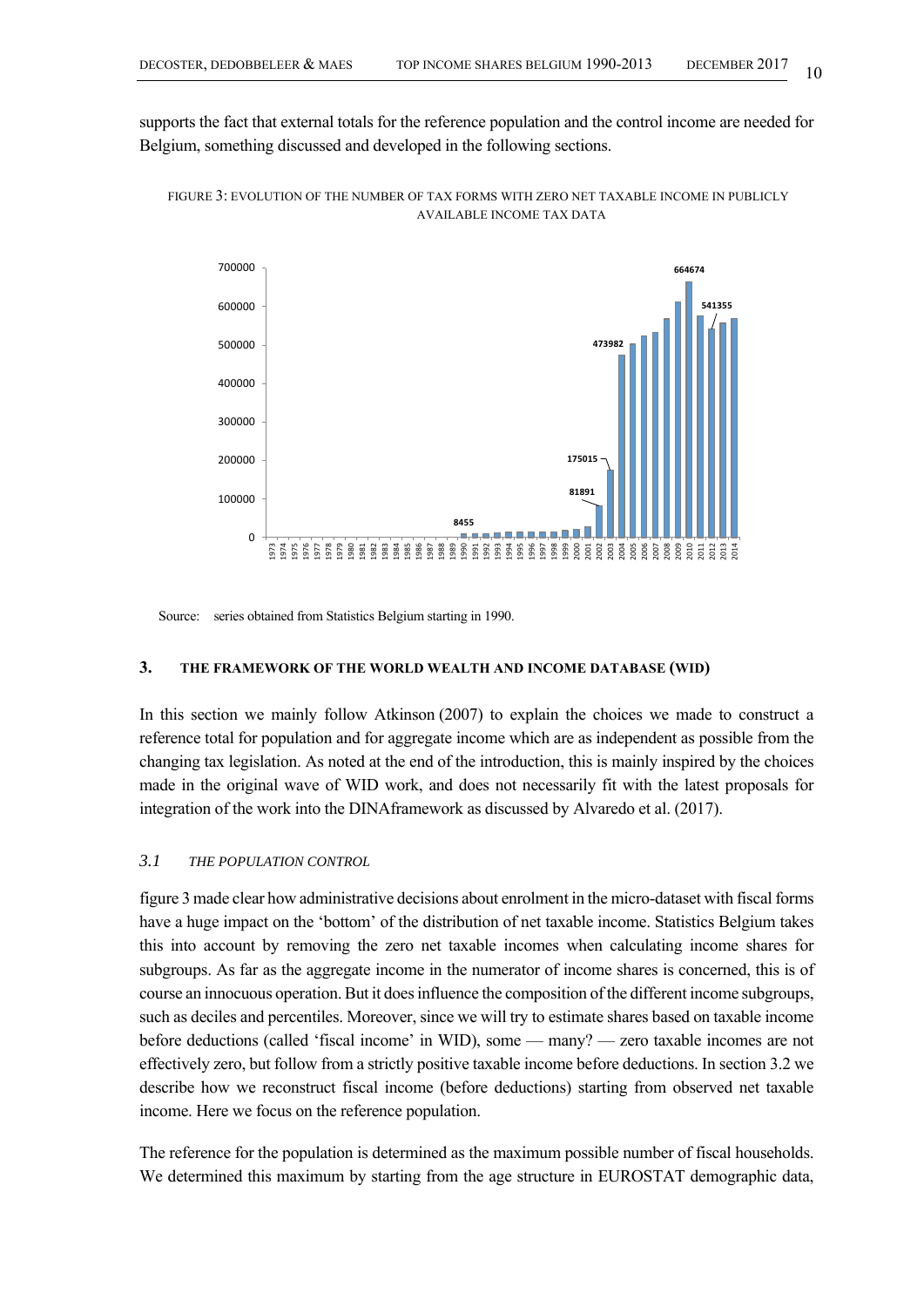supports the fact that external totals for the reference population and the control income are needed for Belgium, something discussed and developed in the following sections.

FIGURE 3: EVOLUTION OF THE NUMBER OF TAX FORMS WITH ZERO NET TAXABLE INCOME IN PUBLICLY AVAILABLE INCOME TAX DATA

Source: series obtained from Statistics Belgium starting in 1990.

## 3. THE FRAMEWORK OF THE WORLD WEALTH AND INCOME DATABASE (WID)

In this section we mainly follow Atkinson (2007) to explain the choices we made to construct a reference total for population and for aggregate income which are as independent as possible from the changing tax legislation. As noted at the end of the introduction, this is mainly inspired by the choices made in the original wave of WID work, and does not necessarily fit with the latest proposals for integration of the work into the DINAframework as discussed by Alvaredo et al. (2017).

### 3.1 *THE POPULATION CONTROL*

figure 3 made clear how administrative decisions about enrolment in the micro-dataset with fiscal forms have a huge impact on the 'bottom' of the distribution of net taxable income. Statistics Belgium takes this into account by removing the zero net taxable incomes when calculating income shares for subgroups. As far as the aggregate income in the numerator of income shares is concerned, this is of course an innocuous operation. But it does influence the composition of the different income subgroups, such as deciles and percentiles. Moreover, since we will try to estimate shares based on taxable income before deductions (called 'fiscal income' in WID), some — many? — zero taxable incomes are not effectively zero, but follow from a strictly positive taxable income before deductions. In section 3.2 we describe how we reconstruct fiscal income (before deductions) starting from observed net taxable income. Here we focus on the reference population.

The reference for the population is determined as the maximum possible number of fiscal households. We determined this maximum by starting from the age structure in EUROSTAT demographic data,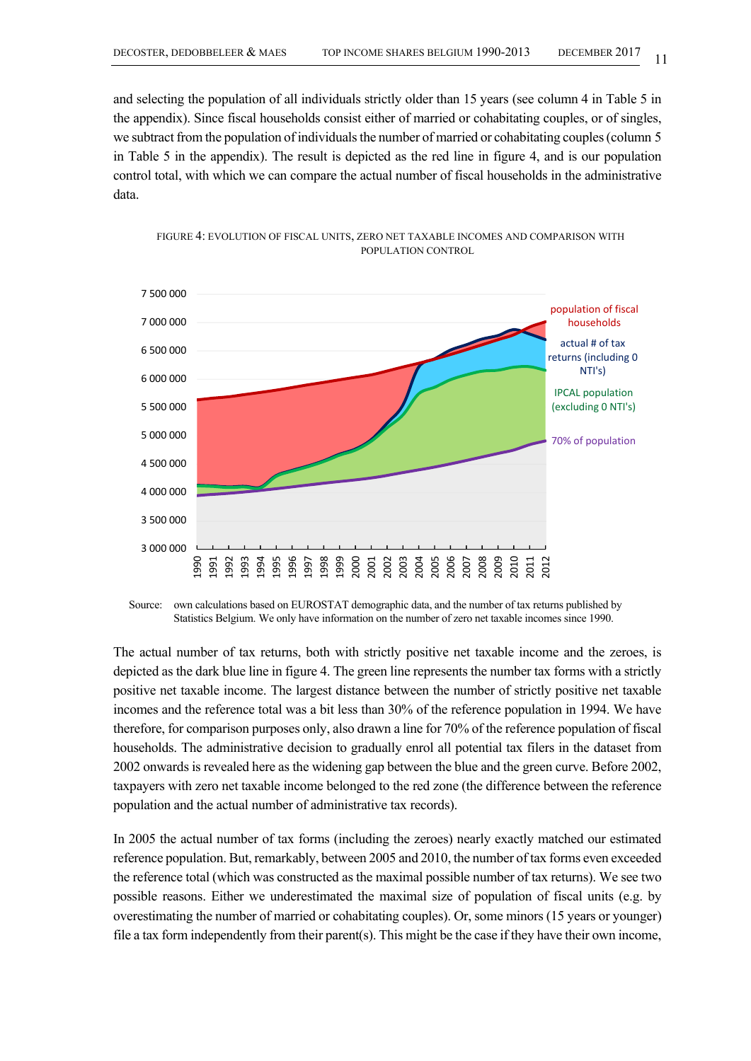and selecting the population of all individuals strictly older than 15 years (see column 4 in Table 5 in the appendix). Since fiscal households consist either of married or cohabitating couples, or of singles, we subtract from the population of individuals the number of married or cohabitating couples (column 5 in Table 5 in the appendix). The result is depicted as the red line in figure 4, and is our population control total, with which we can compare the actual number of fiscal households in the administrative data.

FIGURE 4: EVOLUTION OF FISCAL UNITS, ZERO NET TAXABLE INCOMES AND COMPARISON WITH POPULATION CONTROL

Source: own calculations based on EUROSTAT demographic data, and the number of tax returns published by Statistics Belgium. We only have information on the number of zero net taxable incomes since 1990.

The actual number of tax returns, both with strictly positive net taxable income and the zeroes, is depicted as the dark blue line in figure 4. The green line represents the number tax forms with a strictly positive net taxable income. The largest distance between the number of strictly positive net taxable incomes and the reference total was a bit less than 30% of the reference population in 1994. We have therefore, for comparison purposes only, also drawn a line for 70% of the reference population of fiscal households. The administrative decision to gradually enrol all potential tax filers in the dataset from 2002 onwards is revealed here as the widening gap between the blue and the green curve. Before 2002, taxpayers with zero net taxable income belonged to the red zone (the difference between the reference population and the actual number of administrative tax records).

In 2005 the actual number of tax forms (including the zeroes) nearly exactly matched our estimated reference population. But, remarkably, between 2005 and 2010, the number of tax forms even exceeded the reference total (which was constructed as the maximal possible number of tax returns). We see two possible reasons. Either we underestimated the maximal size of population of fiscal units (e.g. by overestimating the number of married or cohabitating couples). Or, some minors (15 years or younger) file a tax form independently from their parent(s). This might be the case if they have their own income,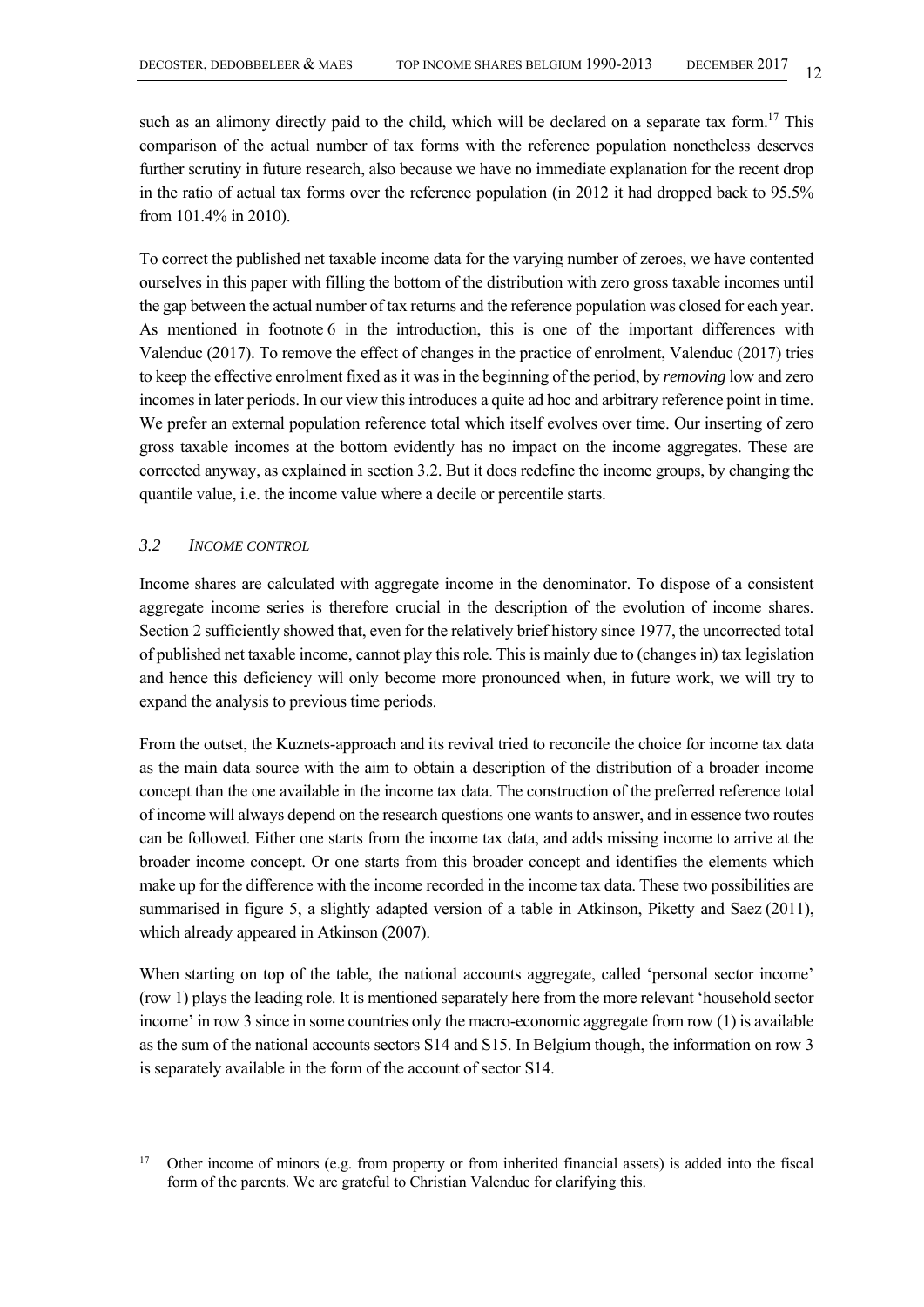such as an alimony directly paid to the child, which will be declared on a separate tax form.[17] This comparison of the actual number of tax forms with the reference population nonetheless deserves further scrutiny in future research, also because we have no immediate explanation for the recent drop in the ratio of actual tax forms over the reference population (in 2012 it had dropped back to 95.5% from 101.4% in 2010).

To correct the published net taxable income data for the varying number of zeroes, we have contented ourselves in this paper with filling the bottom of the distribution with zero gross taxable incomes until the gap between the actual number of tax returns and the reference population was closed for each year. As mentioned in footnote 6 in the introduction, this is one of the important differences with Valenduc (2017). To remove the effect of changes in the practice of enrolment, Valenduc (2017) tries to keep the effective enrolment fixed as it was in the beginning of the period, by *removing* low and zero incomes in later periods. In our view this introduces a quite ad hoc and arbitrary reference point in time. We prefer an external population reference total which itself evolves over time. Our inserting of zero gross taxable incomes at the bottom evidently has no impact on the income aggregates. These are corrected anyway, as explained in section 3.2. But it does redefine the income groups, by changing the quantile value, i.e. the income value where a decile or percentile starts.

### *3.2 Income control*

Income shares are calculated with aggregate income in the denominator. To dispose of a consistent aggregate income series is therefore crucial in the description of the evolution of income shares. Section 2 sufficiently showed that, even for the relatively brief history since 1977, the uncorrected total of published net taxable income, cannot play this role. This is mainly due to (changes in) tax legislation and hence this deficiency will only become more pronounced when, in future work, we will try to expand the analysis to previous time periods.

From the outset, the Kuznets-approach and its revival tried to reconcile the choice for income tax data as the main data source with the aim to obtain a description of the distribution of a broader income concept than the one available in the income tax data. The construction of the preferred reference total of income will always depend on the research questions one wants to answer, and in essence two routes can be followed. Either one starts from the income tax data, and adds missing income to arrive at the broader income concept. Or one starts from this broader concept and identifies the elements which make up for the difference with the income recorded in the income tax data. These two possibilities are summarised in figure 5, a slightly adapted version of a table in Atkinson, Piketty and Saez (2011), which already appeared in Atkinson (2007).

When starting on top of the table, the national accounts aggregate, called 'personal sector income' (row 1) plays the leading role. It is mentioned separately here from the more relevant 'household sector income' in row 3 since in some countries only the macro-economic aggregate from row (1) is available as the sum of the national accounts sectors S14 and S15. In Belgium though, the information on row 3 is separately available in the form of the account of sector S14.

---

[17] Other income of minors (e.g. from property or from inherited financial assets) is added into the fiscal form of the parents. We are grateful to Christian Valenduc for clarifying this.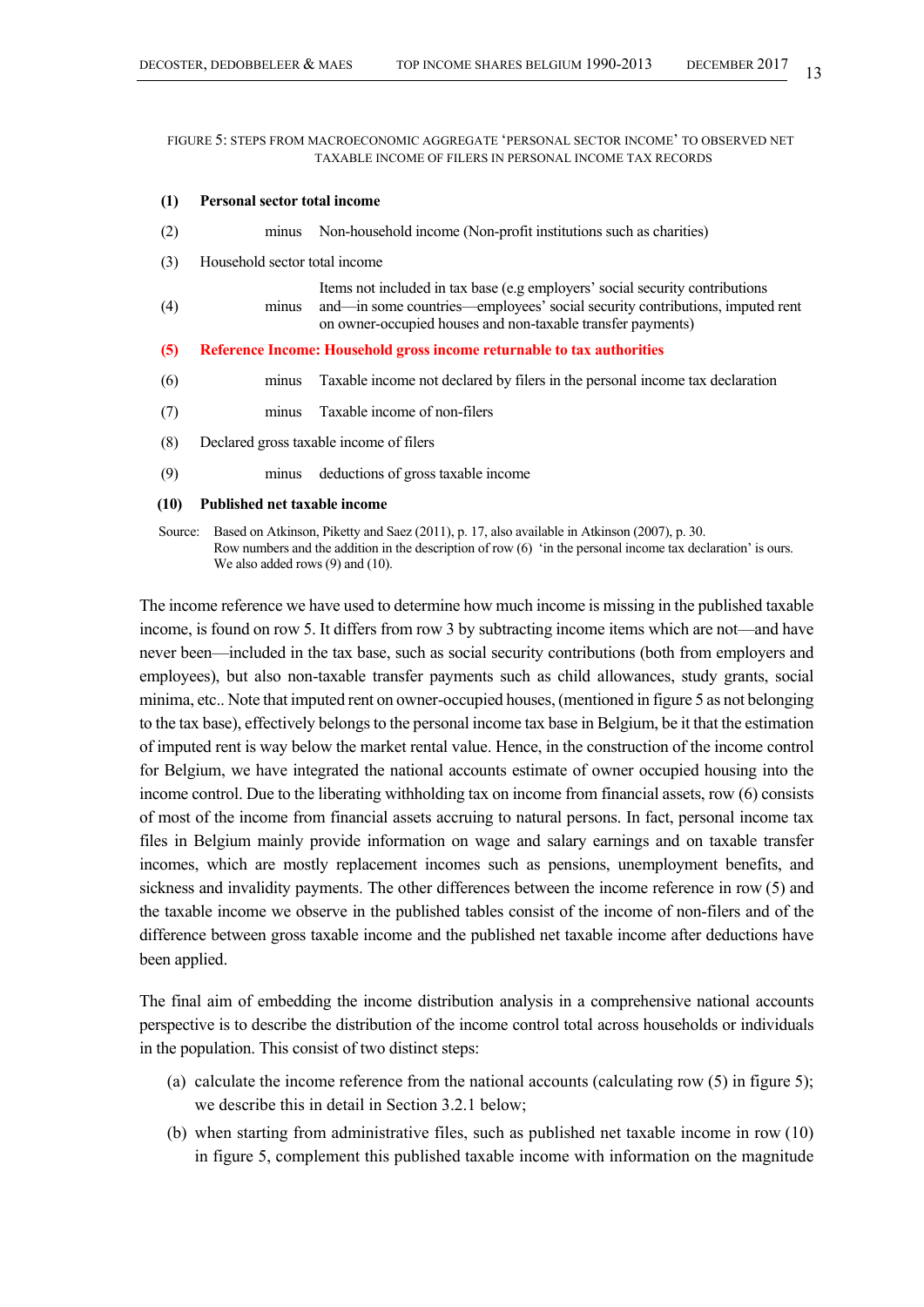FIGURE 5: STEPS FROM MACROECONOMIC AGGREGATE 'PERSONAL SECTOR INCOME' TO OBSERVED NET TAXABLE INCOME OF FILERS IN PERSONAL INCOME TAX RECORDS

| | | |
|---|---|---|
| **(1)** | **Personal sector total income** | |
| (2) | minus | Non-household income (Non-profit institutions such as charities) |
| (3) | Household sector total income | |
| (4) | minus | Items not included in tax base (e.g employers' social security contributions and—in some countries—employees' social security contributions, imputed rent on owner-occupied houses and non-taxable transfer payments) |
| **(5)** | **Reference Income: Household gross income returnable to tax authorities** | |
| (6) | minus | Taxable income not declared by filers in the personal income tax declaration |
| (7) | minus | Taxable income of non-filers |
| (8) | Declared gross taxable income of filers | |
| (9) | minus | deductions of gross taxable income |
| **(10)** | **Published net taxable income** | |

Source: Based on Atkinson, Piketty and Saez (2011), p. 17, also available in Atkinson (2007), p. 30. Row numbers and the addition in the description of row (6) 'in the personal income tax declaration' is ours. We also added rows (9) and (10).

The income reference we have used to determine how much income is missing in the published taxable income, is found on row 5. It differs from row 3 by subtracting income items which are not—and have never been—included in the tax base, such as social security contributions (both from employers and employees), but also non-taxable transfer payments such as child allowances, study grants, social minima, etc.. Note that imputed rent on owner-occupied houses, (mentioned in figure 5 as not belonging to the tax base), effectively belongs to the personal income tax base in Belgium, be it that the estimation of imputed rent is way below the market rental value. Hence, in the construction of the income control for Belgium, we have integrated the national accounts estimate of owner occupied housing into the income control. Due to the liberating withholding tax on income from financial assets, row (6) consists of most of the income from financial assets accruing to natural persons. In fact, personal income tax files in Belgium mainly provide information on wage and salary earnings and on taxable transfer incomes, which are mostly replacement incomes such as pensions, unemployment benefits, and sickness and invalidity payments. The other differences between the income reference in row (5) and the taxable income we observe in the published tables consist of the income of non-filers and of the difference between gross taxable income and the published net taxable income after deductions have been applied.

The final aim of embedding the income distribution analysis in a comprehensive national accounts perspective is to describe the distribution of the income control total across households or individuals in the population. This consist of two distinct steps:

(a) calculate the income reference from the national accounts (calculating row (5) in figure 5); we describe this in detail in Section 3.2.1 below;

(b) when starting from administrative files, such as published net taxable income in row (10) in figure 5, complement this published taxable income with information on the magnitude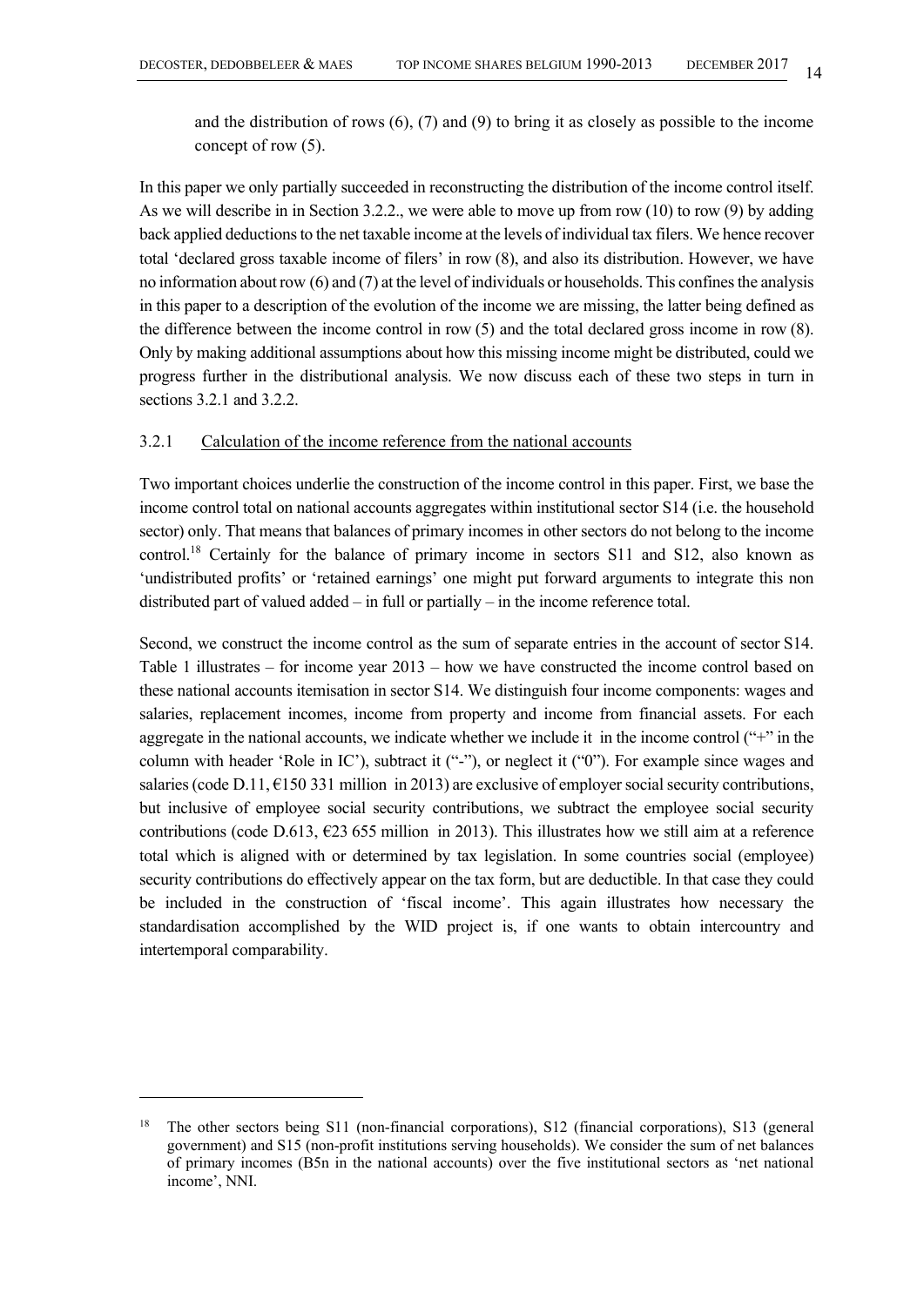and the distribution of rows (6), (7) and (9) to bring it as closely as possible to the income concept of row (5).

In this paper we only partially succeeded in reconstructing the distribution of the income control itself. As we will describe in in Section 3.2.2., we were able to move up from row (10) to row (9) by adding back applied deductions to the net taxable income at the levels of individual tax filers. We hence recover total 'declared gross taxable income of filers' in row (8), and also its distribution. However, we have no information about row (6) and (7) at the level of individuals or households. This confines the analysis in this paper to a description of the evolution of the income we are missing, the latter being defined as the difference between the income control in row (5) and the total declared gross income in row (8). Only by making additional assumptions about how this missing income might be distributed, could we progress further in the distributional analysis. We now discuss each of these two steps in turn in sections 3.2.1 and 3.2.2.

### 3.2.1 Calculation of the income reference from the national accounts

Two important choices underlie the construction of the income control in this paper. First, we base the income control total on national accounts aggregates within institutional sector S14 (i.e. the household sector) only. That means that balances of primary incomes in other sectors do not belong to the income control.[18] Certainly for the balance of primary income in sectors S11 and S12, also known as 'undistributed profits' or 'retained earnings' one might put forward arguments to integrate this non distributed part of valued added – in full or partially – in the income reference total.

Second, we construct the income control as the sum of separate entries in the account of sector S14. Table 1 illustrates – for income year 2013 – how we have constructed the income control based on these national accounts itemisation in sector S14. We distinguish four income components: wages and salaries, replacement incomes, income from property and income from financial assets. For each aggregate in the national accounts, we indicate whether we include it in the income control ("+" in the column with header 'Role in IC'), subtract it ("-"), or neglect it ("0"). For example since wages and salaries (code D.11, €150 331 million in 2013) are exclusive of employer social security contributions, but inclusive of employee social security contributions, we subtract the employee social security contributions (code D.613, €23 655 million in 2013). This illustrates how we still aim at a reference total which is aligned with or determined by tax legislation. In some countries social (employee) security contributions do effectively appear on the tax form, but are deductible. In that case they could be included in the construction of 'fiscal income'. This again illustrates how necessary the standardisation accomplished by the WID project is, if one wants to obtain intercountry and intertemporal comparability.

---

[18] The other sectors being S11 (non-financial corporations), S12 (financial corporations), S13 (general government) and S15 (non-profit institutions serving households). We consider the sum of net balances of primary incomes (B5n in the national accounts) over the five institutional sectors as 'net national income', NNI.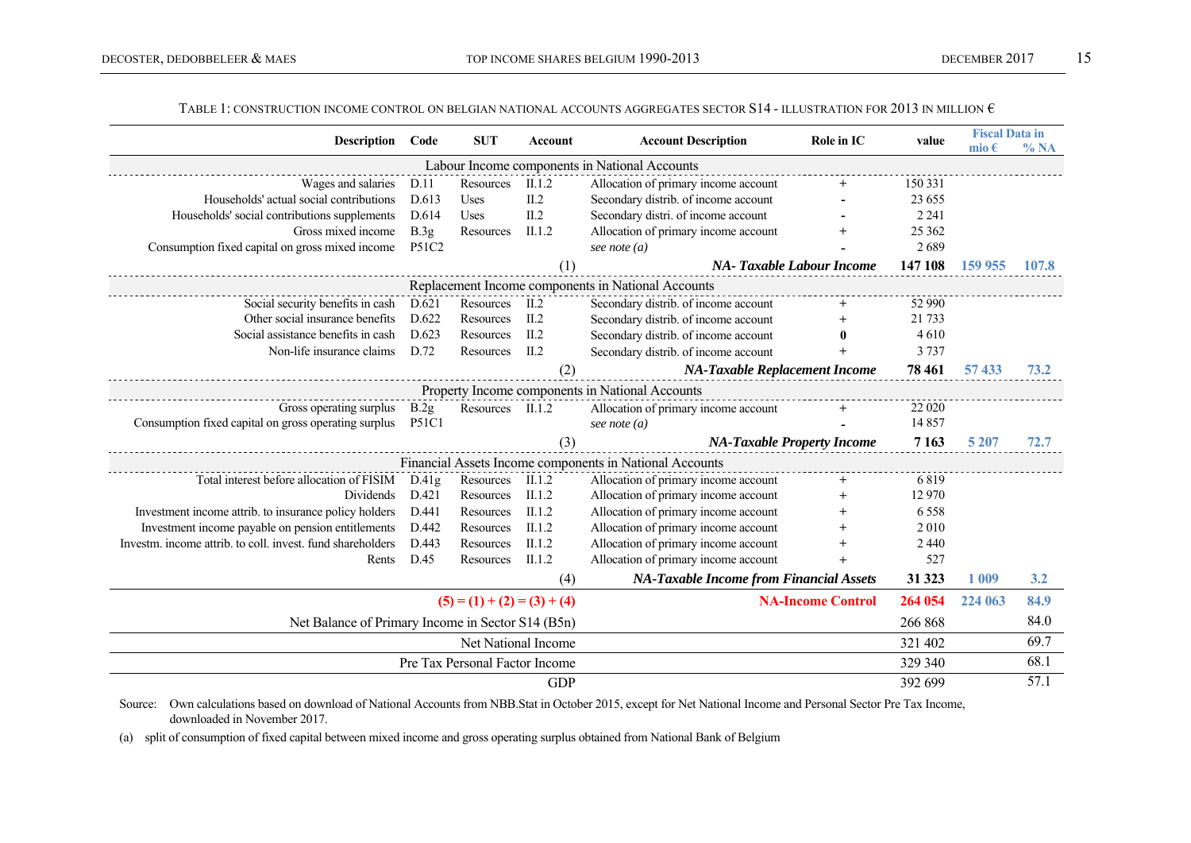TABLE 1: CONSTRUCTION INCOME CONTROL ON BELGIAN NATIONAL ACCOUNTS AGGREGATES SECTOR S14 - ILLUSTRATION FOR 2013 IN MILLION €

| Description | Code | SUT | Account | Account Description | Role in IC | value | Fiscal Data in mio € | Fiscal Data in % NA |
|---|---|---|---|---|---|---|---|---|
| **Labour Income components in National Accounts** | | | | | | | | |
| Wages and salaries | D.11 | Resources | II.1.2 | Allocation of primary income account | + | 150 331 | | |
| Households' actual social contributions | D.613 | Uses | II.2 | Secondary distrib. of income account | - | 23 655 | | |
| Households' social contributions supplements | D.614 | Uses | II.2 | Secondary distri. of income account | - | 2 241 | | |
| Gross mixed income | B.3g | Resources | II.1.2 | Allocation of primary income account | + | 25 362 | | |
| Consumption fixed capital on gross mixed income | P51C2 | | | *see note (a)* | - | 2 689 | | |
| | | | (1) | ***NA- Taxable Labour Income*** | | **147 108** | **159 955** | **107.8** |
| **Replacement Income components in National Accounts** | | | | | | | | |
| Social security benefits in cash | D.621 | Resources | II.2 | Secondary distrib. of income account | + | 52 990 | | |
| Other social insurance benefits | D.622 | Resources | II.2 | Secondary distrib. of income account | + | 21 733 | | |
| Social assistance benefits in cash | D.623 | Resources | II.2 | Secondary distrib. of income account | **0** | 4 610 | | |
| Non-life insurance claims | D.72 | Resources | II.2 | Secondary distrib. of income account | + | 3 737 | | |
| | | | (2) | ***NA-Taxable Replacement Income*** | | **78 461** | **57 433** | **73.2** |
| **Property Income components in National Accounts** | | | | | | | | |
| Gross operating surplus | B.2g | Resources | II.1.2 | Allocation of primary income account | + | 22 020 | | |
| Consumption fixed capital on gross operating surplus | P51C1 | | | *see note (a)* | - | 14 857 | | |
| | | | (3) | ***NA-Taxable Property Income*** | | **7 163** | **5 207** | **72.7** |
| **Financial Assets Income components in National Accounts** | | | | | | | | |
| Total interest before allocation of FISIM | D.41g | Resources | II.1.2 | Allocation of primary income account | + | 6 819 | | |
| Dividends | D.421 | Resources | II.1.2 | Allocation of primary income account | + | 12 970 | | |
| Investment income attrib. to insurance policy holders | D.441 | Resources | II.1.2 | Allocation of primary income account | + | 6 558 | | |
| Investment income payable on pension entitlements | D.442 | Resources | II.1.2 | Allocation of primary income account | + | 2 010 | | |
| Investm. income attrib. to coll. invest. fund shareholders | D.443 | Resources | II.1.2 | Allocation of primary income account | + | 2 440 | | |
| Rents | D.45 | Resources | II.1.2 | Allocation of primary income account | + | 527 | | |
| | | | (4) | ***NA-Taxable Income from Financial Assets*** | | **31 323** | **1 009** | **3.2** |
| **(5) = (1) + (2) = (3) + (4)** | | | | **NA-Income Control** | | **264 054** | **224 063** | **84.9** |
| Net Balance of Primary Income in Sector S14 (B5n) | | | | | | 266 868 | | 84.0 |
| Net National Income | | | | | | 321 402 | | 69.7 |
| Pre Tax Personal Factor Income | | | | | | 329 340 | | 68.1 |
| GDP | | | | | | 392 699 | | 57.1 |

Source: Own calculations based on download of National Accounts from NBB.Stat in October 2015, except for Net National Income and Personal Sector Pre Tax Income, downloaded in November 2017.

(a) split of consumption of fixed capital between mixed income and gross operating surplus obtained from National Bank of Belgium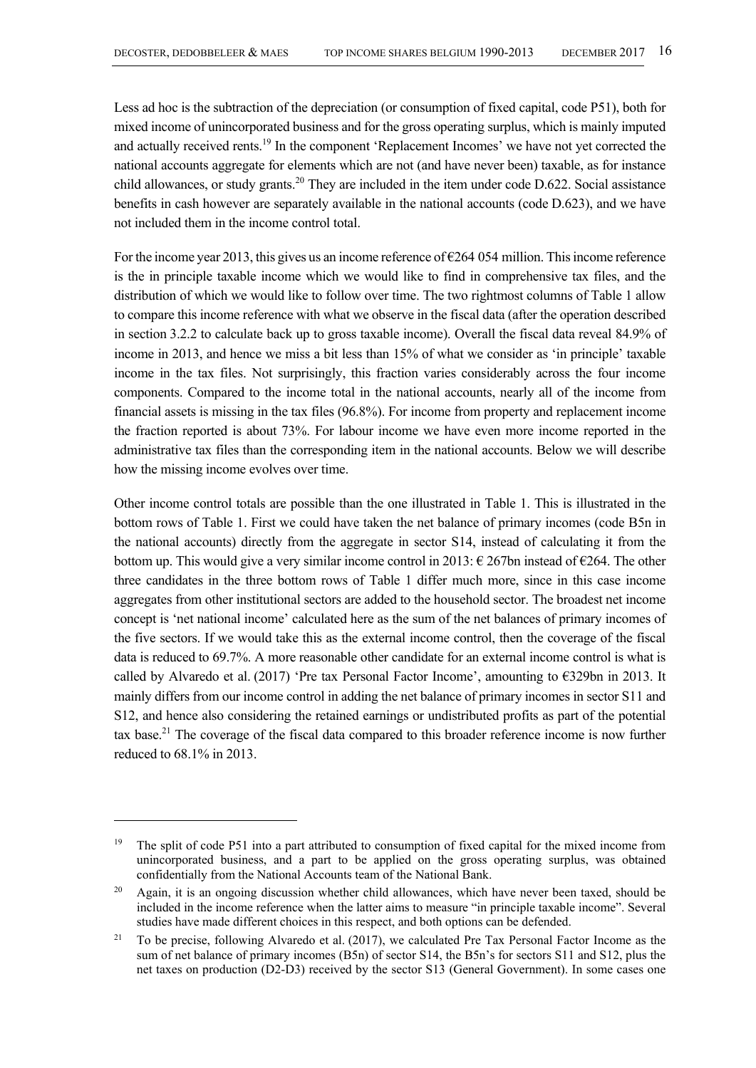Less ad hoc is the subtraction of the depreciation (or consumption of fixed capital, code P51), both for mixed income of unincorporated business and for the gross operating surplus, which is mainly imputed and actually received rents.[19] In the component 'Replacement Incomes' we have not yet corrected the national accounts aggregate for elements which are not (and have never been) taxable, as for instance child allowances, or study grants.[20] They are included in the item under code D.622. Social assistance benefits in cash however are separately available in the national accounts (code D.623), and we have not included them in the income control total.

For the income year 2013, this gives us an income reference of €264 054 million. This income reference is the in principle taxable income which we would like to find in comprehensive tax files, and the distribution of which we would like to follow over time. The two rightmost columns of Table 1 allow to compare this income reference with what we observe in the fiscal data (after the operation described in section 3.2.2 to calculate back up to gross taxable income). Overall the fiscal data reveal 84.9% of income in 2013, and hence we miss a bit less than 15% of what we consider as 'in principle' taxable income in the tax files. Not surprisingly, this fraction varies considerably across the four income components. Compared to the income total in the national accounts, nearly all of the income from financial assets is missing in the tax files (96.8%). For income from property and replacement income the fraction reported is about 73%. For labour income we have even more income reported in the administrative tax files than the corresponding item in the national accounts. Below we will describe how the missing income evolves over time.

Other income control totals are possible than the one illustrated in Table 1. This is illustrated in the bottom rows of Table 1. First we could have taken the net balance of primary incomes (code B5n in the national accounts) directly from the aggregate in sector S14, instead of calculating it from the bottom up. This would give a very similar income control in 2013: € 267bn instead of €264. The other three candidates in the three bottom rows of Table 1 differ much more, since in this case income aggregates from other institutional sectors are added to the household sector. The broadest net income concept is 'net national income' calculated here as the sum of the net balances of primary incomes of the five sectors. If we would take this as the external income control, then the coverage of the fiscal data is reduced to 69.7%. A more reasonable other candidate for an external income control is what is called by Alvaredo et al. (2017) 'Pre tax Personal Factor Income', amounting to €329bn in 2013. It mainly differs from our income control in adding the net balance of primary incomes in sector S11 and S12, and hence also considering the retained earnings or undistributed profits as part of the potential tax base.[21] The coverage of the fiscal data compared to this broader reference income is now further reduced to 68.1% in 2013.

---

[19] The split of code P51 into a part attributed to consumption of fixed capital for the mixed income from unincorporated business, and a part to be applied on the gross operating surplus, was obtained confidentially from the National Accounts team of the National Bank.

[20] Again, it is an ongoing discussion whether child allowances, which have never been taxed, should be included in the income reference when the latter aims to measure "in principle taxable income". Several studies have made different choices in this respect, and both options can be defended.

[21] To be precise, following Alvaredo et al. (2017), we calculated Pre Tax Personal Factor Income as the sum of net balance of primary incomes (B5n) of sector S14, the B5n's for sectors S11 and S12, plus the net taxes on production (D2-D3) received by the sector S13 (General Government). In some cases one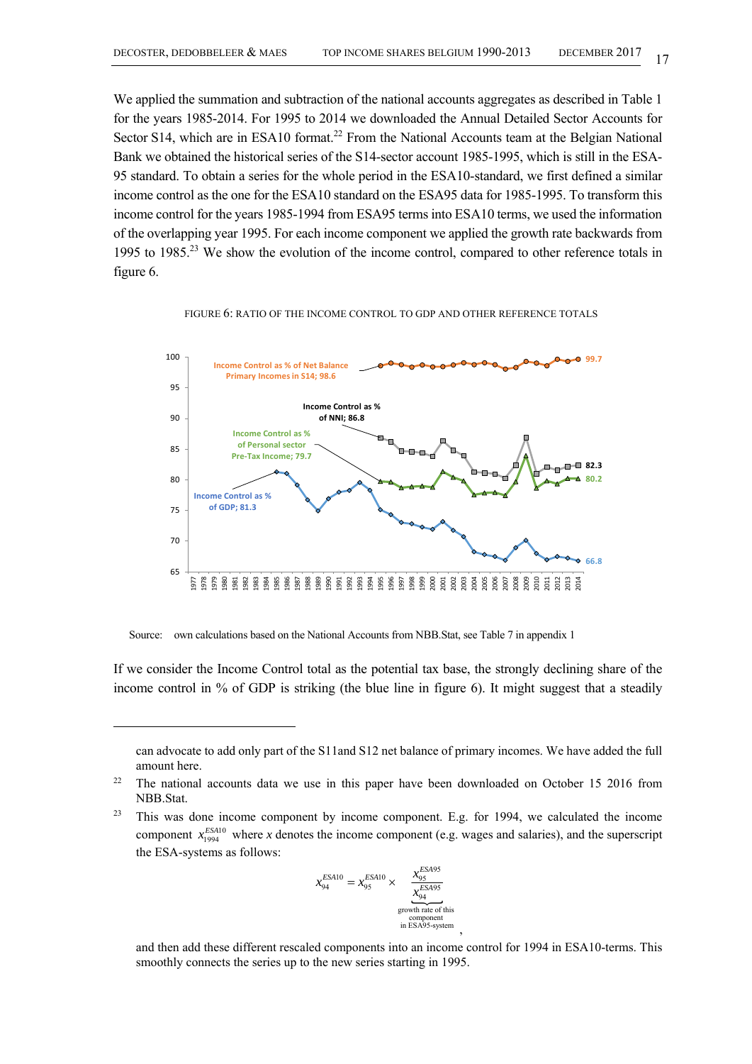We applied the summation and subtraction of the national accounts aggregates as described in Table 1 for the years 1985-2014. For 1995 to 2014 we downloaded the Annual Detailed Sector Accounts for Sector S14, which are in ESA10 format.[22] From the National Accounts team at the Belgian National Bank we obtained the historical series of the S14-sector account 1985-1995, which is still in the ESA-95 standard. To obtain a series for the whole period in the ESA10-standard, we first defined a similar income control as the one for the ESA10 standard on the ESA95 data for 1985-1995. To transform this income control for the years 1985-1994 from ESA95 terms into ESA10 terms, we used the information of the overlapping year 1995. For each income component we applied the growth rate backwards from 1995 to 1985.[23] We show the evolution of the income control, compared to other reference totals in figure 6.

FIGURE 6: RATIO OF THE INCOME CONTROL TO GDP AND OTHER REFERENCE TOTALS

Source: own calculations based on the National Accounts from NBB.Stat, see Table 7 in appendix 1

If we consider the Income Control total as the potential tax base, the strongly declining share of the income control in % of GDP is striking (the blue line in figure 6). It might suggest that a steadily

---

can advocate to add only part of the S11and S12 net balance of primary incomes. We have added the full amount here.

[22] The national accounts data we use in this paper have been downloaded on October 15 2016 from NBB.Stat.

[23] This was done income component by income component. E.g. for 1994, we calculated the income component $x_{1994}^{ESA10}$ where $x$ denotes the income component (e.g. wages and salaries), and the superscript the ESA-systems as follows:

$$x_{94}^{ESA10} = x_{95}^{ESA10} \times \underbrace{\frac{x_{95}^{ESA95}}{x_{94}^{ESA95}}}_{\substack{\text{growth rate of this} \\ \text{component} \\ \text{in ESA95-system}}},$$

and then add these different rescaled components into an income control for 1994 in ESA10-terms. This smoothly connects the series up to the new series starting in 1995.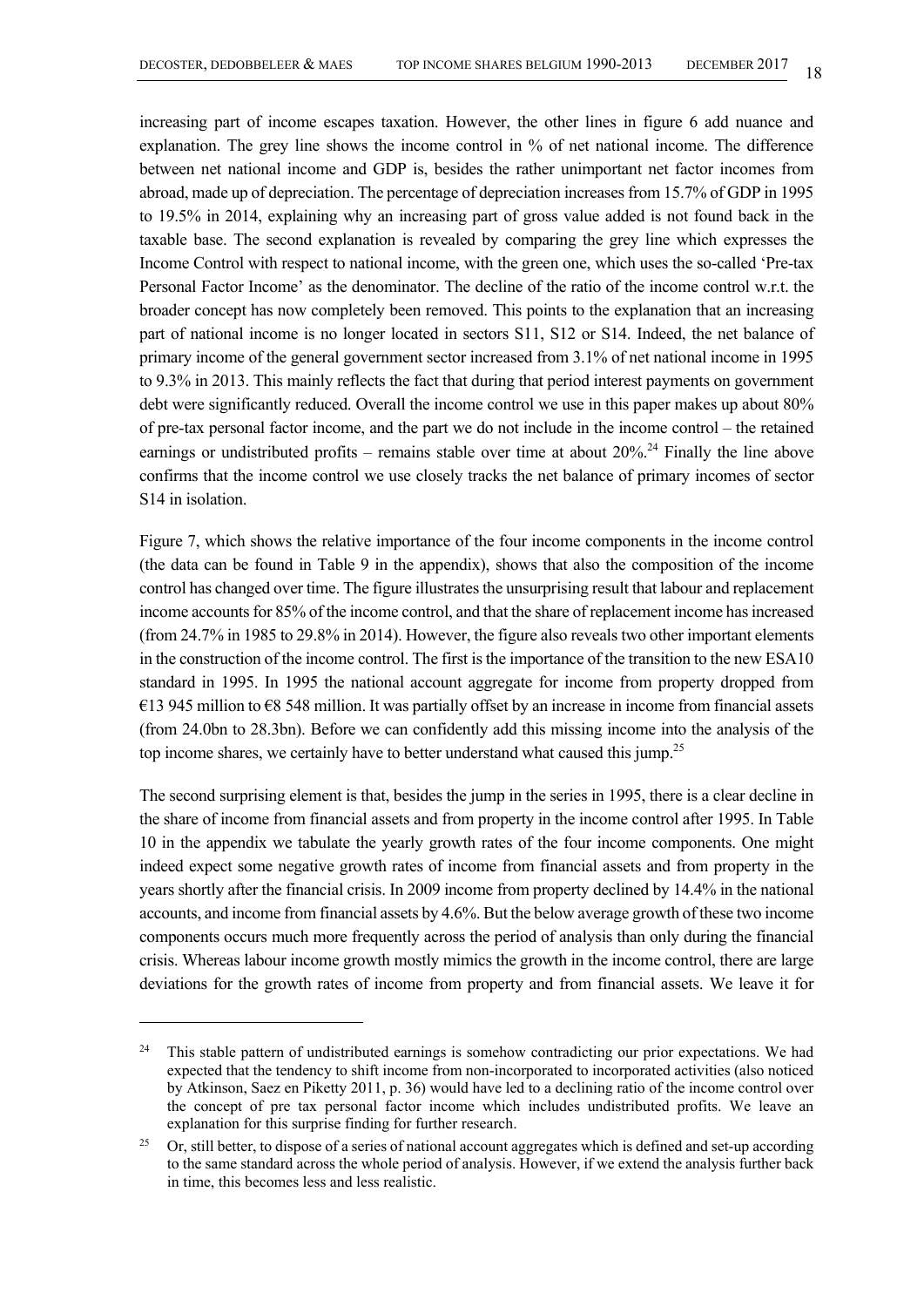increasing part of income escapes taxation. However, the other lines in figure 6 add nuance and explanation. The grey line shows the income control in % of net national income. The difference between net national income and GDP is, besides the rather unimportant net factor incomes from abroad, made up of depreciation. The percentage of depreciation increases from 15.7% of GDP in 1995 to 19.5% in 2014, explaining why an increasing part of gross value added is not found back in the taxable base. The second explanation is revealed by comparing the grey line which expresses the Income Control with respect to national income, with the green one, which uses the so-called 'Pre-tax Personal Factor Income' as the denominator. The decline of the ratio of the income control w.r.t. the broader concept has now completely been removed. This points to the explanation that an increasing part of national income is no longer located in sectors S11, S12 or S14. Indeed, the net balance of primary income of the general government sector increased from 3.1% of net national income in 1995 to 9.3% in 2013. This mainly reflects the fact that during that period interest payments on government debt were significantly reduced. Overall the income control we use in this paper makes up about 80% of pre-tax personal factor income, and the part we do not include in the income control – the retained earnings or undistributed profits – remains stable over time at about 20%.[24] Finally the line above confirms that the income control we use closely tracks the net balance of primary incomes of sector S14 in isolation.

Figure 7, which shows the relative importance of the four income components in the income control (the data can be found in Table 9 in the appendix), shows that also the composition of the income control has changed over time. The figure illustrates the unsurprising result that labour and replacement income accounts for 85% of the income control, and that the share of replacement income has increased (from 24.7% in 1985 to 29.8% in 2014). However, the figure also reveals two other important elements in the construction of the income control. The first is the importance of the transition to the new ESA10 standard in 1995. In 1995 the national account aggregate for income from property dropped from €13 945 million to €8 548 million. It was partially offset by an increase in income from financial assets (from 24.0bn to 28.3bn). Before we can confidently add this missing income into the analysis of the top income shares, we certainly have to better understand what caused this jump.[25]

The second surprising element is that, besides the jump in the series in 1995, there is a clear decline in the share of income from financial assets and from property in the income control after 1995. In Table 10 in the appendix we tabulate the yearly growth rates of the four income components. One might indeed expect some negative growth rates of income from financial assets and from property in the years shortly after the financial crisis. In 2009 income from property declined by 14.4% in the national accounts, and income from financial assets by 4.6%. But the below average growth of these two income components occurs much more frequently across the period of analysis than only during the financial crisis. Whereas labour income growth mostly mimics the growth in the income control, there are large deviations for the growth rates of income from property and from financial assets. We leave it for

---

[24] This stable pattern of undistributed earnings is somehow contradicting our prior expectations. We had expected that the tendency to shift income from non-incorporated to incorporated activities (also noticed by Atkinson, Saez en Piketty 2011, p. 36) would have led to a declining ratio of the income control over the concept of pre tax personal factor income which includes undistributed profits. We leave an explanation for this surprise finding for further research.

[25] Or, still better, to dispose of a series of national account aggregates which is defined and set-up according to the same standard across the whole period of analysis. However, if we extend the analysis further back in time, this becomes less and less realistic.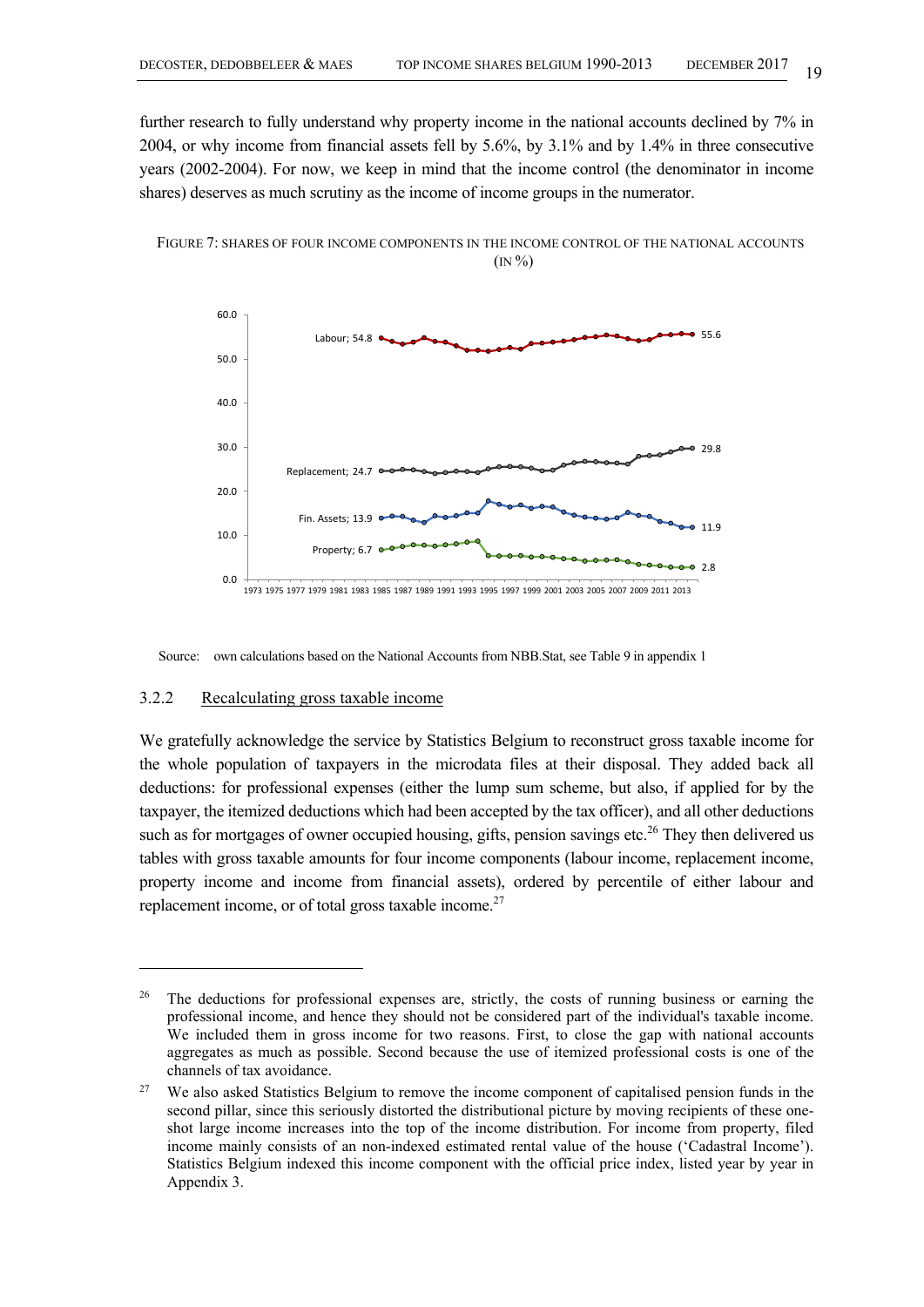further research to fully understand why property income in the national accounts declined by 7% in 2004, or why income from financial assets fell by 5.6%, by 3.1% and by 1.4% in three consecutive years (2002-2004). For now, we keep in mind that the income control (the denominator in income shares) deserves as much scrutiny as the income of income groups in the numerator.

FIGURE 7: SHARES OF FOUR INCOME COMPONENTS IN THE INCOME CONTROL OF THE NATIONAL ACCOUNTS (IN %)

Source: own calculations based on the National Accounts from NBB.Stat, see Table 9 in appendix 1

### 3.2.2 Recalculating gross taxable income

We gratefully acknowledge the service by Statistics Belgium to reconstruct gross taxable income for the whole population of taxpayers in the microdata files at their disposal. They added back all deductions: for professional expenses (either the lump sum scheme, but also, if applied for by the taxpayer, the itemized deductions which had been accepted by the tax officer), and all other deductions such as for mortgages of owner occupied housing, gifts, pension savings etc.[26] They then delivered us tables with gross taxable amounts for four income components (labour income, replacement income, property income and income from financial assets), ordered by percentile of either labour and replacement income, or of total gross taxable income.[27]

---

[26] The deductions for professional expenses are, strictly, the costs of running business or earning the professional income, and hence they should not be considered part of the individual's taxable income. We included them in gross income for two reasons. First, to close the gap with national accounts aggregates as much as possible. Second because the use of itemized professional costs is one of the channels of tax avoidance.

[27] We also asked Statistics Belgium to remove the income component of capitalised pension funds in the second pillar, since this seriously distorted the distributional picture by moving recipients of these one-shot large income increases into the top of the income distribution. For income from property, filed income mainly consists of an non-indexed estimated rental value of the house ('Cadastral Income'). Statistics Belgium indexed this income component with the official price index, listed year by year in Appendix 3.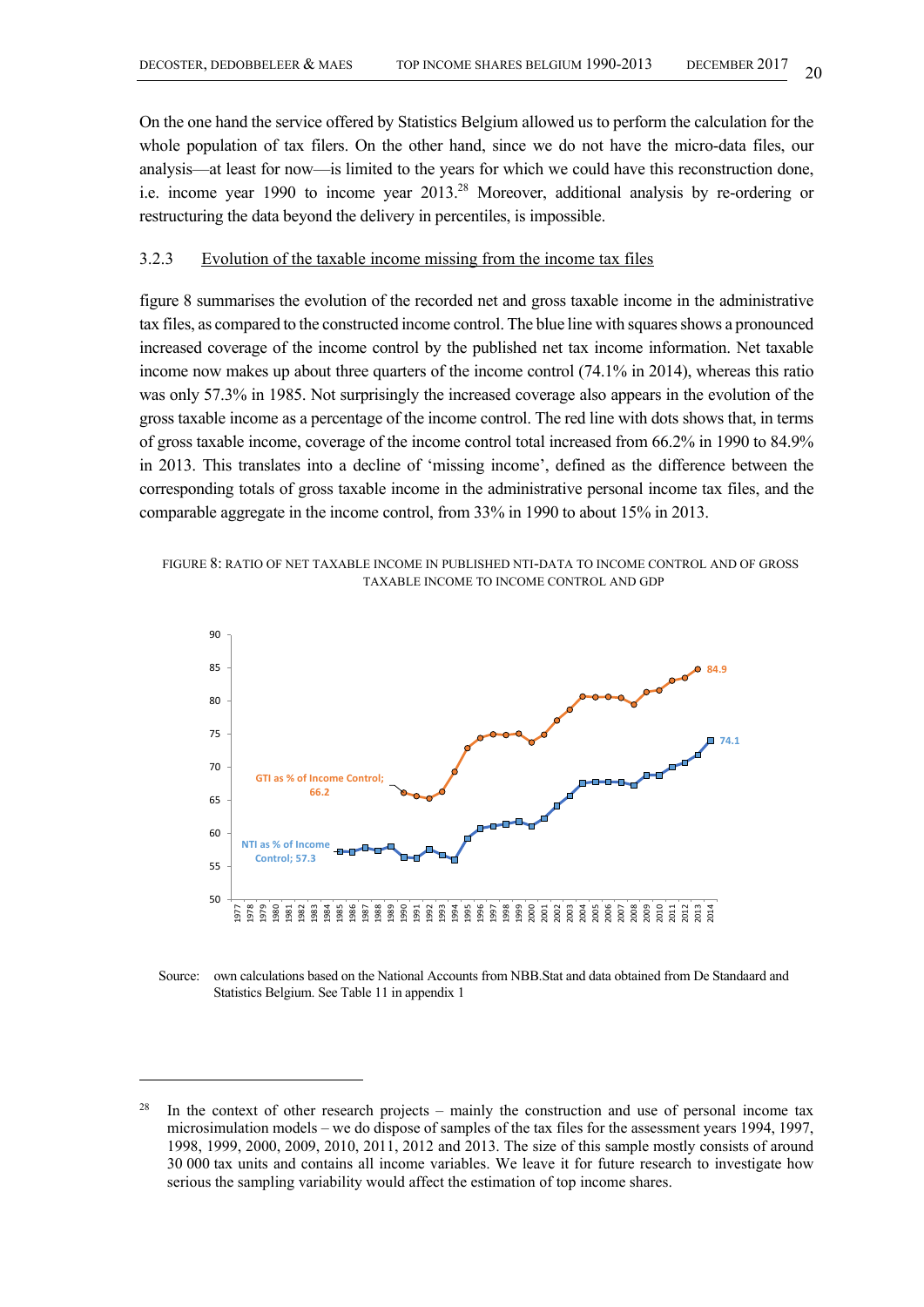On the one hand the service offered by Statistics Belgium allowed us to perform the calculation for the whole population of tax filers. On the other hand, since we do not have the micro-data files, our analysis—at least for now—is limited to the years for which we could have this reconstruction done, i.e. income year 1990 to income year 2013.[28] Moreover, additional analysis by re-ordering or restructuring the data beyond the delivery in percentiles, is impossible.

### 3.2.3 Evolution of the taxable income missing from the income tax files

figure 8 summarises the evolution of the recorded net and gross taxable income in the administrative tax files, as compared to the constructed income control. The blue line with squares shows a pronounced increased coverage of the income control by the published net tax income information. Net taxable income now makes up about three quarters of the income control (74.1% in 2014), whereas this ratio was only 57.3% in 1985. Not surprisingly the increased coverage also appears in the evolution of the gross taxable income as a percentage of the income control. The red line with dots shows that, in terms of gross taxable income, coverage of the income control total increased from 66.2% in 1990 to 84.9% in 2013. This translates into a decline of 'missing income', defined as the difference between the corresponding totals of gross taxable income in the administrative personal income tax files, and the comparable aggregate in the income control, from 33% in 1990 to about 15% in 2013.

FIGURE 8: RATIO OF NET TAXABLE INCOME IN PUBLISHED NTI-DATA TO INCOME CONTROL AND OF GROSS TAXABLE INCOME TO INCOME CONTROL AND GDP

Source: own calculations based on the National Accounts from NBB.Stat and data obtained from De Standaard and Statistics Belgium. See Table 11 in appendix 1

[28] In the context of other research projects – mainly the construction and use of personal income tax microsimulation models – we do dispose of samples of the tax files for the assessment years 1994, 1997, 1998, 1999, 2000, 2009, 2010, 2011, 2012 and 2013. The size of this sample mostly consists of around 30 000 tax units and contains all income variables. We leave it for future research to investigate how serious the sampling variability would affect the estimation of top income shares.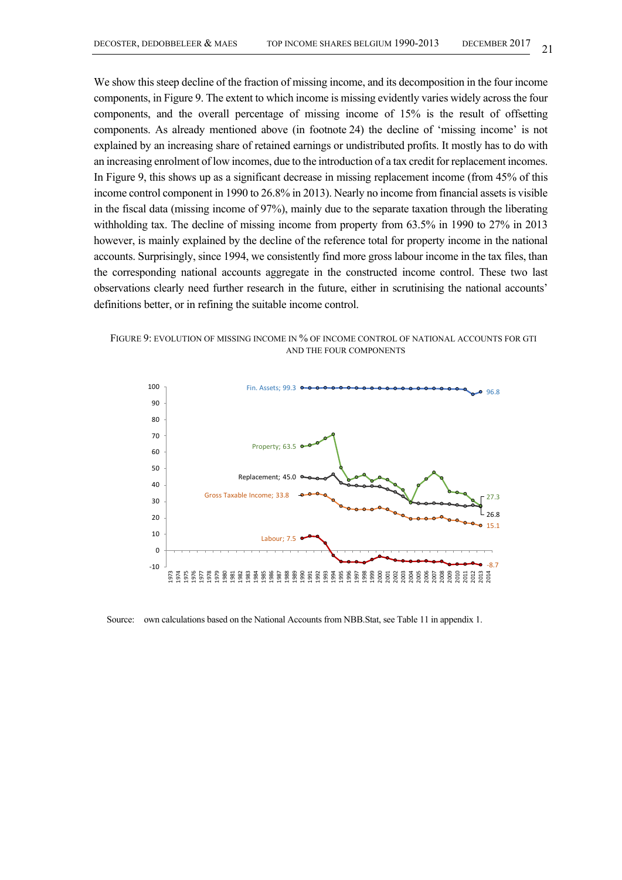We show this steep decline of the fraction of missing income, and its decomposition in the four income components, in Figure 9. The extent to which income is missing evidently varies widely across the four components, and the overall percentage of missing income of 15% is the result of offsetting components. As already mentioned above (in footnote 24) the decline of 'missing income' is not explained by an increasing share of retained earnings or undistributed profits. It mostly has to do with an increasing enrolment of low incomes, due to the introduction of a tax credit for replacement incomes. In Figure 9, this shows up as a significant decrease in missing replacement income (from 45% of this income control component in 1990 to 26.8% in 2013). Nearly no income from financial assets is visible in the fiscal data (missing income of 97%), mainly due to the separate taxation through the liberating withholding tax. The decline of missing income from property from 63.5% in 1990 to 27% in 2013 however, is mainly explained by the decline of the reference total for property income in the national accounts. Surprisingly, since 1994, we consistently find more gross labour income in the tax files, than the corresponding national accounts aggregate in the constructed income control. These two last observations clearly need further research in the future, either in scrutinising the national accounts' definitions better, or in refining the suitable income control.

FIGURE 9: EVOLUTION OF MISSING INCOME IN % OF INCOME CONTROL OF NATIONAL ACCOUNTS FOR GTI AND THE FOUR COMPONENTS

Source: own calculations based on the National Accounts from NBB.Stat, see Table 11 in appendix 1.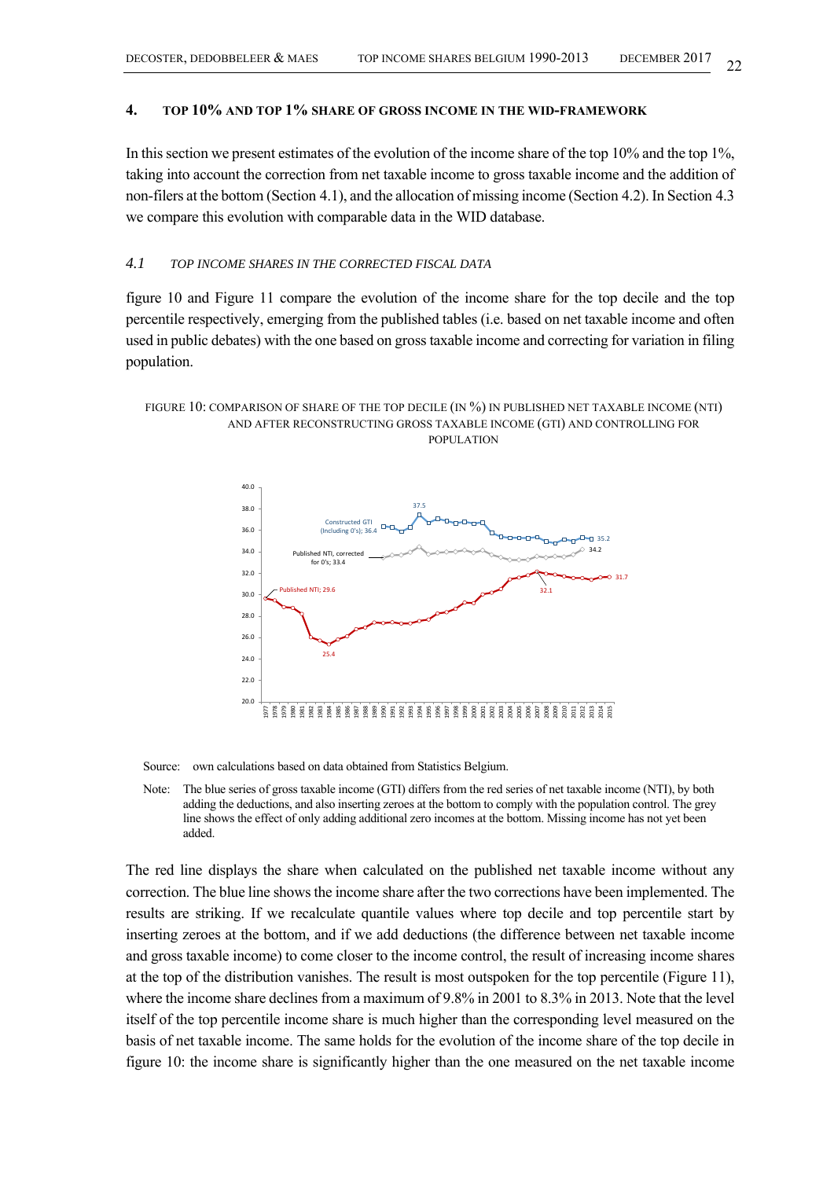## 4. TOP 10% AND TOP 1% SHARE OF GROSS INCOME IN THE WID-FRAMEWORK

In this section we present estimates of the evolution of the income share of the top 10% and the top 1%, taking into account the correction from net taxable income to gross taxable income and the addition of non-filers at the bottom (Section 4.1), and the allocation of missing income (Section 4.2). In Section 4.3 we compare this evolution with comparable data in the WID database.

### *4.1 TOP INCOME SHARES IN THE CORRECTED FISCAL DATA*

figure 10 and Figure 11 compare the evolution of the income share for the top decile and the top percentile respectively, emerging from the published tables (i.e. based on net taxable income and often used in public debates) with the one based on gross taxable income and correcting for variation in filing population.

FIGURE 10: COMPARISON OF SHARE OF THE TOP DECILE (IN %) IN PUBLISHED NET TAXABLE INCOME (NTI) AND AFTER RECONSTRUCTING GROSS TAXABLE INCOME (GTI) AND CONTROLLING FOR POPULATION

Source: own calculations based on data obtained from Statistics Belgium.

Note: The blue series of gross taxable income (GTI) differs from the red series of net taxable income (NTI), by both adding the deductions, and also inserting zeroes at the bottom to comply with the population control. The grey line shows the effect of only adding additional zero incomes at the bottom. Missing income has not yet been added.

The red line displays the share when calculated on the published net taxable income without any correction. The blue line shows the income share after the two corrections have been implemented. The results are striking. If we recalculate quantile values where top decile and top percentile start by inserting zeroes at the bottom, and if we add deductions (the difference between net taxable income and gross taxable income) to come closer to the income control, the result of increasing income shares at the top of the distribution vanishes. The result is most outspoken for the top percentile (Figure 11), where the income share declines from a maximum of 9.8% in 2001 to 8.3% in 2013. Note that the level itself of the top percentile income share is much higher than the corresponding level measured on the basis of net taxable income. The same holds for the evolution of the income share of the top decile in figure 10: the income share is significantly higher than the one measured on the net taxable income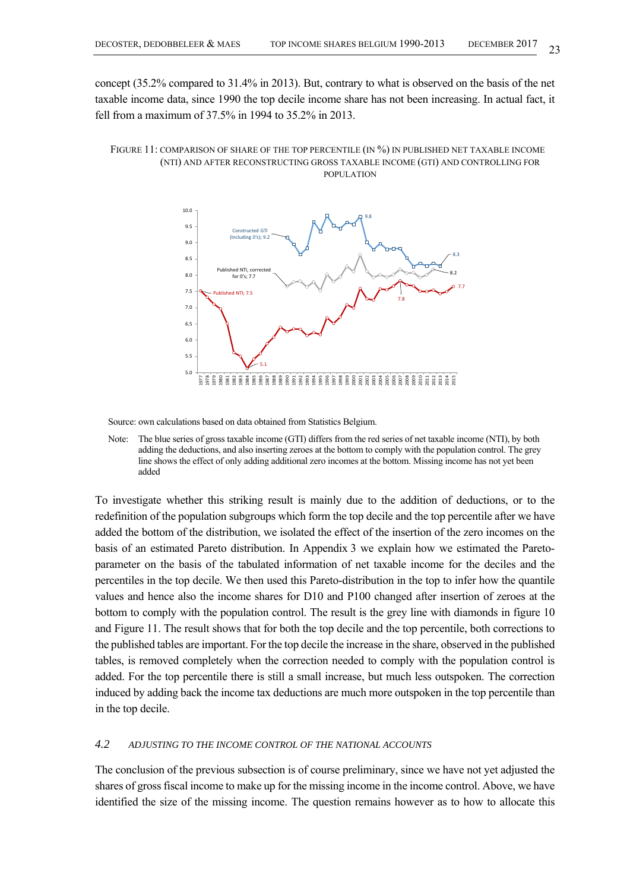concept (35.2% compared to 31.4% in 2013). But, contrary to what is observed on the basis of the net taxable income data, since 1990 the top decile income share has not been increasing. In actual fact, it fell from a maximum of 37.5% in 1994 to 35.2% in 2013.

FIGURE 11: COMPARISON OF SHARE OF THE TOP PERCENTILE (IN %) IN PUBLISHED NET TAXABLE INCOME (NTI) AND AFTER RECONSTRUCTING GROSS TAXABLE INCOME (GTI) AND CONTROLLING FOR POPULATION

Source: own calculations based on data obtained from Statistics Belgium.

Note: The blue series of gross taxable income (GTI) differs from the red series of net taxable income (NTI), by both adding the deductions, and also inserting zeroes at the bottom to comply with the population control. The grey line shows the effect of only adding additional zero incomes at the bottom. Missing income has not yet been added

To investigate whether this striking result is mainly due to the addition of deductions, or to the redefinition of the population subgroups which form the top decile and the top percentile after we have added the bottom of the distribution, we isolated the effect of the insertion of the zero incomes on the basis of an estimated Pareto distribution. In Appendix 3 we explain how we estimated the Pareto-parameter on the basis of the tabulated information of net taxable income for the deciles and the percentiles in the top decile. We then used this Pareto-distribution in the top to infer how the quantile values and hence also the income shares for D10 and P100 changed after insertion of zeroes at the bottom to comply with the population control. The result is the grey line with diamonds in figure 10 and Figure 11. The result shows that for both the top decile and the top percentile, both corrections to the published tables are important. For the top decile the increase in the share, observed in the published tables, is removed completely when the correction needed to comply with the population control is added. For the top percentile there is still a small increase, but much less outspoken. The correction induced by adding back the income tax deductions are much more outspoken in the top percentile than in the top decile.

### 4.2 *ADJUSTING TO THE INCOME CONTROL OF THE NATIONAL ACCOUNTS*

The conclusion of the previous subsection is of course preliminary, since we have not yet adjusted the shares of gross fiscal income to make up for the missing income in the income control. Above, we have identified the size of the missing income. The question remains however as to how to allocate this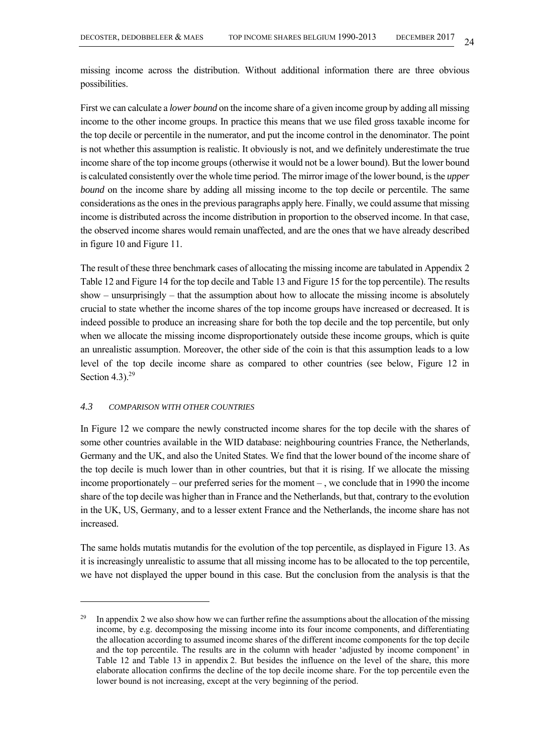missing income across the distribution. Without additional information there are three obvious possibilities.

First we can calculate a *lower bound* on the income share of a given income group by adding all missing income to the other income groups. In practice this means that we use filed gross taxable income for the top decile or percentile in the numerator, and put the income control in the denominator. The point is not whether this assumption is realistic. It obviously is not, and we definitely underestimate the true income share of the top income groups (otherwise it would not be a lower bound). But the lower bound is calculated consistently over the whole time period. The mirror image of the lower bound, is the *upper bound* on the income share by adding all missing income to the top decile or percentile. The same considerations as the ones in the previous paragraphs apply here. Finally, we could assume that missing income is distributed across the income distribution in proportion to the observed income. In that case, the observed income shares would remain unaffected, and are the ones that we have already described in figure 10 and Figure 11.

The result of these three benchmark cases of allocating the missing income are tabulated in Appendix 2 Table 12 and Figure 14 for the top decile and Table 13 and Figure 15 for the top percentile). The results show – unsurprisingly – that the assumption about how to allocate the missing income is absolutely crucial to state whether the income shares of the top income groups have increased or decreased. It is indeed possible to produce an increasing share for both the top decile and the top percentile, but only when we allocate the missing income disproportionately outside these income groups, which is quite an unrealistic assumption. Moreover, the other side of the coin is that this assumption leads to a low level of the top decile income share as compared to other countries (see below, Figure 12 in Section 4.3).[29]

### *4.3 COMPARISON WITH OTHER COUNTRIES*

In Figure 12 we compare the newly constructed income shares for the top decile with the shares of some other countries available in the WID database: neighbouring countries France, the Netherlands, Germany and the UK, and also the United States. We find that the lower bound of the income share of the top decile is much lower than in other countries, but that it is rising. If we allocate the missing income proportionately – our preferred series for the moment – , we conclude that in 1990 the income share of the top decile was higher than in France and the Netherlands, but that, contrary to the evolution in the UK, US, Germany, and to a lesser extent France and the Netherlands, the income share has not increased.

The same holds mutatis mutandis for the evolution of the top percentile, as displayed in Figure 13. As it is increasingly unrealistic to assume that all missing income has to be allocated to the top percentile, we have not displayed the upper bound in this case. But the conclusion from the analysis is that the

---

[29] In appendix 2 we also show how we can further refine the assumptions about the allocation of the missing income, by e.g. decomposing the missing income into its four income components, and differentiating the allocation according to assumed income shares of the different income components for the top decile and the top percentile. The results are in the column with header 'adjusted by income component' in Table 12 and Table 13 in appendix 2. But besides the influence on the level of the share, this more elaborate allocation confirms the decline of the top decile income share. For the top percentile even the lower bound is not increasing, except at the very beginning of the period.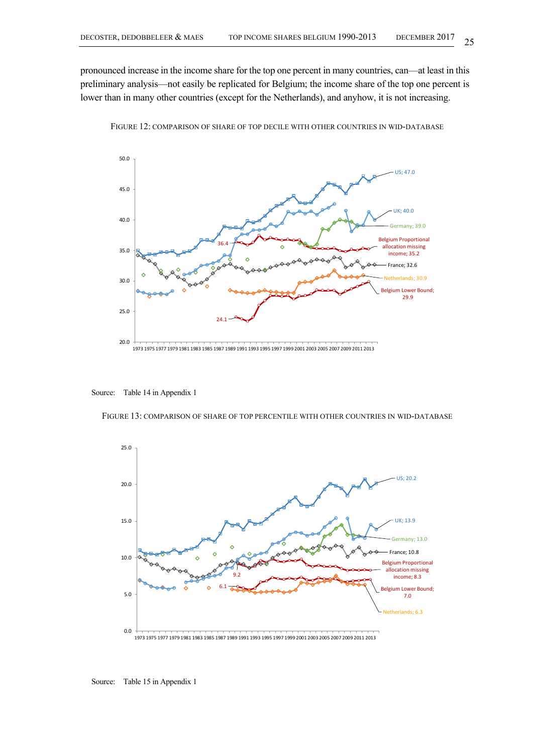pronounced increase in the income share for the top one percent in many countries, can—at least in this preliminary analysis—not easily be replicated for Belgium; the income share of the top one percent is lower than in many other countries (except for the Netherlands), and anyhow, it is not increasing.

FIGURE 12: COMPARISON OF SHARE OF TOP DECILE WITH OTHER COUNTRIES IN WID-DATABASE

Source: Table 14 in Appendix 1

FIGURE 13: COMPARISON OF SHARE OF TOP PERCENTILE WITH OTHER COUNTRIES IN WID-DATABASE

Source: Table 15 in Appendix 1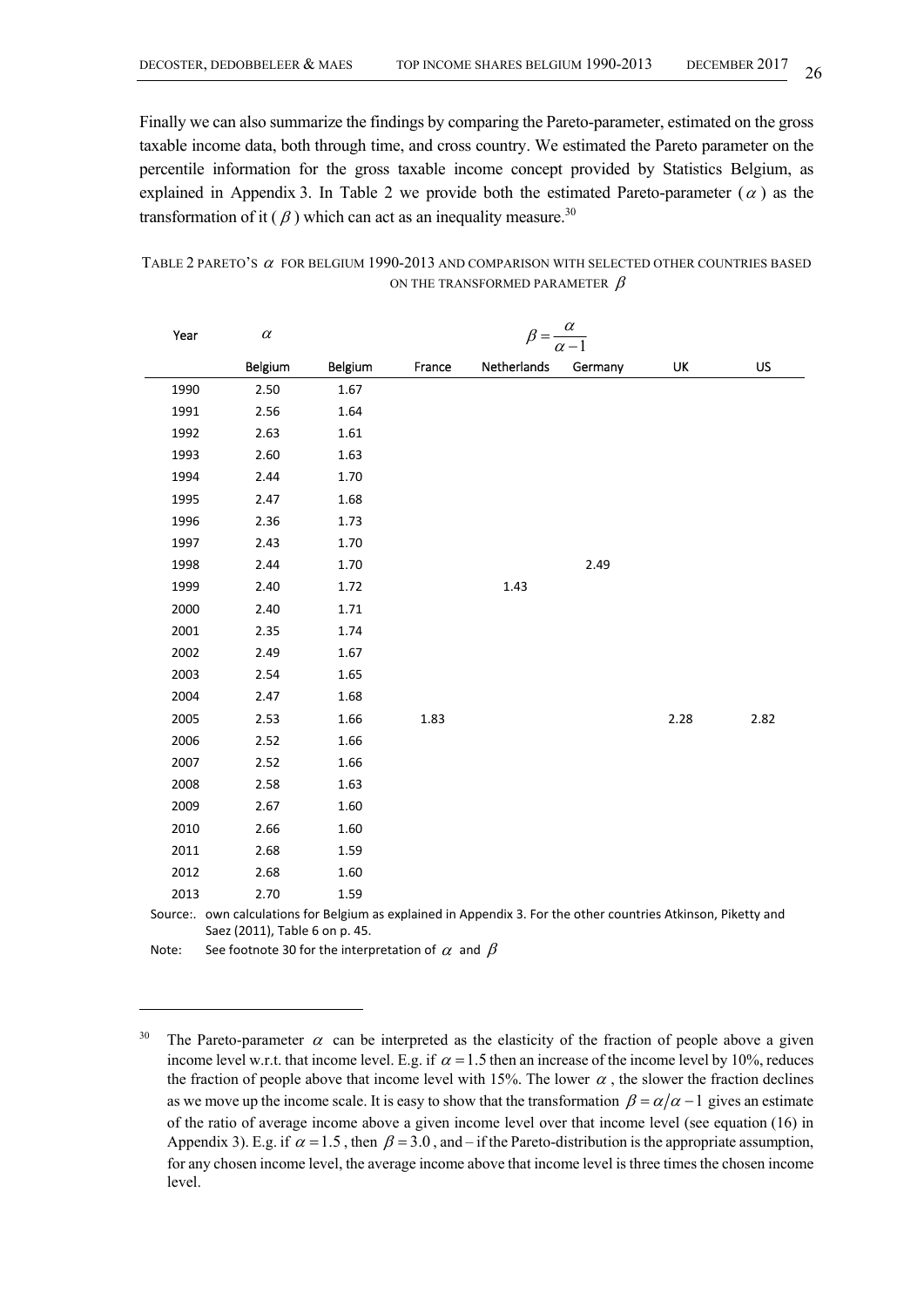Finally we can also summarize the findings by comparing the Pareto-parameter, estimated on the gross taxable income data, both through time, and cross country. We estimated the Pareto parameter on the percentile information for the gross taxable income concept provided by Statistics Belgium, as explained in Appendix 3. In Table 2 we provide both the estimated Pareto-parameter ($\alpha$) as the transformation of it ($\beta$) which can act as an inequality measure.[30]

TABLE 2 PARETO'S $\alpha$ FOR BELGIUM 1990-2013 AND COMPARISON WITH SELECTED OTHER COUNTRIES BASED ON THE TRANSFORMED PARAMETER $\beta$

| Year | $\alpha$ | $\beta = \dfrac{\alpha}{\alpha - 1}$ | | | | | |
|---|---|---|---|---|---|---|---|
| | Belgium | Belgium | France | Netherlands | Germany | UK | US |
| 1990 | 2.50 | 1.67 | | | | | |
| 1991 | 2.56 | 1.64 | | | | | |
| 1992 | 2.63 | 1.61 | | | | | |
| 1993 | 2.60 | 1.63 | | | | | |
| 1994 | 2.44 | 1.70 | | | | | |
| 1995 | 2.47 | 1.68 | | | | | |
| 1996 | 2.36 | 1.73 | | | | | |
| 1997 | 2.43 | 1.70 | | | | | |
| 1998 | 2.44 | 1.70 | | | 2.49 | | |
| 1999 | 2.40 | 1.72 | | 1.43 | | | |
| 2000 | 2.40 | 1.71 | | | | | |
| 2001 | 2.35 | 1.74 | | | | | |
| 2002 | 2.49 | 1.67 | | | | | |
| 2003 | 2.54 | 1.65 | | | | | |
| 2004 | 2.47 | 1.68 | | | | | |
| 2005 | 2.53 | 1.66 | 1.83 | | | 2.28 | 2.82 |
| 2006 | 2.52 | 1.66 | | | | | |
| 2007 | 2.52 | 1.66 | | | | | |
| 2008 | 2.58 | 1.63 | | | | | |
| 2009 | 2.67 | 1.60 | | | | | |
| 2010 | 2.66 | 1.60 | | | | | |
| 2011 | 2.68 | 1.59 | | | | | |
| 2012 | 2.68 | 1.60 | | | | | |
| 2013 | 2.70 | 1.59 | | | | | |

Source:. own calculations for Belgium as explained in Appendix 3. For the other countries Atkinson, Piketty and Saez (2011), Table 6 on p. 45.

Note: See footnote 30 for the interpretation of $\alpha$ and $\beta$

---

[30] The Pareto-parameter $\alpha$ can be interpreted as the elasticity of the fraction of people above a given income level w.r.t. that income level. E.g. if $\alpha = 1.5$ then an increase of the income level by 10%, reduces the fraction of people above that income level with 15%. The lower $\alpha$, the slower the fraction declines as we move up the income scale. It is easy to show that the transformation $\beta = \alpha/\alpha - 1$ gives an estimate of the ratio of average income above a given income level over that income level (see equation (16) in Appendix 3). E.g. if $\alpha = 1.5$, then $\beta = 3.0$, and – if the Pareto-distribution is the appropriate assumption, for any chosen income level, the average income above that income level is three times the chosen income level.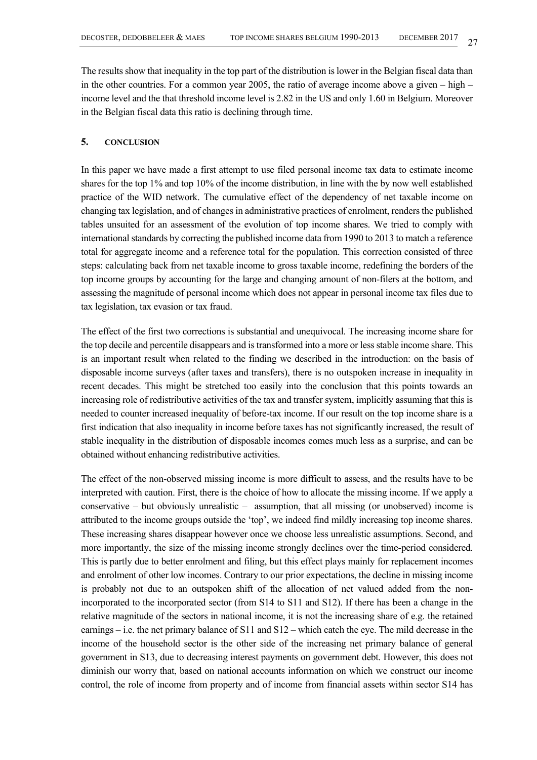The results show that inequality in the top part of the distribution is lower in the Belgian fiscal data than in the other countries. For a common year 2005, the ratio of average income above a given – high – income level and the that threshold income level is 2.82 in the US and only 1.60 in Belgium. Moreover in the Belgian fiscal data this ratio is declining through time.

## 5. CONCLUSION

In this paper we have made a first attempt to use filed personal income tax data to estimate income shares for the top 1% and top 10% of the income distribution, in line with the by now well established practice of the WID network. The cumulative effect of the dependency of net taxable income on changing tax legislation, and of changes in administrative practices of enrolment, renders the published tables unsuited for an assessment of the evolution of top income shares. We tried to comply with international standards by correcting the published income data from 1990 to 2013 to match a reference total for aggregate income and a reference total for the population. This correction consisted of three steps: calculating back from net taxable income to gross taxable income, redefining the borders of the top income groups by accounting for the large and changing amount of non-filers at the bottom, and assessing the magnitude of personal income which does not appear in personal income tax files due to tax legislation, tax evasion or tax fraud.

The effect of the first two corrections is substantial and unequivocal. The increasing income share for the top decile and percentile disappears and is transformed into a more or less stable income share. This is an important result when related to the finding we described in the introduction: on the basis of disposable income surveys (after taxes and transfers), there is no outspoken increase in inequality in recent decades. This might be stretched too easily into the conclusion that this points towards an increasing role of redistributive activities of the tax and transfer system, implicitly assuming that this is needed to counter increased inequality of before-tax income. If our result on the top income share is a first indication that also inequality in income before taxes has not significantly increased, the result of stable inequality in the distribution of disposable incomes comes much less as a surprise, and can be obtained without enhancing redistributive activities.

The effect of the non-observed missing income is more difficult to assess, and the results have to be interpreted with caution. First, there is the choice of how to allocate the missing income. If we apply a conservative – but obviously unrealistic – assumption, that all missing (or unobserved) income is attributed to the income groups outside the 'top', we indeed find mildly increasing top income shares. These increasing shares disappear however once we choose less unrealistic assumptions. Second, and more importantly, the size of the missing income strongly declines over the time-period considered. This is partly due to better enrolment and filing, but this effect plays mainly for replacement incomes and enrolment of other low incomes. Contrary to our prior expectations, the decline in missing income is probably not due to an outspoken shift of the allocation of net valued added from the non-incorporated to the incorporated sector (from S14 to S11 and S12). If there has been a change in the relative magnitude of the sectors in national income, it is not the increasing share of e.g. the retained earnings – i.e. the net primary balance of S11 and S12 – which catch the eye. The mild decrease in the income of the household sector is the other side of the increasing net primary balance of general government in S13, due to decreasing interest payments on government debt. However, this does not diminish our worry that, based on national accounts information on which we construct our income control, the role of income from property and of income from financial assets within sector S14 has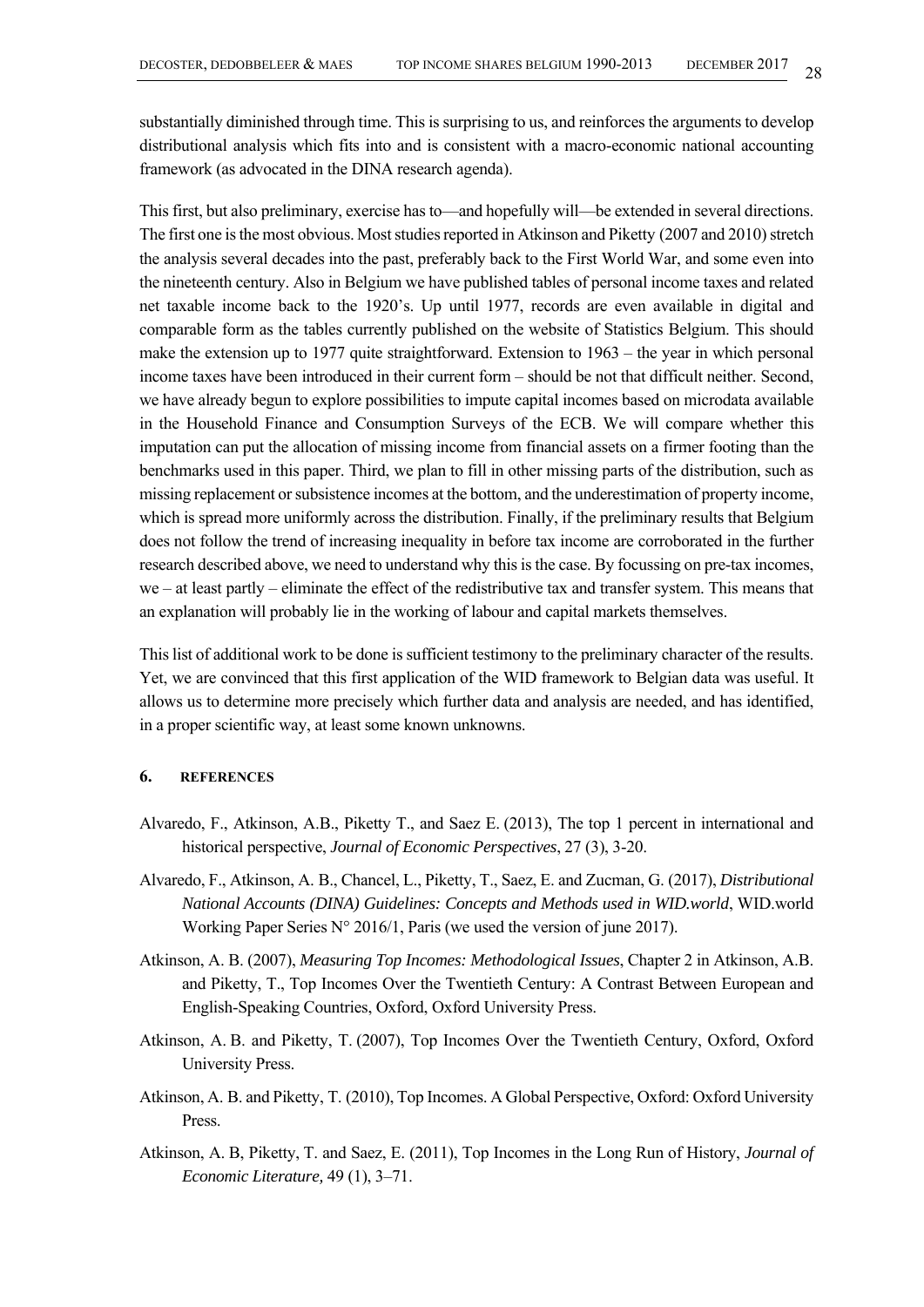substantially diminished through time. This is surprising to us, and reinforces the arguments to develop distributional analysis which fits into and is consistent with a macro-economic national accounting framework (as advocated in the DINA research agenda).

This first, but also preliminary, exercise has to—and hopefully will—be extended in several directions. The first one is the most obvious. Most studies reported in Atkinson and Piketty (2007 and 2010) stretch the analysis several decades into the past, preferably back to the First World War, and some even into the nineteenth century. Also in Belgium we have published tables of personal income taxes and related net taxable income back to the 1920's. Up until 1977, records are even available in digital and comparable form as the tables currently published on the website of Statistics Belgium. This should make the extension up to 1977 quite straightforward. Extension to 1963 – the year in which personal income taxes have been introduced in their current form – should be not that difficult neither. Second, we have already begun to explore possibilities to impute capital incomes based on microdata available in the Household Finance and Consumption Surveys of the ECB. We will compare whether this imputation can put the allocation of missing income from financial assets on a firmer footing than the benchmarks used in this paper. Third, we plan to fill in other missing parts of the distribution, such as missing replacement or subsistence incomes at the bottom, and the underestimation of property income, which is spread more uniformly across the distribution. Finally, if the preliminary results that Belgium does not follow the trend of increasing inequality in before tax income are corroborated in the further research described above, we need to understand why this is the case. By focussing on pre-tax incomes, we – at least partly – eliminate the effect of the redistributive tax and transfer system. This means that an explanation will probably lie in the working of labour and capital markets themselves.

This list of additional work to be done is sufficient testimony to the preliminary character of the results. Yet, we are convinced that this first application of the WID framework to Belgian data was useful. It allows us to determine more precisely which further data and analysis are needed, and has identified, in a proper scientific way, at least some known unknowns.

## 6. REFERENCES

Alvaredo, F., Atkinson, A.B., Piketty T., and Saez E. (2013), The top 1 percent in international and historical perspective, *Journal of Economic Perspectives*, 27 (3), 3-20.

Alvaredo, F., Atkinson, A. B., Chancel, L., Piketty, T., Saez, E. and Zucman, G. (2017), *Distributional National Accounts (DINA) Guidelines: Concepts and Methods used in WID.world*, WID.world Working Paper Series N° 2016/1, Paris (we used the version of june 2017).

Atkinson, A. B. (2007), *Measuring Top Incomes: Methodological Issues*, Chapter 2 in Atkinson, A.B. and Piketty, T., Top Incomes Over the Twentieth Century: A Contrast Between European and English-Speaking Countries, Oxford, Oxford University Press.

Atkinson, A. B. and Piketty, T. (2007), Top Incomes Over the Twentieth Century, Oxford, Oxford University Press.

Atkinson, A. B. and Piketty, T. (2010), Top Incomes. A Global Perspective, Oxford: Oxford University Press.

Atkinson, A. B, Piketty, T. and Saez, E. (2011), Top Incomes in the Long Run of History, *Journal of Economic Literature,* 49 (1), 3–71.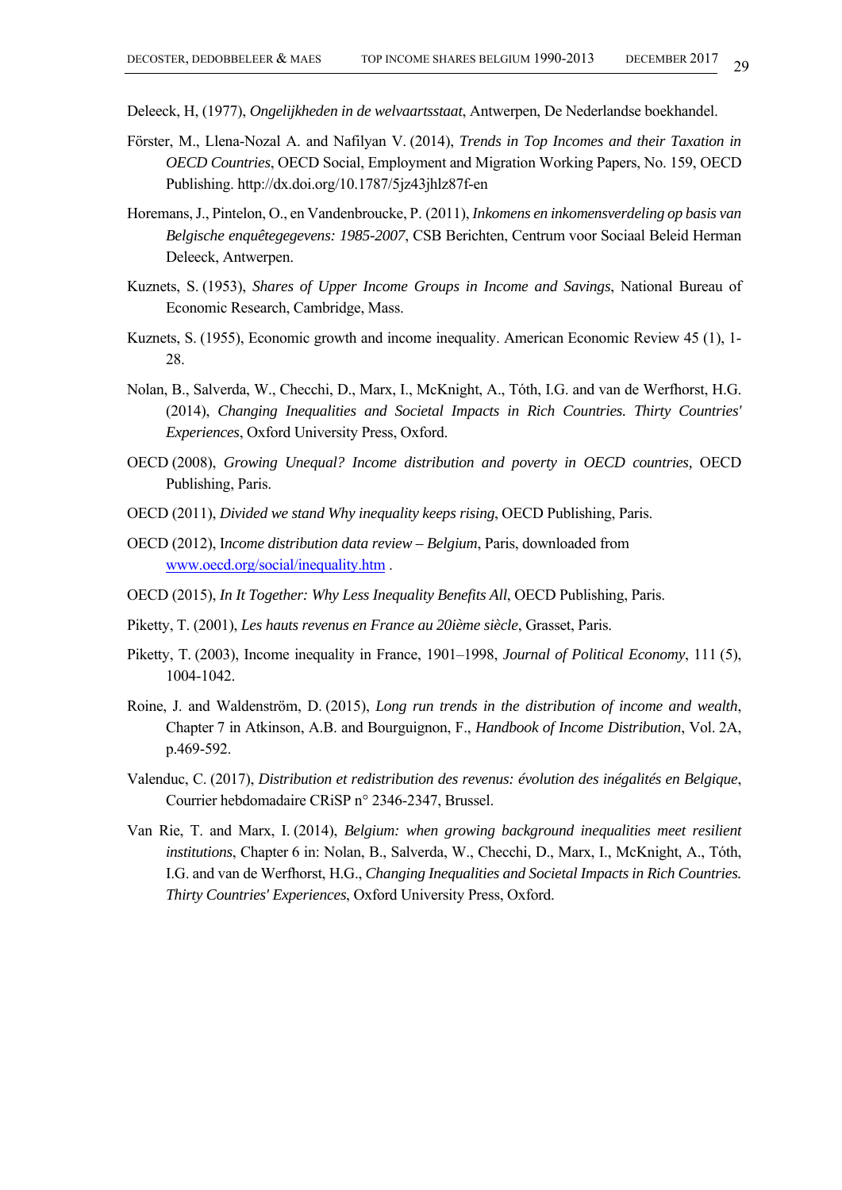Deleeck, H, (1977), *Ongelijkheden in de welvaartsstaat*, Antwerpen, De Nederlandse boekhandel.

Förster, M., Llena-Nozal A. and Nafilyan V. (2014), *Trends in Top Incomes and their Taxation in OECD Countries*, OECD Social, Employment and Migration Working Papers, No. 159, OECD Publishing. http://dx.doi.org/10.1787/5jz43jhlz87f-en

Horemans, J., Pintelon, O., en Vandenbroucke, P. (2011), *Inkomens en inkomensverdeling op basis van Belgische enquêtegegevens: 1985-2007*, CSB Berichten, Centrum voor Sociaal Beleid Herman Deleeck, Antwerpen.

Kuznets, S. (1953), *Shares of Upper Income Groups in Income and Savings*, National Bureau of Economic Research, Cambridge, Mass.

Kuznets, S. (1955), Economic growth and income inequality. American Economic Review 45 (1), 1-28.

Nolan, B., Salverda, W., Checchi, D., Marx, I., McKnight, A., Tóth, I.G. and van de Werfhorst, H.G. (2014), *Changing Inequalities and Societal Impacts in Rich Countries. Thirty Countries' Experiences*, Oxford University Press, Oxford.

OECD (2008), *Growing Unequal? Income distribution and poverty in OECD countries*, OECD Publishing, Paris.

OECD (2011), *Divided we stand Why inequality keeps rising*, OECD Publishing, Paris.

OECD (2012), I*ncome distribution data review – Belgium*, Paris, downloaded from www.oecd.org/social/inequality.htm .

OECD (2015), *In It Together: Why Less Inequality Benefits All*, OECD Publishing, Paris.

Piketty, T. (2001), *Les hauts revenus en France au 20ième siècle*, Grasset, Paris.

Piketty, T. (2003), Income inequality in France, 1901–1998, *Journal of Political Economy*, 111 (5), 1004-1042.

Roine, J. and Waldenström, D. (2015), *Long run trends in the distribution of income and wealth*, Chapter 7 in Atkinson, A.B. and Bourguignon, F., *Handbook of Income Distribution*, Vol. 2A, p.469-592.

Valenduc, C. (2017), *Distribution et redistribution des revenus: évolution des inégalités en Belgique*, Courrier hebdomadaire CRiSP n° 2346-2347, Brussel.

Van Rie, T. and Marx, I. (2014), *Belgium: when growing background inequalities meet resilient institutions*, Chapter 6 in: Nolan, B., Salverda, W., Checchi, D., Marx, I., McKnight, A., Tóth, I.G. and van de Werfhorst, H.G., *Changing Inequalities and Societal Impacts in Rich Countries. Thirty Countries' Experiences*, Oxford University Press, Oxford.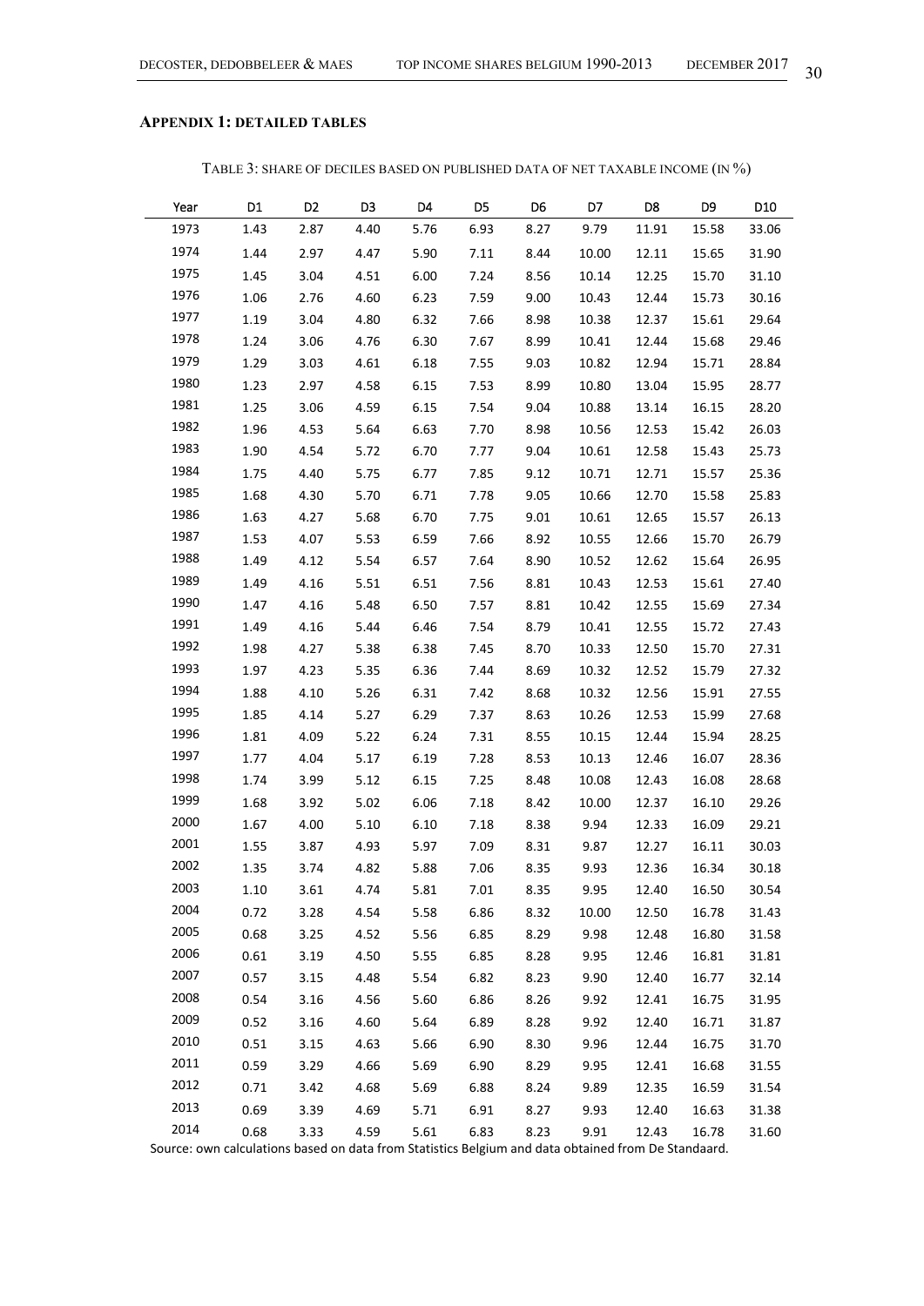## Appendix 1: Detailed Tables

TABLE 3: SHARE OF DECILES BASED ON PUBLISHED DATA OF NET TAXABLE INCOME (IN %)

| Year | D1 | D2 | D3 | D4 | D5 | D6 | D7 | D8 | D9 | D10 |
|---|---|---|---|---|---|---|---|---|---|---|
| 1973 | 1.43 | 2.87 | 4.40 | 5.76 | 6.93 | 8.27 | 9.79 | 11.91 | 15.58 | 33.06 |
| 1974 | 1.44 | 2.97 | 4.47 | 5.90 | 7.11 | 8.44 | 10.00 | 12.11 | 15.65 | 31.90 |
| 1975 | 1.45 | 3.04 | 4.51 | 6.00 | 7.24 | 8.56 | 10.14 | 12.25 | 15.70 | 31.10 |
| 1976 | 1.06 | 2.76 | 4.60 | 6.23 | 7.59 | 9.00 | 10.43 | 12.44 | 15.73 | 30.16 |
| 1977 | 1.19 | 3.04 | 4.80 | 6.32 | 7.66 | 8.98 | 10.38 | 12.37 | 15.61 | 29.64 |
| 1978 | 1.24 | 3.06 | 4.76 | 6.30 | 7.67 | 8.99 | 10.41 | 12.44 | 15.68 | 29.46 |
| 1979 | 1.29 | 3.03 | 4.61 | 6.18 | 7.55 | 9.03 | 10.82 | 12.94 | 15.71 | 28.84 |
| 1980 | 1.23 | 2.97 | 4.58 | 6.15 | 7.53 | 8.99 | 10.80 | 13.04 | 15.95 | 28.77 |
| 1981 | 1.25 | 3.06 | 4.59 | 6.15 | 7.54 | 9.04 | 10.88 | 13.14 | 16.15 | 28.20 |
| 1982 | 1.96 | 4.53 | 5.64 | 6.63 | 7.70 | 8.98 | 10.56 | 12.53 | 15.42 | 26.03 |
| 1983 | 1.90 | 4.54 | 5.72 | 6.70 | 7.77 | 9.04 | 10.61 | 12.58 | 15.43 | 25.73 |
| 1984 | 1.75 | 4.40 | 5.75 | 6.77 | 7.85 | 9.12 | 10.71 | 12.71 | 15.57 | 25.36 |
| 1985 | 1.68 | 4.30 | 5.70 | 6.71 | 7.78 | 9.05 | 10.66 | 12.70 | 15.58 | 25.83 |
| 1986 | 1.63 | 4.27 | 5.68 | 6.70 | 7.75 | 9.01 | 10.61 | 12.65 | 15.57 | 26.13 |
| 1987 | 1.53 | 4.07 | 5.53 | 6.59 | 7.66 | 8.92 | 10.55 | 12.66 | 15.70 | 26.79 |
| 1988 | 1.49 | 4.12 | 5.54 | 6.57 | 7.64 | 8.90 | 10.52 | 12.62 | 15.64 | 26.95 |
| 1989 | 1.49 | 4.16 | 5.51 | 6.51 | 7.56 | 8.81 | 10.43 | 12.53 | 15.61 | 27.40 |
| 1990 | 1.47 | 4.16 | 5.48 | 6.50 | 7.57 | 8.81 | 10.42 | 12.55 | 15.69 | 27.34 |
| 1991 | 1.49 | 4.16 | 5.44 | 6.46 | 7.54 | 8.79 | 10.41 | 12.55 | 15.72 | 27.43 |
| 1992 | 1.98 | 4.27 | 5.38 | 6.38 | 7.45 | 8.70 | 10.33 | 12.50 | 15.70 | 27.31 |
| 1993 | 1.97 | 4.23 | 5.35 | 6.36 | 7.44 | 8.69 | 10.32 | 12.52 | 15.79 | 27.32 |
| 1994 | 1.88 | 4.10 | 5.26 | 6.31 | 7.42 | 8.68 | 10.32 | 12.56 | 15.91 | 27.55 |
| 1995 | 1.85 | 4.14 | 5.27 | 6.29 | 7.37 | 8.63 | 10.26 | 12.53 | 15.99 | 27.68 |
| 1996 | 1.81 | 4.09 | 5.22 | 6.24 | 7.31 | 8.55 | 10.15 | 12.44 | 15.94 | 28.25 |
| 1997 | 1.77 | 4.04 | 5.17 | 6.19 | 7.28 | 8.53 | 10.13 | 12.46 | 16.07 | 28.36 |
| 1998 | 1.74 | 3.99 | 5.12 | 6.15 | 7.25 | 8.48 | 10.08 | 12.43 | 16.08 | 28.68 |
| 1999 | 1.68 | 3.92 | 5.02 | 6.06 | 7.18 | 8.42 | 10.00 | 12.37 | 16.10 | 29.26 |
| 2000 | 1.67 | 4.00 | 5.10 | 6.10 | 7.18 | 8.38 | 9.94 | 12.33 | 16.09 | 29.21 |
| 2001 | 1.55 | 3.87 | 4.93 | 5.97 | 7.09 | 8.31 | 9.87 | 12.27 | 16.11 | 30.03 |
| 2002 | 1.35 | 3.74 | 4.82 | 5.88 | 7.06 | 8.35 | 9.93 | 12.36 | 16.34 | 30.18 |
| 2003 | 1.10 | 3.61 | 4.74 | 5.81 | 7.01 | 8.35 | 9.95 | 12.40 | 16.50 | 30.54 |
| 2004 | 0.72 | 3.28 | 4.54 | 5.58 | 6.86 | 8.32 | 10.00 | 12.50 | 16.78 | 31.43 |
| 2005 | 0.68 | 3.25 | 4.52 | 5.56 | 6.85 | 8.29 | 9.98 | 12.48 | 16.80 | 31.58 |
| 2006 | 0.61 | 3.19 | 4.50 | 5.55 | 6.85 | 8.28 | 9.95 | 12.46 | 16.81 | 31.81 |
| 2007 | 0.57 | 3.15 | 4.48 | 5.54 | 6.82 | 8.23 | 9.90 | 12.40 | 16.77 | 32.14 |
| 2008 | 0.54 | 3.16 | 4.56 | 5.60 | 6.86 | 8.26 | 9.92 | 12.41 | 16.75 | 31.95 |
| 2009 | 0.52 | 3.16 | 4.60 | 5.64 | 6.89 | 8.28 | 9.92 | 12.40 | 16.71 | 31.87 |
| 2010 | 0.51 | 3.15 | 4.63 | 5.66 | 6.90 | 8.30 | 9.96 | 12.44 | 16.75 | 31.70 |
| 2011 | 0.59 | 3.29 | 4.66 | 5.69 | 6.90 | 8.29 | 9.95 | 12.41 | 16.68 | 31.55 |
| 2012 | 0.71 | 3.42 | 4.68 | 5.69 | 6.88 | 8.24 | 9.89 | 12.35 | 16.59 | 31.54 |
| 2013 | 0.69 | 3.39 | 4.69 | 5.71 | 6.91 | 8.27 | 9.93 | 12.40 | 16.63 | 31.38 |
| 2014 | 0.68 | 3.33 | 4.59 | 5.61 | 6.83 | 8.23 | 9.91 | 12.43 | 16.78 | 31.60 |

Source: own calculations based on data from Statistics Belgium and data obtained from De Standaard.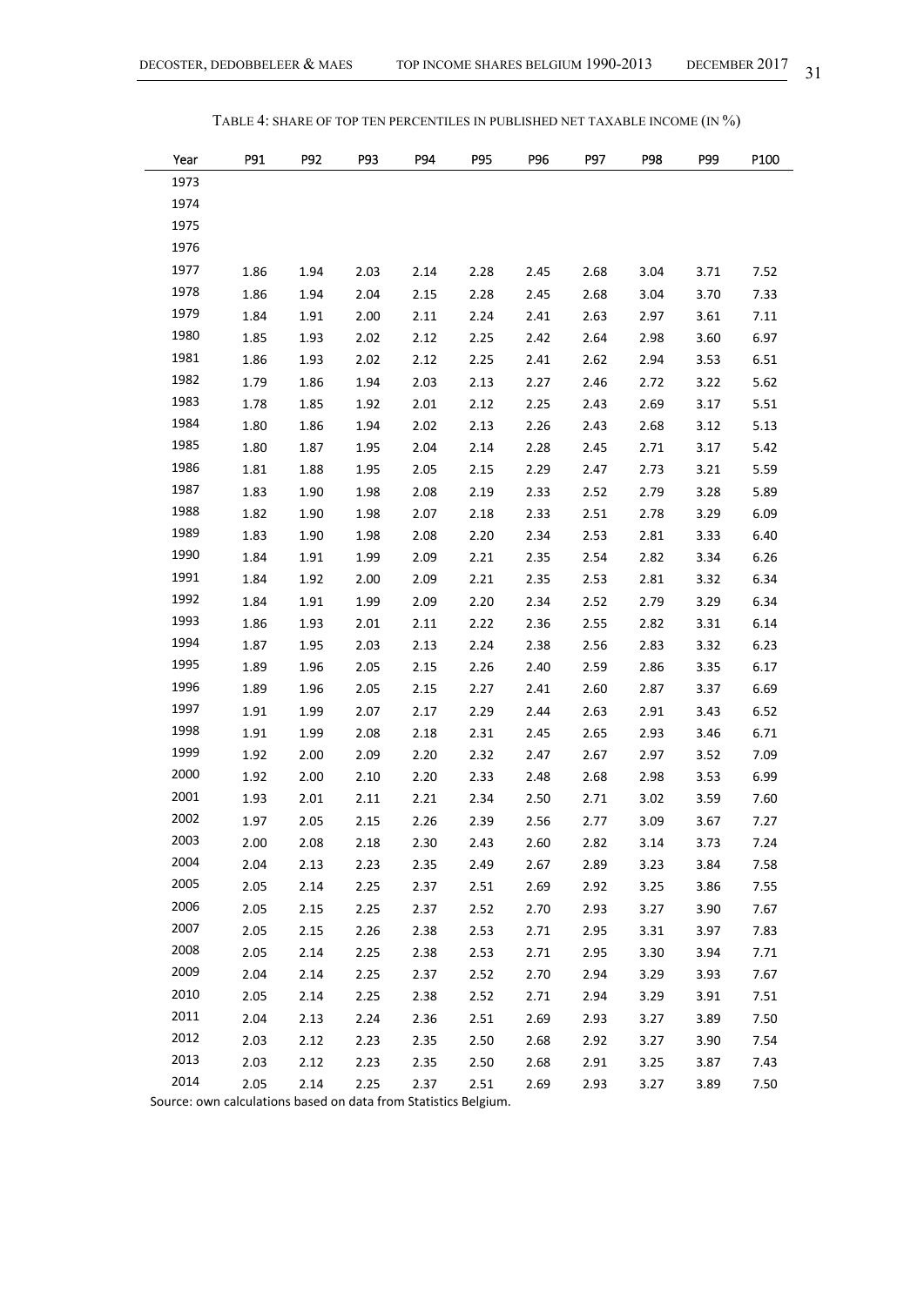TABLE 4: SHARE OF TOP TEN PERCENTILES IN PUBLISHED NET TAXABLE INCOME (IN %)

| Year | P91 | P92 | P93 | P94 | P95 | P96 | P97 | P98 | P99 | P100 |
|---|---|---|---|---|---|---|---|---|---|---|
| 1973 | | | | | | | | | | |
| 1974 | | | | | | | | | | |
| 1975 | | | | | | | | | | |
| 1976 | | | | | | | | | | |
| 1977 | 1.86 | 1.94 | 2.03 | 2.14 | 2.28 | 2.45 | 2.68 | 3.04 | 3.71 | 7.52 |
| 1978 | 1.86 | 1.94 | 2.04 | 2.15 | 2.28 | 2.45 | 2.68 | 3.04 | 3.70 | 7.33 |
| 1979 | 1.84 | 1.91 | 2.00 | 2.11 | 2.24 | 2.41 | 2.63 | 2.97 | 3.61 | 7.11 |
| 1980 | 1.85 | 1.93 | 2.02 | 2.12 | 2.25 | 2.42 | 2.64 | 2.98 | 3.60 | 6.97 |
| 1981 | 1.86 | 1.93 | 2.02 | 2.12 | 2.25 | 2.41 | 2.62 | 2.94 | 3.53 | 6.51 |
| 1982 | 1.79 | 1.86 | 1.94 | 2.03 | 2.13 | 2.27 | 2.46 | 2.72 | 3.22 | 5.62 |
| 1983 | 1.78 | 1.85 | 1.92 | 2.01 | 2.12 | 2.25 | 2.43 | 2.69 | 3.17 | 5.51 |
| 1984 | 1.80 | 1.86 | 1.94 | 2.02 | 2.13 | 2.26 | 2.43 | 2.68 | 3.12 | 5.13 |
| 1985 | 1.80 | 1.87 | 1.95 | 2.04 | 2.14 | 2.28 | 2.45 | 2.71 | 3.17 | 5.42 |
| 1986 | 1.81 | 1.88 | 1.95 | 2.05 | 2.15 | 2.29 | 2.47 | 2.73 | 3.21 | 5.59 |
| 1987 | 1.83 | 1.90 | 1.98 | 2.08 | 2.19 | 2.33 | 2.52 | 2.79 | 3.28 | 5.89 |
| 1988 | 1.82 | 1.90 | 1.98 | 2.07 | 2.18 | 2.33 | 2.51 | 2.78 | 3.29 | 6.09 |
| 1989 | 1.83 | 1.90 | 1.98 | 2.08 | 2.20 | 2.34 | 2.53 | 2.81 | 3.33 | 6.40 |
| 1990 | 1.84 | 1.91 | 1.99 | 2.09 | 2.21 | 2.35 | 2.54 | 2.82 | 3.34 | 6.26 |
| 1991 | 1.84 | 1.92 | 2.00 | 2.09 | 2.21 | 2.35 | 2.53 | 2.81 | 3.32 | 6.34 |
| 1992 | 1.84 | 1.91 | 1.99 | 2.09 | 2.20 | 2.34 | 2.52 | 2.79 | 3.29 | 6.34 |
| 1993 | 1.86 | 1.93 | 2.01 | 2.11 | 2.22 | 2.36 | 2.55 | 2.82 | 3.31 | 6.14 |
| 1994 | 1.87 | 1.95 | 2.03 | 2.13 | 2.24 | 2.38 | 2.56 | 2.83 | 3.32 | 6.23 |
| 1995 | 1.89 | 1.96 | 2.05 | 2.15 | 2.26 | 2.40 | 2.59 | 2.86 | 3.35 | 6.17 |
| 1996 | 1.89 | 1.96 | 2.05 | 2.15 | 2.27 | 2.41 | 2.60 | 2.87 | 3.37 | 6.69 |
| 1997 | 1.91 | 1.99 | 2.07 | 2.17 | 2.29 | 2.44 | 2.63 | 2.91 | 3.43 | 6.52 |
| 1998 | 1.91 | 1.99 | 2.08 | 2.18 | 2.31 | 2.45 | 2.65 | 2.93 | 3.46 | 6.71 |
| 1999 | 1.92 | 2.00 | 2.09 | 2.20 | 2.32 | 2.47 | 2.67 | 2.97 | 3.52 | 7.09 |
| 2000 | 1.92 | 2.00 | 2.10 | 2.20 | 2.33 | 2.48 | 2.68 | 2.98 | 3.53 | 6.99 |
| 2001 | 1.93 | 2.01 | 2.11 | 2.21 | 2.34 | 2.50 | 2.71 | 3.02 | 3.59 | 7.60 |
| 2002 | 1.97 | 2.05 | 2.15 | 2.26 | 2.39 | 2.56 | 2.77 | 3.09 | 3.67 | 7.27 |
| 2003 | 2.00 | 2.08 | 2.18 | 2.30 | 2.43 | 2.60 | 2.82 | 3.14 | 3.73 | 7.24 |
| 2004 | 2.04 | 2.13 | 2.23 | 2.35 | 2.49 | 2.67 | 2.89 | 3.23 | 3.84 | 7.58 |
| 2005 | 2.05 | 2.14 | 2.25 | 2.37 | 2.51 | 2.69 | 2.92 | 3.25 | 3.86 | 7.55 |
| 2006 | 2.05 | 2.15 | 2.25 | 2.37 | 2.52 | 2.70 | 2.93 | 3.27 | 3.90 | 7.67 |
| 2007 | 2.05 | 2.15 | 2.26 | 2.38 | 2.53 | 2.71 | 2.95 | 3.31 | 3.97 | 7.83 |
| 2008 | 2.05 | 2.14 | 2.25 | 2.38 | 2.53 | 2.71 | 2.95 | 3.30 | 3.94 | 7.71 |
| 2009 | 2.04 | 2.14 | 2.25 | 2.37 | 2.52 | 2.70 | 2.94 | 3.29 | 3.93 | 7.67 |
| 2010 | 2.05 | 2.14 | 2.25 | 2.38 | 2.52 | 2.71 | 2.94 | 3.29 | 3.91 | 7.51 |
| 2011 | 2.04 | 2.13 | 2.24 | 2.36 | 2.51 | 2.69 | 2.93 | 3.27 | 3.89 | 7.50 |
| 2012 | 2.03 | 2.12 | 2.23 | 2.35 | 2.50 | 2.68 | 2.92 | 3.27 | 3.90 | 7.54 |
| 2013 | 2.03 | 2.12 | 2.23 | 2.35 | 2.50 | 2.68 | 2.91 | 3.25 | 3.87 | 7.43 |
| 2014 | 2.05 | 2.14 | 2.25 | 2.37 | 2.51 | 2.69 | 2.93 | 3.27 | 3.89 | 7.50 |

Source: own calculations based on data from Statistics Belgium.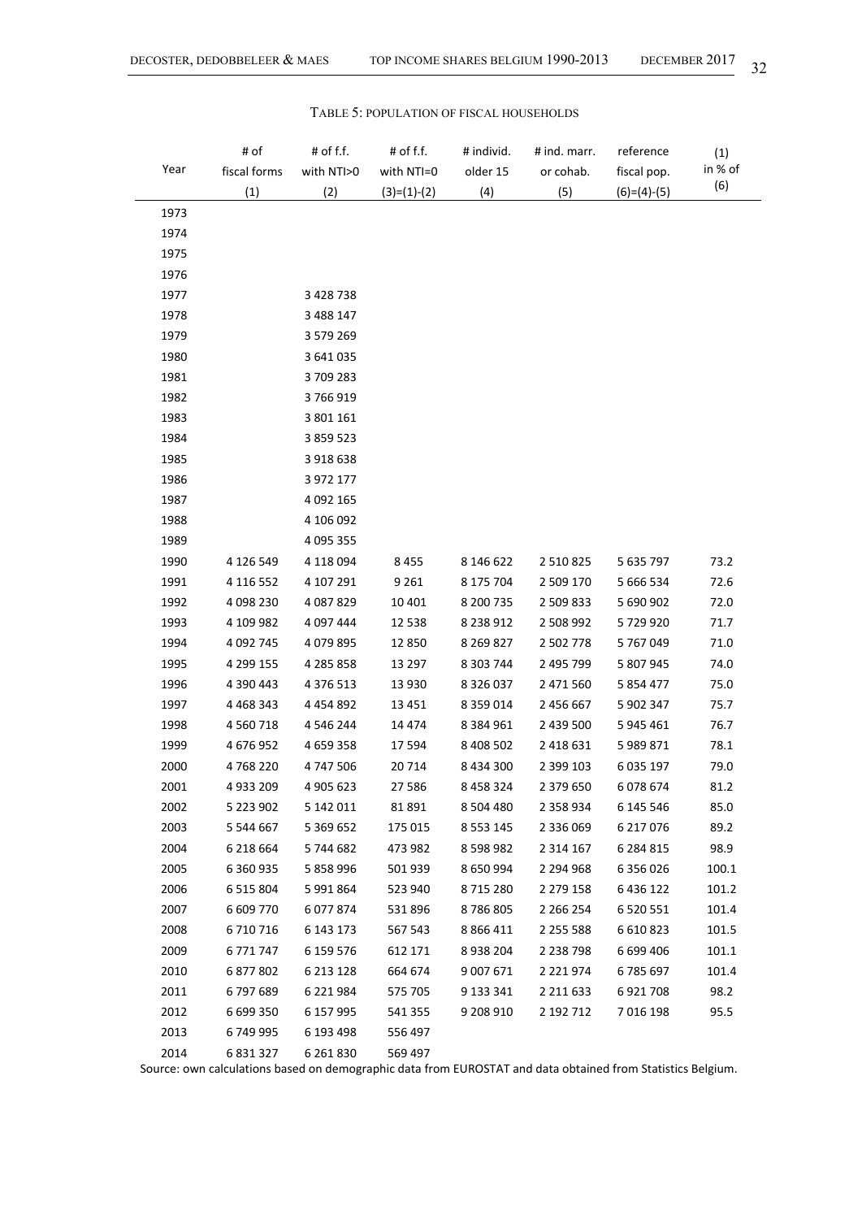TABLE 5: POPULATION OF FISCAL HOUSEHOLDS

| Year | # of fiscal forms (1) | # of f.f. with NTI>0 (2) | # of f.f. with NTI=0 (3)=(1)-(2) | # individ. older 15 (4) | # ind. marr. or cohab. (5) | reference fiscal pop. (6)=(4)-(5) | (1) in % of (6) |
|---|---|---|---|---|---|---|---|
| 1973 | | | | | | | |
| 1974 | | | | | | | |
| 1975 | | | | | | | |
| 1976 | | | | | | | |
| 1977 | | 3 428 738 | | | | | |
| 1978 | | 3 488 147 | | | | | |
| 1979 | | 3 579 269 | | | | | |
| 1980 | | 3 641 035 | | | | | |
| 1981 | | 3 709 283 | | | | | |
| 1982 | | 3 766 919 | | | | | |
| 1983 | | 3 801 161 | | | | | |
| 1984 | | 3 859 523 | | | | | |
| 1985 | | 3 918 638 | | | | | |
| 1986 | | 3 972 177 | | | | | |
| 1987 | | 4 092 165 | | | | | |
| 1988 | | 4 106 092 | | | | | |
| 1989 | | 4 095 355 | | | | | |
| 1990 | 4 126 549 | 4 118 094 | 8 455 | 8 146 622 | 2 510 825 | 5 635 797 | 73.2 |
| 1991 | 4 116 552 | 4 107 291 | 9 261 | 8 175 704 | 2 509 170 | 5 666 534 | 72.6 |
| 1992 | 4 098 230 | 4 087 829 | 10 401 | 8 200 735 | 2 509 833 | 5 690 902 | 72.0 |
| 1993 | 4 109 982 | 4 097 444 | 12 538 | 8 238 912 | 2 508 992 | 5 729 920 | 71.7 |
| 1994 | 4 092 745 | 4 079 895 | 12 850 | 8 269 827 | 2 502 778 | 5 767 049 | 71.0 |
| 1995 | 4 299 155 | 4 285 858 | 13 297 | 8 303 744 | 2 495 799 | 5 807 945 | 74.0 |
| 1996 | 4 390 443 | 4 376 513 | 13 930 | 8 326 037 | 2 471 560 | 5 854 477 | 75.0 |
| 1997 | 4 468 343 | 4 454 892 | 13 451 | 8 359 014 | 2 456 667 | 5 902 347 | 75.7 |
| 1998 | 4 560 718 | 4 546 244 | 14 474 | 8 384 961 | 2 439 500 | 5 945 461 | 76.7 |
| 1999 | 4 676 952 | 4 659 358 | 17 594 | 8 408 502 | 2 418 631 | 5 989 871 | 78.1 |
| 2000 | 4 768 220 | 4 747 506 | 20 714 | 8 434 300 | 2 399 103 | 6 035 197 | 79.0 |
| 2001 | 4 933 209 | 4 905 623 | 27 586 | 8 458 324 | 2 379 650 | 6 078 674 | 81.2 |
| 2002 | 5 223 902 | 5 142 011 | 81 891 | 8 504 480 | 2 358 934 | 6 145 546 | 85.0 |
| 2003 | 5 544 667 | 5 369 652 | 175 015 | 8 553 145 | 2 336 069 | 6 217 076 | 89.2 |
| 2004 | 6 218 664 | 5 744 682 | 473 982 | 8 598 982 | 2 314 167 | 6 284 815 | 98.9 |
| 2005 | 6 360 935 | 5 858 996 | 501 939 | 8 650 994 | 2 294 968 | 6 356 026 | 100.1 |
| 2006 | 6 515 804 | 5 991 864 | 523 940 | 8 715 280 | 2 279 158 | 6 436 122 | 101.2 |
| 2007 | 6 609 770 | 6 077 874 | 531 896 | 8 786 805 | 2 266 254 | 6 520 551 | 101.4 |
| 2008 | 6 710 716 | 6 143 173 | 567 543 | 8 866 411 | 2 255 588 | 6 610 823 | 101.5 |
| 2009 | 6 771 747 | 6 159 576 | 612 171 | 8 938 204 | 2 238 798 | 6 699 406 | 101.1 |
| 2010 | 6 877 802 | 6 213 128 | 664 674 | 9 007 671 | 2 221 974 | 6 785 697 | 101.4 |
| 2011 | 6 797 689 | 6 221 984 | 575 705 | 9 133 341 | 2 211 633 | 6 921 708 | 98.2 |
| 2012 | 6 699 350 | 6 157 995 | 541 355 | 9 208 910 | 2 192 712 | 7 016 198 | 95.5 |
| 2013 | 6 749 995 | 6 193 498 | 556 497 | | | | |
| 2014 | 6 831 327 | 6 261 830 | 569 497 | | | | |

Source: own calculations based on demographic data from EUROSTAT and data obtained from Statistics Belgium.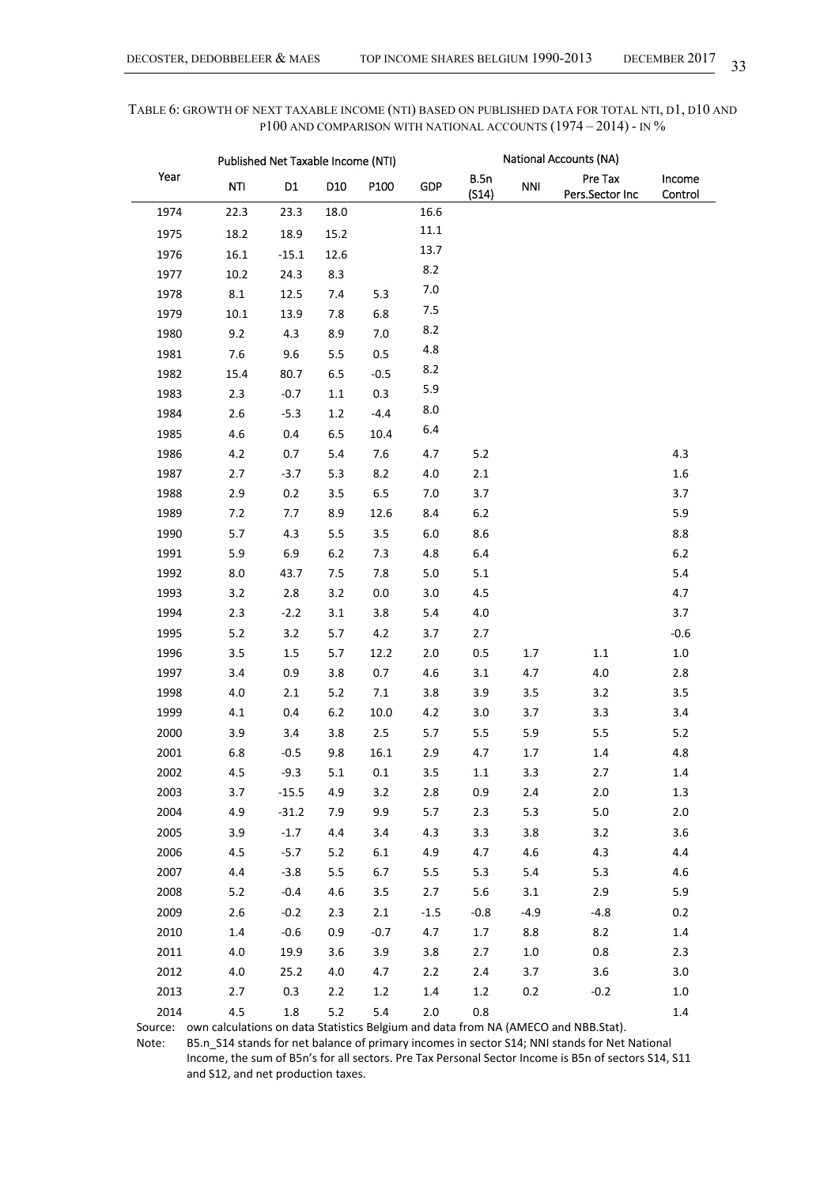TABLE 6: GROWTH OF NEXT TAXABLE INCOME (NTI) BASED ON PUBLISHED DATA FOR TOTAL NTI, D1, D10 AND P100 AND COMPARISON WITH NATIONAL ACCOUNTS (1974 – 2014) - IN %

| Year | Published Net Taxable Income (NTI) | | | | National Accounts (NA) | | | | |
|---|---|---|---|---|---|---|---|---|---|
| | NTI | D1 | D10 | P100 | GDP | B.5n (S14) | NNI | Pre Tax Pers.Sector Inc | Income Control |
| 1974 | 22.3 | 23.3 | 18.0 | | 16.6 | | | | |
| 1975 | 18.2 | 18.9 | 15.2 | | 11.1 | | | | |
| 1976 | 16.1 | -15.1 | 12.6 | | 13.7 | | | | |
| 1977 | 10.2 | 24.3 | 8.3 | | 8.2 | | | | |
| 1978 | 8.1 | 12.5 | 7.4 | 5.3 | 7.0 | | | | |
| 1979 | 10.1 | 13.9 | 7.8 | 6.8 | 7.5 | | | | |
| 1980 | 9.2 | 4.3 | 8.9 | 7.0 | 8.2 | | | | |
| 1981 | 7.6 | 9.6 | 5.5 | 0.5 | 4.8 | | | | |
| 1982 | 15.4 | 80.7 | 6.5 | -0.5 | 8.2 | | | | |
| 1983 | 2.3 | -0.7 | 1.1 | 0.3 | 5.9 | | | | |
| 1984 | 2.6 | -5.3 | 1.2 | -4.4 | 8.0 | | | | |
| 1985 | 4.6 | 0.4 | 6.5 | 10.4 | 6.4 | | | | |
| 1986 | 4.2 | 0.7 | 5.4 | 7.6 | 4.7 | 5.2 | | | 4.3 |
| 1987 | 2.7 | -3.7 | 5.3 | 8.2 | 4.0 | 2.1 | | | 1.6 |
| 1988 | 2.9 | 0.2 | 3.5 | 6.5 | 7.0 | 3.7 | | | 3.7 |
| 1989 | 7.2 | 7.7 | 8.9 | 12.6 | 8.4 | 6.2 | | | 5.9 |
| 1990 | 5.7 | 4.3 | 5.5 | 3.5 | 6.0 | 8.6 | | | 8.8 |
| 1991 | 5.9 | 6.9 | 6.2 | 7.3 | 4.8 | 6.4 | | | 6.2 |
| 1992 | 8.0 | 43.7 | 7.5 | 7.8 | 5.0 | 5.1 | | | 5.4 |
| 1993 | 3.2 | 2.8 | 3.2 | 0.0 | 3.0 | 4.5 | | | 4.7 |
| 1994 | 2.3 | -2.2 | 3.1 | 3.8 | 5.4 | 4.0 | | | 3.7 |
| 1995 | 5.2 | 3.2 | 5.7 | 4.2 | 3.7 | 2.7 | | | -0.6 |
| 1996 | 3.5 | 1.5 | 5.7 | 12.2 | 2.0 | 0.5 | 1.7 | 1.1 | 1.0 |
| 1997 | 3.4 | 0.9 | 3.8 | 0.7 | 4.6 | 3.1 | 4.7 | 4.0 | 2.8 |
| 1998 | 4.0 | 2.1 | 5.2 | 7.1 | 3.8 | 3.9 | 3.5 | 3.2 | 3.5 |
| 1999 | 4.1 | 0.4 | 6.2 | 10.0 | 4.2 | 3.0 | 3.7 | 3.3 | 3.4 |
| 2000 | 3.9 | 3.4 | 3.8 | 2.5 | 5.7 | 5.5 | 5.9 | 5.5 | 5.2 |
| 2001 | 6.8 | -0.5 | 9.8 | 16.1 | 2.9 | 4.7 | 1.7 | 1.4 | 4.8 |
| 2002 | 4.5 | -9.3 | 5.1 | 0.1 | 3.5 | 1.1 | 3.3 | 2.7 | 1.4 |
| 2003 | 3.7 | -15.5 | 4.9 | 3.2 | 2.8 | 0.9 | 2.4 | 2.0 | 1.3 |
| 2004 | 4.9 | -31.2 | 7.9 | 9.9 | 5.7 | 2.3 | 5.3 | 5.0 | 2.0 |
| 2005 | 3.9 | -1.7 | 4.4 | 3.4 | 4.3 | 3.3 | 3.8 | 3.2 | 3.6 |
| 2006 | 4.5 | -5.7 | 5.2 | 6.1 | 4.9 | 4.7 | 4.6 | 4.3 | 4.4 |
| 2007 | 4.4 | -3.8 | 5.5 | 6.7 | 5.5 | 5.3 | 5.4 | 5.3 | 4.6 |
| 2008 | 5.2 | -0.4 | 4.6 | 3.5 | 2.7 | 5.6 | 3.1 | 2.9 | 5.9 |
| 2009 | 2.6 | -0.2 | 2.3 | 2.1 | -1.5 | -0.8 | -4.9 | -4.8 | 0.2 |
| 2010 | 1.4 | -0.6 | 0.9 | -0.7 | 4.7 | 1.7 | 8.8 | 8.2 | 1.4 |
| 2011 | 4.0 | 19.9 | 3.6 | 3.9 | 3.8 | 2.7 | 1.0 | 0.8 | 2.3 |
| 2012 | 4.0 | 25.2 | 4.0 | 4.7 | 2.2 | 2.4 | 3.7 | 3.6 | 3.0 |
| 2013 | 2.7 | 0.3 | 2.2 | 1.2 | 1.4 | 1.2 | 0.2 | -0.2 | 1.0 |
| 2014 | 4.5 | 1.8 | 5.2 | 5.4 | 2.0 | 0.8 | | | 1.4 |

Source: own calculations on data Statistics Belgium and data from NA (AMECO and NBB.Stat).

Note: B5.n_S14 stands for net balance of primary incomes in sector S14; NNI stands for Net National Income, the sum of B5n's for all sectors. Pre Tax Personal Sector Income is B5n of sectors S14, S11 and S12, and net production taxes.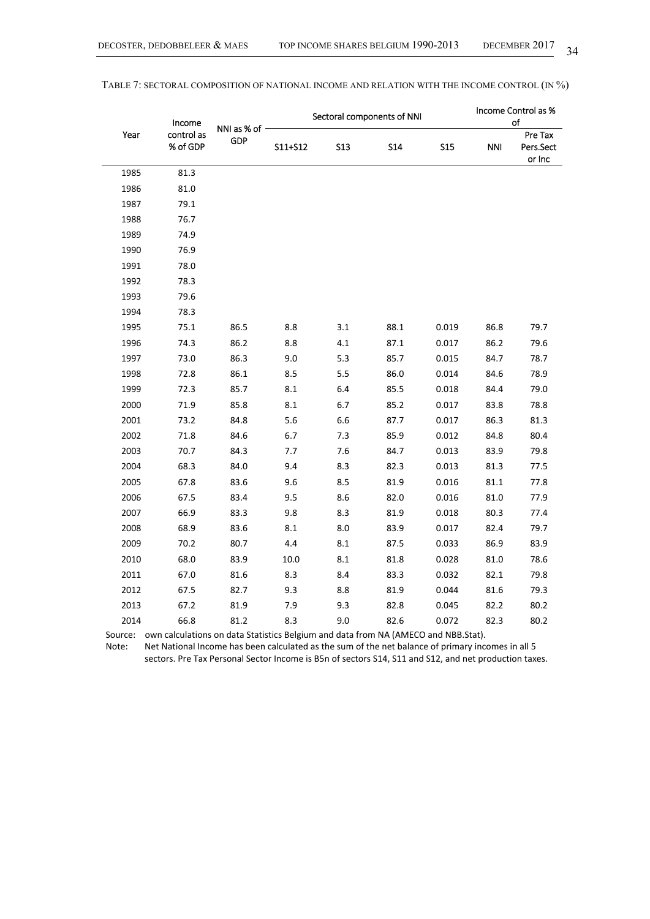TABLE 7: SECTORAL COMPOSITION OF NATIONAL INCOME AND RELATION WITH THE INCOME CONTROL (IN %)

| Year | Income control as % of GDP | NNI as % of GDP | Sectoral components of NNI | | | | Income Control as % of | |
|---|---|---|---|---|---|---|---|---|
| | | | S11+S12 | S13 | S14 | S15 | NNI | Pre Tax Pers.Sect or Inc |
| 1985 | 81.3 | | | | | | | |
| 1986 | 81.0 | | | | | | | |
| 1987 | 79.1 | | | | | | | |
| 1988 | 76.7 | | | | | | | |
| 1989 | 74.9 | | | | | | | |
| 1990 | 76.9 | | | | | | | |
| 1991 | 78.0 | | | | | | | |
| 1992 | 78.3 | | | | | | | |
| 1993 | 79.6 | | | | | | | |
| 1994 | 78.3 | | | | | | | |
| 1995 | 75.1 | 86.5 | 8.8 | 3.1 | 88.1 | 0.019 | 86.8 | 79.7 |
| 1996 | 74.3 | 86.2 | 8.8 | 4.1 | 87.1 | 0.017 | 86.2 | 79.6 |
| 1997 | 73.0 | 86.3 | 9.0 | 5.3 | 85.7 | 0.015 | 84.7 | 78.7 |
| 1998 | 72.8 | 86.1 | 8.5 | 5.5 | 86.0 | 0.014 | 84.6 | 78.9 |
| 1999 | 72.3 | 85.7 | 8.1 | 6.4 | 85.5 | 0.018 | 84.4 | 79.0 |
| 2000 | 71.9 | 85.8 | 8.1 | 6.7 | 85.2 | 0.017 | 83.8 | 78.8 |
| 2001 | 73.2 | 84.8 | 5.6 | 6.6 | 87.7 | 0.017 | 86.3 | 81.3 |
| 2002 | 71.8 | 84.6 | 6.7 | 7.3 | 85.9 | 0.012 | 84.8 | 80.4 |
| 2003 | 70.7 | 84.3 | 7.7 | 7.6 | 84.7 | 0.013 | 83.9 | 79.8 |
| 2004 | 68.3 | 84.0 | 9.4 | 8.3 | 82.3 | 0.013 | 81.3 | 77.5 |
| 2005 | 67.8 | 83.6 | 9.6 | 8.5 | 81.9 | 0.016 | 81.1 | 77.8 |
| 2006 | 67.5 | 83.4 | 9.5 | 8.6 | 82.0 | 0.016 | 81.0 | 77.9 |
| 2007 | 66.9 | 83.3 | 9.8 | 8.3 | 81.9 | 0.018 | 80.3 | 77.4 |
| 2008 | 68.9 | 83.6 | 8.1 | 8.0 | 83.9 | 0.017 | 82.4 | 79.7 |
| 2009 | 70.2 | 80.7 | 4.4 | 8.1 | 87.5 | 0.033 | 86.9 | 83.9 |
| 2010 | 68.0 | 83.9 | 10.0 | 8.1 | 81.8 | 0.028 | 81.0 | 78.6 |
| 2011 | 67.0 | 81.6 | 8.3 | 8.4 | 83.3 | 0.032 | 82.1 | 79.8 |
| 2012 | 67.5 | 82.7 | 9.3 | 8.8 | 81.9 | 0.044 | 81.6 | 79.3 |
| 2013 | 67.2 | 81.9 | 7.9 | 9.3 | 82.8 | 0.045 | 82.2 | 80.2 |
| 2014 | 66.8 | 81.2 | 8.3 | 9.0 | 82.6 | 0.072 | 82.3 | 80.2 |

Source: own calculations on data Statistics Belgium and data from NA (AMECO and NBB.Stat).
Note: Net National Income has been calculated as the sum of the net balance of primary incomes in all 5 sectors. Pre Tax Personal Sector Income is B5n of sectors S14, S11 and S12, and net production taxes.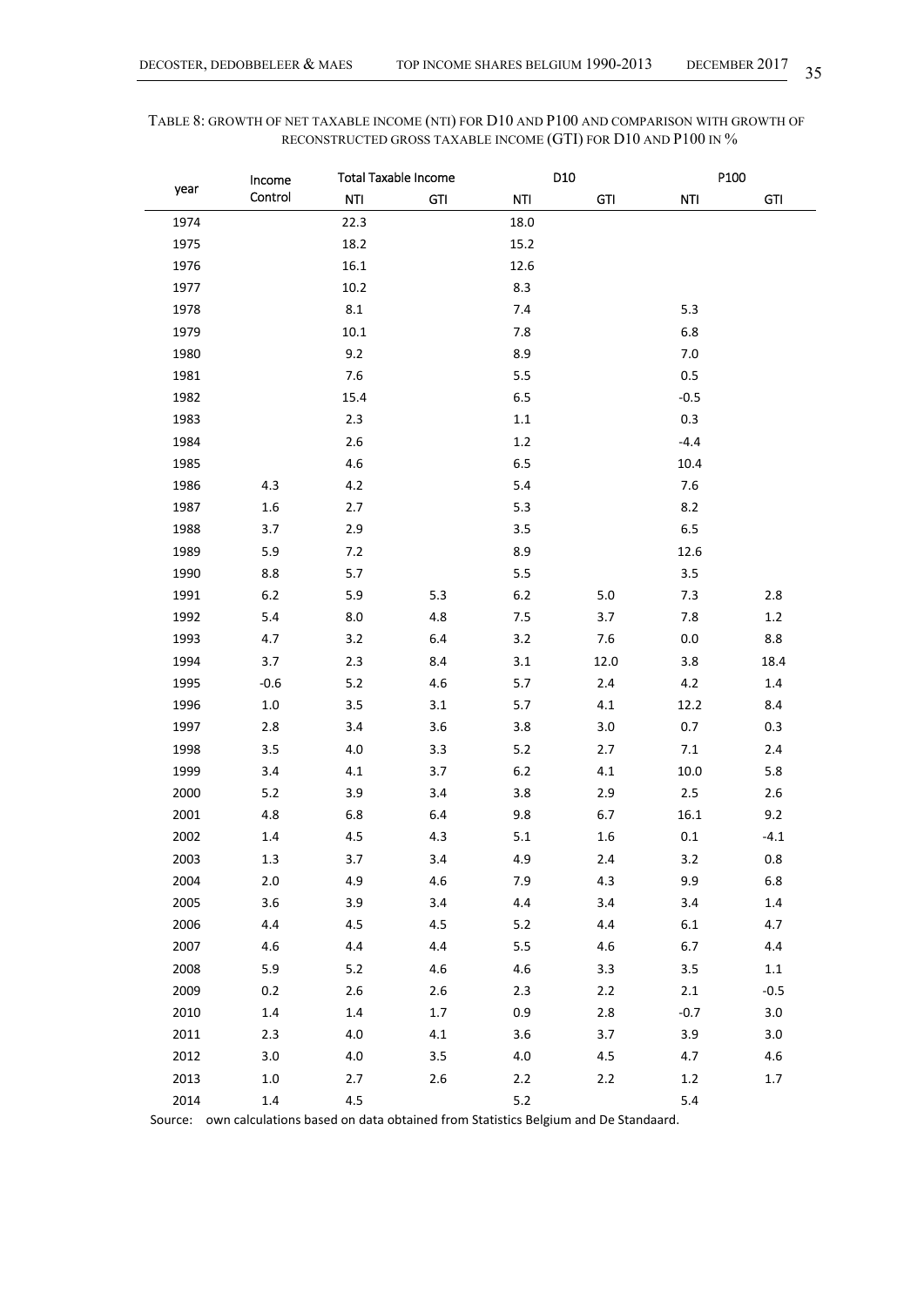TABLE 8: GROWTH OF NET TAXABLE INCOME (NTI) FOR D10 AND P100 AND COMPARISON WITH GROWTH OF RECONSTRUCTED GROSS TAXABLE INCOME (GTI) FOR D10 AND P100 IN %

| year | Income Control | Total Taxable Income | | D10 | | P100 | |
|---|---|---|---|---|---|---|---|
| | | NTI | GTI | NTI | GTI | NTI | GTI |
| 1974 | | 22.3 | | 18.0 | | | |
| 1975 | | 18.2 | | 15.2 | | | |
| 1976 | | 16.1 | | 12.6 | | | |
| 1977 | | 10.2 | | 8.3 | | | |
| 1978 | | 8.1 | | 7.4 | | 5.3 | |
| 1979 | | 10.1 | | 7.8 | | 6.8 | |
| 1980 | | 9.2 | | 8.9 | | 7.0 | |
| 1981 | | 7.6 | | 5.5 | | 0.5 | |
| 1982 | | 15.4 | | 6.5 | | -0.5 | |
| 1983 | | 2.3 | | 1.1 | | 0.3 | |
| 1984 | | 2.6 | | 1.2 | | -4.4 | |
| 1985 | | 4.6 | | 6.5 | | 10.4 | |
| 1986 | 4.3 | 4.2 | | 5.4 | | 7.6 | |
| 1987 | 1.6 | 2.7 | | 5.3 | | 8.2 | |
| 1988 | 3.7 | 2.9 | | 3.5 | | 6.5 | |
| 1989 | 5.9 | 7.2 | | 8.9 | | 12.6 | |
| 1990 | 8.8 | 5.7 | | 5.5 | | 3.5 | |
| 1991 | 6.2 | 5.9 | 5.3 | 6.2 | 5.0 | 7.3 | 2.8 |
| 1992 | 5.4 | 8.0 | 4.8 | 7.5 | 3.7 | 7.8 | 1.2 |
| 1993 | 4.7 | 3.2 | 6.4 | 3.2 | 7.6 | 0.0 | 8.8 |
| 1994 | 3.7 | 2.3 | 8.4 | 3.1 | 12.0 | 3.8 | 18.4 |
| 1995 | -0.6 | 5.2 | 4.6 | 5.7 | 2.4 | 4.2 | 1.4 |
| 1996 | 1.0 | 3.5 | 3.1 | 5.7 | 4.1 | 12.2 | 8.4 |
| 1997 | 2.8 | 3.4 | 3.6 | 3.8 | 3.0 | 0.7 | 0.3 |
| 1998 | 3.5 | 4.0 | 3.3 | 5.2 | 2.7 | 7.1 | 2.4 |
| 1999 | 3.4 | 4.1 | 3.7 | 6.2 | 4.1 | 10.0 | 5.8 |
| 2000 | 5.2 | 3.9 | 3.4 | 3.8 | 2.9 | 2.5 | 2.6 |
| 2001 | 4.8 | 6.8 | 6.4 | 9.8 | 6.7 | 16.1 | 9.2 |
| 2002 | 1.4 | 4.5 | 4.3 | 5.1 | 1.6 | 0.1 | -4.1 |
| 2003 | 1.3 | 3.7 | 3.4 | 4.9 | 2.4 | 3.2 | 0.8 |
| 2004 | 2.0 | 4.9 | 4.6 | 7.9 | 4.3 | 9.9 | 6.8 |
| 2005 | 3.6 | 3.9 | 3.4 | 4.4 | 3.4 | 3.4 | 1.4 |
| 2006 | 4.4 | 4.5 | 4.5 | 5.2 | 4.4 | 6.1 | 4.7 |
| 2007 | 4.6 | 4.4 | 4.4 | 5.5 | 4.6 | 6.7 | 4.4 |
| 2008 | 5.9 | 5.2 | 4.6 | 4.6 | 3.3 | 3.5 | 1.1 |
| 2009 | 0.2 | 2.6 | 2.6 | 2.3 | 2.2 | 2.1 | -0.5 |
| 2010 | 1.4 | 1.4 | 1.7 | 0.9 | 2.8 | -0.7 | 3.0 |
| 2011 | 2.3 | 4.0 | 4.1 | 3.6 | 3.7 | 3.9 | 3.0 |
| 2012 | 3.0 | 4.0 | 3.5 | 4.0 | 4.5 | 4.7 | 4.6 |
| 2013 | 1.0 | 2.7 | 2.6 | 2.2 | 2.2 | 1.2 | 1.7 |
| 2014 | 1.4 | 4.5 | | 5.2 | | 5.4 | |

Source: own calculations based on data obtained from Statistics Belgium and De Standaard.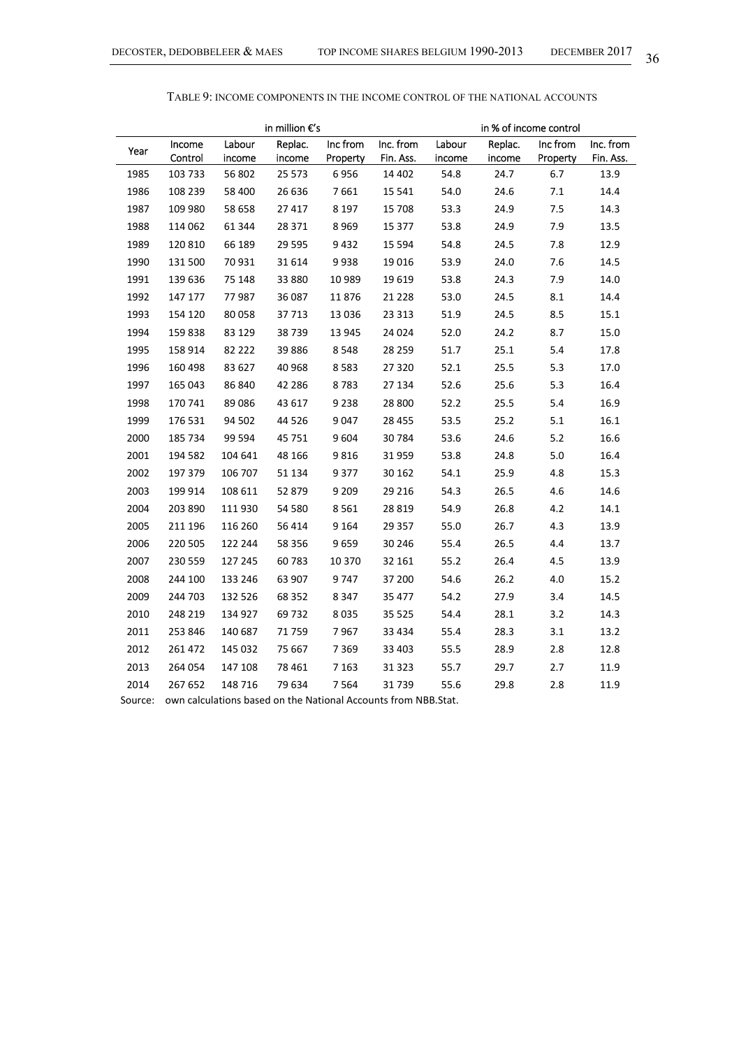TABLE 9: INCOME COMPONENTS IN THE INCOME CONTROL OF THE NATIONAL ACCOUNTS

| | in million €'s | | | | | in % of income control | | | |
|---|---|---|---|---|---|---|---|---|---|
| Year | Income Control | Labour income | Replac. income | Inc from Property | Inc. from Fin. Ass. | Labour income | Replac. income | Inc from Property | Inc. from Fin. Ass. |
| 1985 | 103 733 | 56 802 | 25 573 | 6 956 | 14 402 | 54.8 | 24.7 | 6.7 | 13.9 |
| 1986 | 108 239 | 58 400 | 26 636 | 7 661 | 15 541 | 54.0 | 24.6 | 7.1 | 14.4 |
| 1987 | 109 980 | 58 658 | 27 417 | 8 197 | 15 708 | 53.3 | 24.9 | 7.5 | 14.3 |
| 1988 | 114 062 | 61 344 | 28 371 | 8 969 | 15 377 | 53.8 | 24.9 | 7.9 | 13.5 |
| 1989 | 120 810 | 66 189 | 29 595 | 9 432 | 15 594 | 54.8 | 24.5 | 7.8 | 12.9 |
| 1990 | 131 500 | 70 931 | 31 614 | 9 938 | 19 016 | 53.9 | 24.0 | 7.6 | 14.5 |
| 1991 | 139 636 | 75 148 | 33 880 | 10 989 | 19 619 | 53.8 | 24.3 | 7.9 | 14.0 |
| 1992 | 147 177 | 77 987 | 36 087 | 11 876 | 21 228 | 53.0 | 24.5 | 8.1 | 14.4 |
| 1993 | 154 120 | 80 058 | 37 713 | 13 036 | 23 313 | 51.9 | 24.5 | 8.5 | 15.1 |
| 1994 | 159 838 | 83 129 | 38 739 | 13 945 | 24 024 | 52.0 | 24.2 | 8.7 | 15.0 |
| 1995 | 158 914 | 82 222 | 39 886 | 8 548 | 28 259 | 51.7 | 25.1 | 5.4 | 17.8 |
| 1996 | 160 498 | 83 627 | 40 968 | 8 583 | 27 320 | 52.1 | 25.5 | 5.3 | 17.0 |
| 1997 | 165 043 | 86 840 | 42 286 | 8 783 | 27 134 | 52.6 | 25.6 | 5.3 | 16.4 |
| 1998 | 170 741 | 89 086 | 43 617 | 9 238 | 28 800 | 52.2 | 25.5 | 5.4 | 16.9 |
| 1999 | 176 531 | 94 502 | 44 526 | 9 047 | 28 455 | 53.5 | 25.2 | 5.1 | 16.1 |
| 2000 | 185 734 | 99 594 | 45 751 | 9 604 | 30 784 | 53.6 | 24.6 | 5.2 | 16.6 |
| 2001 | 194 582 | 104 641 | 48 166 | 9 816 | 31 959 | 53.8 | 24.8 | 5.0 | 16.4 |
| 2002 | 197 379 | 106 707 | 51 134 | 9 377 | 30 162 | 54.1 | 25.9 | 4.8 | 15.3 |
| 2003 | 199 914 | 108 611 | 52 879 | 9 209 | 29 216 | 54.3 | 26.5 | 4.6 | 14.6 |
| 2004 | 203 890 | 111 930 | 54 580 | 8 561 | 28 819 | 54.9 | 26.8 | 4.2 | 14.1 |
| 2005 | 211 196 | 116 260 | 56 414 | 9 164 | 29 357 | 55.0 | 26.7 | 4.3 | 13.9 |
| 2006 | 220 505 | 122 244 | 58 356 | 9 659 | 30 246 | 55.4 | 26.5 | 4.4 | 13.7 |
| 2007 | 230 559 | 127 245 | 60 783 | 10 370 | 32 161 | 55.2 | 26.4 | 4.5 | 13.9 |
| 2008 | 244 100 | 133 246 | 63 907 | 9 747 | 37 200 | 54.6 | 26.2 | 4.0 | 15.2 |
| 2009 | 244 703 | 132 526 | 68 352 | 8 347 | 35 477 | 54.2 | 27.9 | 3.4 | 14.5 |
| 2010 | 248 219 | 134 927 | 69 732 | 8 035 | 35 525 | 54.4 | 28.1 | 3.2 | 14.3 |
| 2011 | 253 846 | 140 687 | 71 759 | 7 967 | 33 434 | 55.4 | 28.3 | 3.1 | 13.2 |
| 2012 | 261 472 | 145 032 | 75 667 | 7 369 | 33 403 | 55.5 | 28.9 | 2.8 | 12.8 |
| 2013 | 264 054 | 147 108 | 78 461 | 7 163 | 31 323 | 55.7 | 29.7 | 2.7 | 11.9 |
| 2014 | 267 652 | 148 716 | 79 634 | 7 564 | 31 739 | 55.6 | 29.8 | 2.8 | 11.9 |

Source: own calculations based on the National Accounts from NBB.Stat.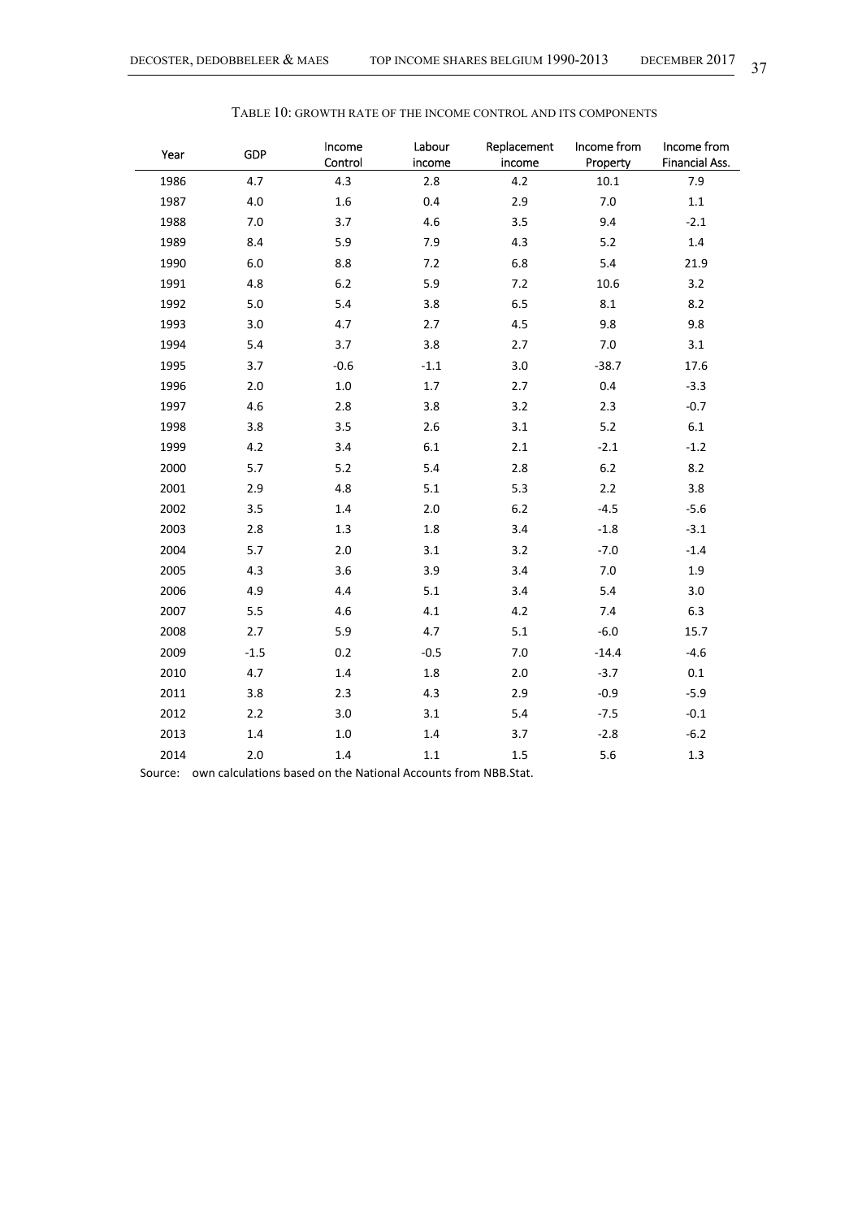TABLE 10: GROWTH RATE OF THE INCOME CONTROL AND ITS COMPONENTS

| Year | GDP | Income Control | Labour income | Replacement income | Income from Property | Income from Financial Ass. |
|---|---|---|---|---|---|---|
| 1986 | 4.7 | 4.3 | 2.8 | 4.2 | 10.1 | 7.9 |
| 1987 | 4.0 | 1.6 | 0.4 | 2.9 | 7.0 | 1.1 |
| 1988 | 7.0 | 3.7 | 4.6 | 3.5 | 9.4 | -2.1 |
| 1989 | 8.4 | 5.9 | 7.9 | 4.3 | 5.2 | 1.4 |
| 1990 | 6.0 | 8.8 | 7.2 | 6.8 | 5.4 | 21.9 |
| 1991 | 4.8 | 6.2 | 5.9 | 7.2 | 10.6 | 3.2 |
| 1992 | 5.0 | 5.4 | 3.8 | 6.5 | 8.1 | 8.2 |
| 1993 | 3.0 | 4.7 | 2.7 | 4.5 | 9.8 | 9.8 |
| 1994 | 5.4 | 3.7 | 3.8 | 2.7 | 7.0 | 3.1 |
| 1995 | 3.7 | -0.6 | -1.1 | 3.0 | -38.7 | 17.6 |
| 1996 | 2.0 | 1.0 | 1.7 | 2.7 | 0.4 | -3.3 |
| 1997 | 4.6 | 2.8 | 3.8 | 3.2 | 2.3 | -0.7 |
| 1998 | 3.8 | 3.5 | 2.6 | 3.1 | 5.2 | 6.1 |
| 1999 | 4.2 | 3.4 | 6.1 | 2.1 | -2.1 | -1.2 |
| 2000 | 5.7 | 5.2 | 5.4 | 2.8 | 6.2 | 8.2 |
| 2001 | 2.9 | 4.8 | 5.1 | 5.3 | 2.2 | 3.8 |
| 2002 | 3.5 | 1.4 | 2.0 | 6.2 | -4.5 | -5.6 |
| 2003 | 2.8 | 1.3 | 1.8 | 3.4 | -1.8 | -3.1 |
| 2004 | 5.7 | 2.0 | 3.1 | 3.2 | -7.0 | -1.4 |
| 2005 | 4.3 | 3.6 | 3.9 | 3.4 | 7.0 | 1.9 |
| 2006 | 4.9 | 4.4 | 5.1 | 3.4 | 5.4 | 3.0 |
| 2007 | 5.5 | 4.6 | 4.1 | 4.2 | 7.4 | 6.3 |
| 2008 | 2.7 | 5.9 | 4.7 | 5.1 | -6.0 | 15.7 |
| 2009 | -1.5 | 0.2 | -0.5 | 7.0 | -14.4 | -4.6 |
| 2010 | 4.7 | 1.4 | 1.8 | 2.0 | -3.7 | 0.1 |
| 2011 | 3.8 | 2.3 | 4.3 | 2.9 | -0.9 | -5.9 |
| 2012 | 2.2 | 3.0 | 3.1 | 5.4 | -7.5 | -0.1 |
| 2013 | 1.4 | 1.0 | 1.4 | 3.7 | -2.8 | -6.2 |
| 2014 | 2.0 | 1.4 | 1.1 | 1.5 | 5.6 | 1.3 |

Source: own calculations based on the National Accounts from NBB.Stat.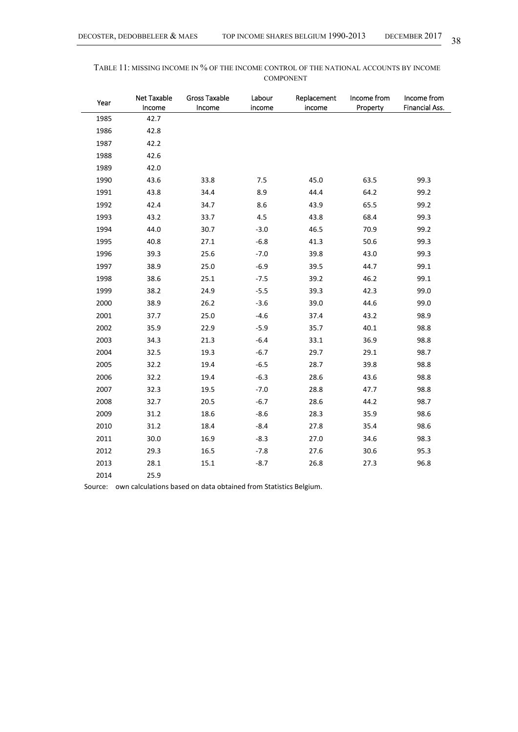TABLE 11: MISSING INCOME IN % OF THE INCOME CONTROL OF THE NATIONAL ACCOUNTS BY INCOME COMPONENT

| Year | Net Taxable Income | Gross Taxable Income | Labour income | Replacement income | Income from Property | Income from Financial Ass. |
|---|---|---|---|---|---|---|
| 1985 | 42.7 | | | | | |
| 1986 | 42.8 | | | | | |
| 1987 | 42.2 | | | | | |
| 1988 | 42.6 | | | | | |
| 1989 | 42.0 | | | | | |
| 1990 | 43.6 | 33.8 | 7.5 | 45.0 | 63.5 | 99.3 |
| 1991 | 43.8 | 34.4 | 8.9 | 44.4 | 64.2 | 99.2 |
| 1992 | 42.4 | 34.7 | 8.6 | 43.9 | 65.5 | 99.2 |
| 1993 | 43.2 | 33.7 | 4.5 | 43.8 | 68.4 | 99.3 |
| 1994 | 44.0 | 30.7 | -3.0 | 46.5 | 70.9 | 99.2 |
| 1995 | 40.8 | 27.1 | -6.8 | 41.3 | 50.6 | 99.3 |
| 1996 | 39.3 | 25.6 | -7.0 | 39.8 | 43.0 | 99.3 |
| 1997 | 38.9 | 25.0 | -6.9 | 39.5 | 44.7 | 99.1 |
| 1998 | 38.6 | 25.1 | -7.5 | 39.2 | 46.2 | 99.1 |
| 1999 | 38.2 | 24.9 | -5.5 | 39.3 | 42.3 | 99.0 |
| 2000 | 38.9 | 26.2 | -3.6 | 39.0 | 44.6 | 99.0 |
| 2001 | 37.7 | 25.0 | -4.6 | 37.4 | 43.2 | 98.9 |
| 2002 | 35.9 | 22.9 | -5.9 | 35.7 | 40.1 | 98.8 |
| 2003 | 34.3 | 21.3 | -6.4 | 33.1 | 36.9 | 98.8 |
| 2004 | 32.5 | 19.3 | -6.7 | 29.7 | 29.1 | 98.7 |
| 2005 | 32.2 | 19.4 | -6.5 | 28.7 | 39.8 | 98.8 |
| 2006 | 32.2 | 19.4 | -6.3 | 28.6 | 43.6 | 98.8 |
| 2007 | 32.3 | 19.5 | -7.0 | 28.8 | 47.7 | 98.8 |
| 2008 | 32.7 | 20.5 | -6.7 | 28.6 | 44.2 | 98.7 |
| 2009 | 31.2 | 18.6 | -8.6 | 28.3 | 35.9 | 98.6 |
| 2010 | 31.2 | 18.4 | -8.4 | 27.8 | 35.4 | 98.6 |
| 2011 | 30.0 | 16.9 | -8.3 | 27.0 | 34.6 | 98.3 |
| 2012 | 29.3 | 16.5 | -7.8 | 27.6 | 30.6 | 95.3 |
| 2013 | 28.1 | 15.1 | -8.7 | 26.8 | 27.3 | 96.8 |
| 2014 | 25.9 | | | | | |

Source: own calculations based on data obtained from Statistics Belgium.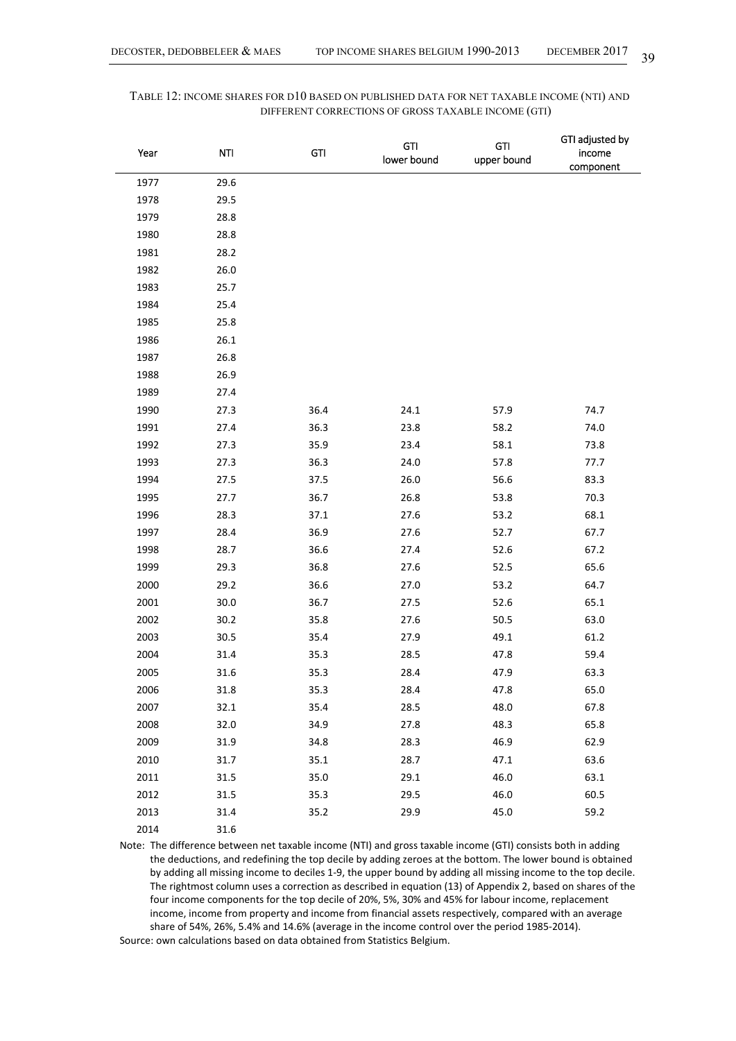Table 12: Income shares for D10 based on published data for net taxable income (NTI) and different corrections of gross taxable income (GTI)

| Year | NTI | GTI | GTI lower bound | GTI upper bound | GTI adjusted by income component |
|---|---|---|---|---|---|
| 1977 | 29.6 | | | | |
| 1978 | 29.5 | | | | |
| 1979 | 28.8 | | | | |
| 1980 | 28.8 | | | | |
| 1981 | 28.2 | | | | |
| 1982 | 26.0 | | | | |
| 1983 | 25.7 | | | | |
| 1984 | 25.4 | | | | |
| 1985 | 25.8 | | | | |
| 1986 | 26.1 | | | | |
| 1987 | 26.8 | | | | |
| 1988 | 26.9 | | | | |
| 1989 | 27.4 | | | | |
| 1990 | 27.3 | 36.4 | 24.1 | 57.9 | 74.7 |
| 1991 | 27.4 | 36.3 | 23.8 | 58.2 | 74.0 |
| 1992 | 27.3 | 35.9 | 23.4 | 58.1 | 73.8 |
| 1993 | 27.3 | 36.3 | 24.0 | 57.8 | 77.7 |
| 1994 | 27.5 | 37.5 | 26.0 | 56.6 | 83.3 |
| 1995 | 27.7 | 36.7 | 26.8 | 53.8 | 70.3 |
| 1996 | 28.3 | 37.1 | 27.6 | 53.2 | 68.1 |
| 1997 | 28.4 | 36.9 | 27.6 | 52.7 | 67.7 |
| 1998 | 28.7 | 36.6 | 27.4 | 52.6 | 67.2 |
| 1999 | 29.3 | 36.8 | 27.6 | 52.5 | 65.6 |
| 2000 | 29.2 | 36.6 | 27.0 | 53.2 | 64.7 |
| 2001 | 30.0 | 36.7 | 27.5 | 52.6 | 65.1 |
| 2002 | 30.2 | 35.8 | 27.6 | 50.5 | 63.0 |
| 2003 | 30.5 | 35.4 | 27.9 | 49.1 | 61.2 |
| 2004 | 31.4 | 35.3 | 28.5 | 47.8 | 59.4 |
| 2005 | 31.6 | 35.3 | 28.4 | 47.9 | 63.3 |
| 2006 | 31.8 | 35.3 | 28.4 | 47.8 | 65.0 |
| 2007 | 32.1 | 35.4 | 28.5 | 48.0 | 67.8 |
| 2008 | 32.0 | 34.9 | 27.8 | 48.3 | 65.8 |
| 2009 | 31.9 | 34.8 | 28.3 | 46.9 | 62.9 |
| 2010 | 31.7 | 35.1 | 28.7 | 47.1 | 63.6 |
| 2011 | 31.5 | 35.0 | 29.1 | 46.0 | 63.1 |
| 2012 | 31.5 | 35.3 | 29.5 | 46.0 | 60.5 |
| 2013 | 31.4 | 35.2 | 29.9 | 45.0 | 59.2 |
| 2014 | 31.6 | | | | |

Note: The difference between net taxable income (NTI) and gross taxable income (GTI) consists both in adding the deductions, and redefining the top decile by adding zeroes at the bottom. The lower bound is obtained by adding all missing income to deciles 1-9, the upper bound by adding all missing income to the top decile. The rightmost column uses a correction as described in equation (13) of Appendix 2, based on shares of the four income components for the top decile of 20%, 5%, 30% and 45% for labour income, replacement income, income from property and income from financial assets respectively, compared with an average share of 54%, 26%, 5.4% and 14.6% (average in the income control over the period 1985-2014).

Source: own calculations based on data obtained from Statistics Belgium.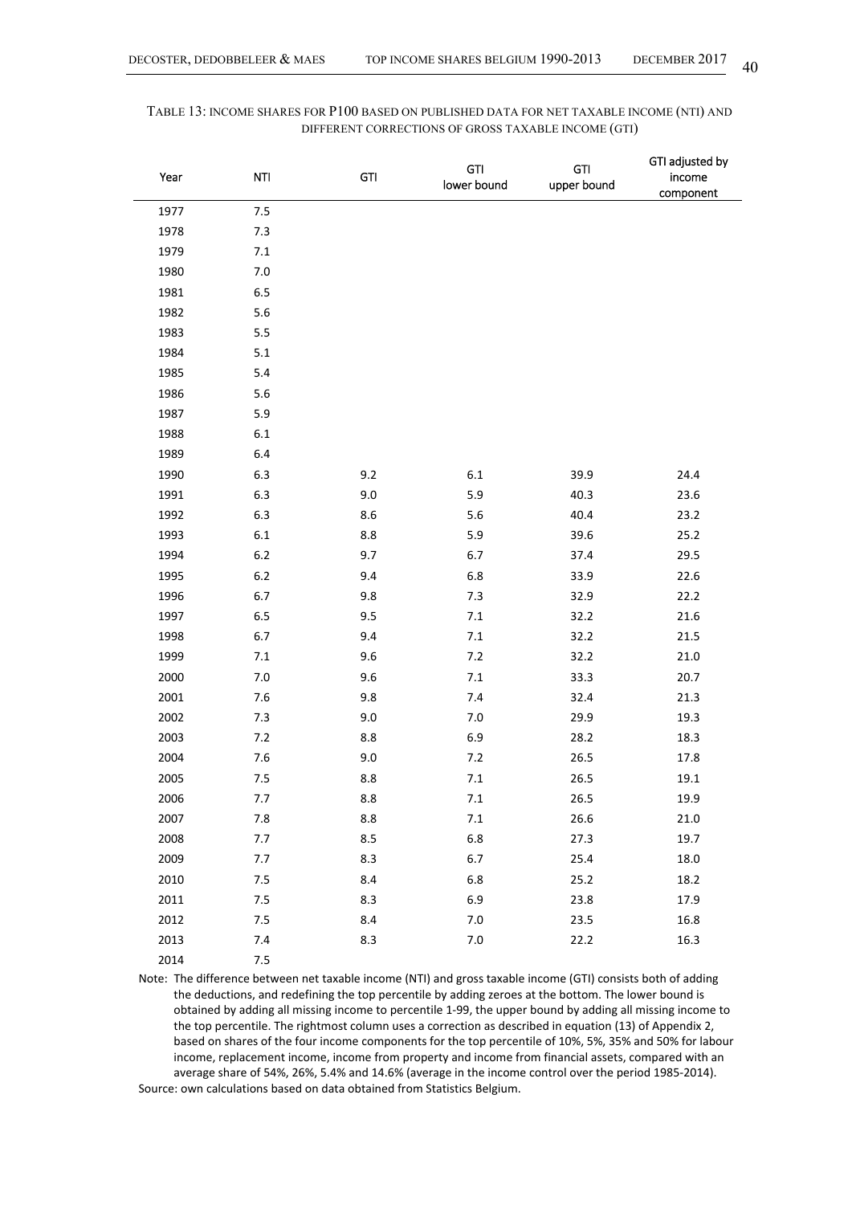TABLE 13: INCOME SHARES FOR P100 BASED ON PUBLISHED DATA FOR NET TAXABLE INCOME (NTI) AND DIFFERENT CORRECTIONS OF GROSS TAXABLE INCOME (GTI)

| Year | NTI | GTI | GTI lower bound | GTI upper bound | GTI adjusted by income component |
|---|---|---|---|---|---|
| 1977 | 7.5 | | | | |
| 1978 | 7.3 | | | | |
| 1979 | 7.1 | | | | |
| 1980 | 7.0 | | | | |
| 1981 | 6.5 | | | | |
| 1982 | 5.6 | | | | |
| 1983 | 5.5 | | | | |
| 1984 | 5.1 | | | | |
| 1985 | 5.4 | | | | |
| 1986 | 5.6 | | | | |
| 1987 | 5.9 | | | | |
| 1988 | 6.1 | | | | |
| 1989 | 6.4 | | | | |
| 1990 | 6.3 | 9.2 | 6.1 | 39.9 | 24.4 |
| 1991 | 6.3 | 9.0 | 5.9 | 40.3 | 23.6 |
| 1992 | 6.3 | 8.6 | 5.6 | 40.4 | 23.2 |
| 1993 | 6.1 | 8.8 | 5.9 | 39.6 | 25.2 |
| 1994 | 6.2 | 9.7 | 6.7 | 37.4 | 29.5 |
| 1995 | 6.2 | 9.4 | 6.8 | 33.9 | 22.6 |
| 1996 | 6.7 | 9.8 | 7.3 | 32.9 | 22.2 |
| 1997 | 6.5 | 9.5 | 7.1 | 32.2 | 21.6 |
| 1998 | 6.7 | 9.4 | 7.1 | 32.2 | 21.5 |
| 1999 | 7.1 | 9.6 | 7.2 | 32.2 | 21.0 |
| 2000 | 7.0 | 9.6 | 7.1 | 33.3 | 20.7 |
| 2001 | 7.6 | 9.8 | 7.4 | 32.4 | 21.3 |
| 2002 | 7.3 | 9.0 | 7.0 | 29.9 | 19.3 |
| 2003 | 7.2 | 8.8 | 6.9 | 28.2 | 18.3 |
| 2004 | 7.6 | 9.0 | 7.2 | 26.5 | 17.8 |
| 2005 | 7.5 | 8.8 | 7.1 | 26.5 | 19.1 |
| 2006 | 7.7 | 8.8 | 7.1 | 26.5 | 19.9 |
| 2007 | 7.8 | 8.8 | 7.1 | 26.6 | 21.0 |
| 2008 | 7.7 | 8.5 | 6.8 | 27.3 | 19.7 |
| 2009 | 7.7 | 8.3 | 6.7 | 25.4 | 18.0 |
| 2010 | 7.5 | 8.4 | 6.8 | 25.2 | 18.2 |
| 2011 | 7.5 | 8.3 | 6.9 | 23.8 | 17.9 |
| 2012 | 7.5 | 8.4 | 7.0 | 23.5 | 16.8 |
| 2013 | 7.4 | 8.3 | 7.0 | 22.2 | 16.3 |
| 2014 | 7.5 | | | | |

Note: The difference between net taxable income (NTI) and gross taxable income (GTI) consists both of adding the deductions, and redefining the top percentile by adding zeroes at the bottom. The lower bound is obtained by adding all missing income to percentile 1-99, the upper bound by adding all missing income to the top percentile. The rightmost column uses a correction as described in equation (13) of Appendix 2, based on shares of the four income components for the top percentile of 10%, 5%, 35% and 50% for labour income, replacement income, income from property and income from financial assets, compared with an average share of 54%, 26%, 5.4% and 14.6% (average in the income control over the period 1985-2014).

Source: own calculations based on data obtained from Statistics Belgium.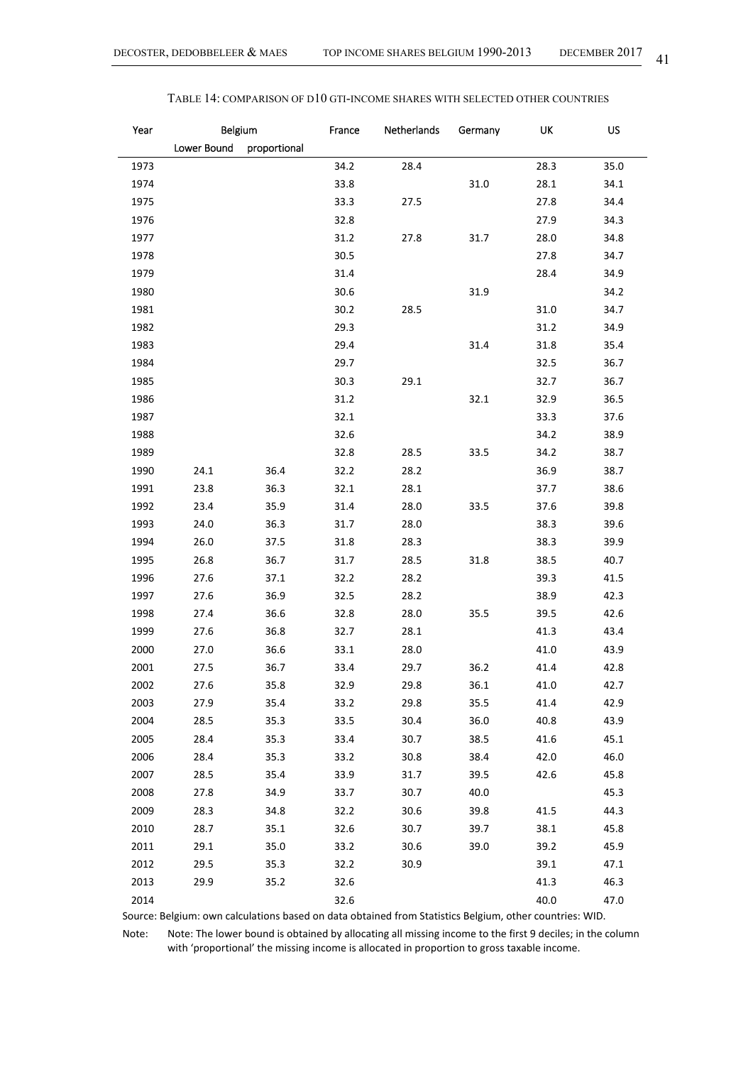TABLE 14: COMPARISON OF D10 GTI-INCOME SHARES WITH SELECTED OTHER COUNTRIES

| Year | Belgium | | France | Netherlands | Germany | UK | US |
|---|---|---|---|---|---|---|---|
| | Lower Bound | proportional | | | | | |
| 1973 | | | 34.2 | 28.4 | | 28.3 | 35.0 |
| 1974 | | | 33.8 | | 31.0 | 28.1 | 34.1 |
| 1975 | | | 33.3 | 27.5 | | 27.8 | 34.4 |
| 1976 | | | 32.8 | | | 27.9 | 34.3 |
| 1977 | | | 31.2 | 27.8 | 31.7 | 28.0 | 34.8 |
| 1978 | | | 30.5 | | | 27.8 | 34.7 |
| 1979 | | | 31.4 | | | 28.4 | 34.9 |
| 1980 | | | 30.6 | | 31.9 | | 34.2 |
| 1981 | | | 30.2 | 28.5 | | 31.0 | 34.7 |
| 1982 | | | 29.3 | | | 31.2 | 34.9 |
| 1983 | | | 29.4 | | 31.4 | 31.8 | 35.4 |
| 1984 | | | 29.7 | | | 32.5 | 36.7 |
| 1985 | | | 30.3 | 29.1 | | 32.7 | 36.7 |
| 1986 | | | 31.2 | | 32.1 | 32.9 | 36.5 |
| 1987 | | | 32.1 | | | 33.3 | 37.6 |
| 1988 | | | 32.6 | | | 34.2 | 38.9 |
| 1989 | | | 32.8 | 28.5 | 33.5 | 34.2 | 38.7 |
| 1990 | 24.1 | 36.4 | 32.2 | 28.2 | | 36.9 | 38.7 |
| 1991 | 23.8 | 36.3 | 32.1 | 28.1 | | 37.7 | 38.6 |
| 1992 | 23.4 | 35.9 | 31.4 | 28.0 | 33.5 | 37.6 | 39.8 |
| 1993 | 24.0 | 36.3 | 31.7 | 28.0 | | 38.3 | 39.6 |
| 1994 | 26.0 | 37.5 | 31.8 | 28.3 | | 38.3 | 39.9 |
| 1995 | 26.8 | 36.7 | 31.7 | 28.5 | 31.8 | 38.5 | 40.7 |
| 1996 | 27.6 | 37.1 | 32.2 | 28.2 | | 39.3 | 41.5 |
| 1997 | 27.6 | 36.9 | 32.5 | 28.2 | | 38.9 | 42.3 |
| 1998 | 27.4 | 36.6 | 32.8 | 28.0 | 35.5 | 39.5 | 42.6 |
| 1999 | 27.6 | 36.8 | 32.7 | 28.1 | | 41.3 | 43.4 |
| 2000 | 27.0 | 36.6 | 33.1 | 28.0 | | 41.0 | 43.9 |
| 2001 | 27.5 | 36.7 | 33.4 | 29.7 | 36.2 | 41.4 | 42.8 |
| 2002 | 27.6 | 35.8 | 32.9 | 29.8 | 36.1 | 41.0 | 42.7 |
| 2003 | 27.9 | 35.4 | 33.2 | 29.8 | 35.5 | 41.4 | 42.9 |
| 2004 | 28.5 | 35.3 | 33.5 | 30.4 | 36.0 | 40.8 | 43.9 |
| 2005 | 28.4 | 35.3 | 33.4 | 30.7 | 38.5 | 41.6 | 45.1 |
| 2006 | 28.4 | 35.3 | 33.2 | 30.8 | 38.4 | 42.0 | 46.0 |
| 2007 | 28.5 | 35.4 | 33.9 | 31.7 | 39.5 | 42.6 | 45.8 |
| 2008 | 27.8 | 34.9 | 33.7 | 30.7 | 40.0 | | 45.3 |
| 2009 | 28.3 | 34.8 | 32.2 | 30.6 | 39.8 | 41.5 | 44.3 |
| 2010 | 28.7 | 35.1 | 32.6 | 30.7 | 39.7 | 38.1 | 45.8 |
| 2011 | 29.1 | 35.0 | 33.2 | 30.6 | 39.0 | 39.2 | 45.9 |
| 2012 | 29.5 | 35.3 | 32.2 | 30.9 | | 39.1 | 47.1 |
| 2013 | 29.9 | 35.2 | 32.6 | | | 41.3 | 46.3 |
| 2014 | | | 32.6 | | | 40.0 | 47.0 |

Source: Belgium: own calculations based on data obtained from Statistics Belgium, other countries: WID.

Note: Note: The lower bound is obtained by allocating all missing income to the first 9 deciles; in the column with 'proportional' the missing income is allocated in proportion to gross taxable income.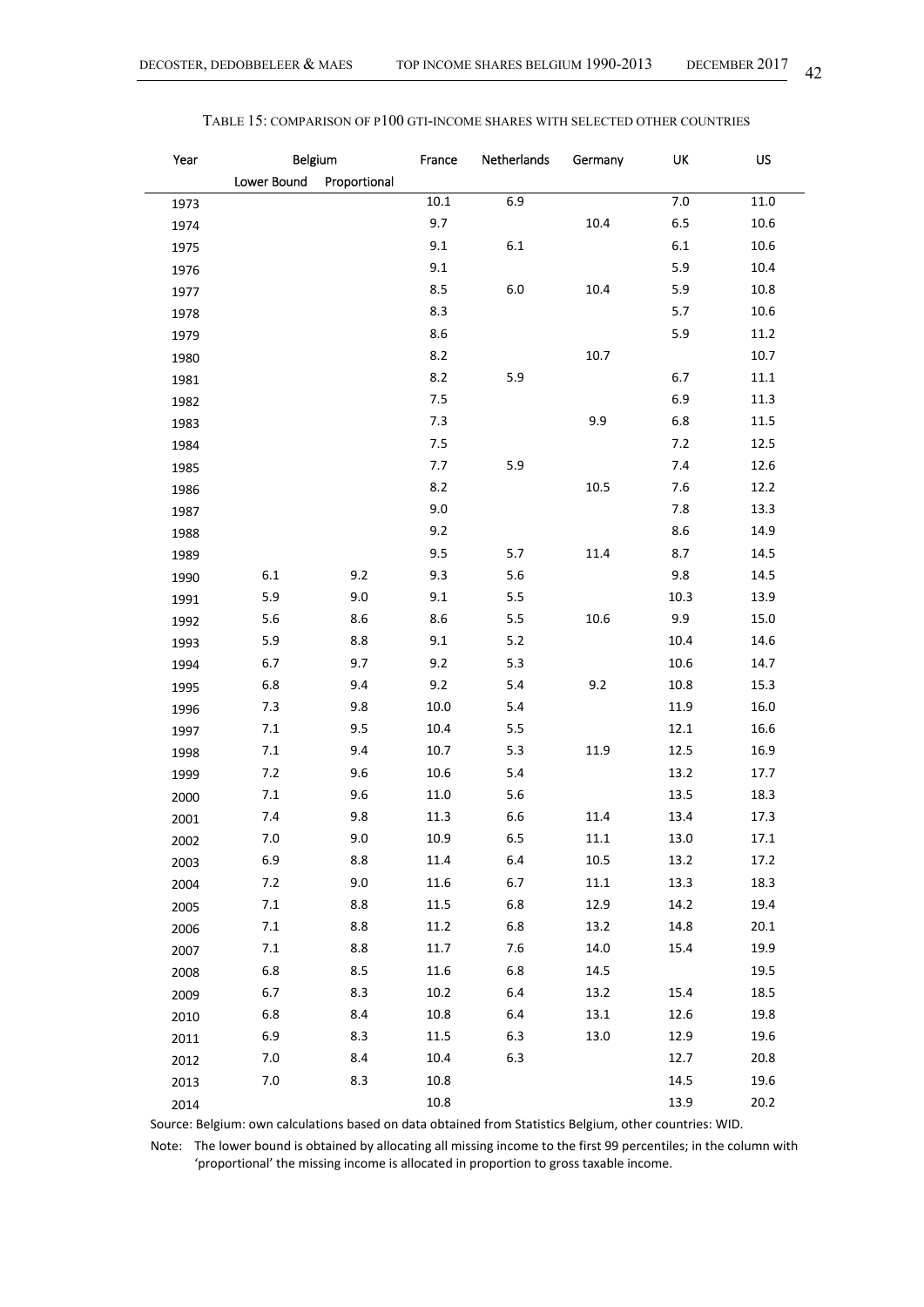TABLE 15: COMPARISON OF P100 GTI-INCOME SHARES WITH SELECTED OTHER COUNTRIES

| Year | Belgium | | France | Netherlands | Germany | UK | US |
|---|---|---|---|---|---|---|---|
| | Lower Bound | Proportional | | | | | |
| 1973 | | | 10.1 | 6.9 | | 7.0 | 11.0 |
| 1974 | | | 9.7 | | 10.4 | 6.5 | 10.6 |
| 1975 | | | 9.1 | 6.1 | | 6.1 | 10.6 |
| 1976 | | | 9.1 | | | 5.9 | 10.4 |
| 1977 | | | 8.5 | 6.0 | 10.4 | 5.9 | 10.8 |
| 1978 | | | 8.3 | | | 5.7 | 10.6 |
| 1979 | | | 8.6 | | | 5.9 | 11.2 |
| 1980 | | | 8.2 | | 10.7 | | 10.7 |
| 1981 | | | 8.2 | 5.9 | | 6.7 | 11.1 |
| 1982 | | | 7.5 | | | 6.9 | 11.3 |
| 1983 | | | 7.3 | | 9.9 | 6.8 | 11.5 |
| 1984 | | | 7.5 | | | 7.2 | 12.5 |
| 1985 | | | 7.7 | 5.9 | | 7.4 | 12.6 |
| 1986 | | | 8.2 | | 10.5 | 7.6 | 12.2 |
| 1987 | | | 9.0 | | | 7.8 | 13.3 |
| 1988 | | | 9.2 | | | 8.6 | 14.9 |
| 1989 | | | 9.5 | 5.7 | 11.4 | 8.7 | 14.5 |
| 1990 | 6.1 | 9.2 | 9.3 | 5.6 | | 9.8 | 14.5 |
| 1991 | 5.9 | 9.0 | 9.1 | 5.5 | | 10.3 | 13.9 |
| 1992 | 5.6 | 8.6 | 8.6 | 5.5 | 10.6 | 9.9 | 15.0 |
| 1993 | 5.9 | 8.8 | 9.1 | 5.2 | | 10.4 | 14.6 |
| 1994 | 6.7 | 9.7 | 9.2 | 5.3 | | 10.6 | 14.7 |
| 1995 | 6.8 | 9.4 | 9.2 | 5.4 | 9.2 | 10.8 | 15.3 |
| 1996 | 7.3 | 9.8 | 10.0 | 5.4 | | 11.9 | 16.0 |
| 1997 | 7.1 | 9.5 | 10.4 | 5.5 | | 12.1 | 16.6 |
| 1998 | 7.1 | 9.4 | 10.7 | 5.3 | 11.9 | 12.5 | 16.9 |
| 1999 | 7.2 | 9.6 | 10.6 | 5.4 | | 13.2 | 17.7 |
| 2000 | 7.1 | 9.6 | 11.0 | 5.6 | | 13.5 | 18.3 |
| 2001 | 7.4 | 9.8 | 11.3 | 6.6 | 11.4 | 13.4 | 17.3 |
| 2002 | 7.0 | 9.0 | 10.9 | 6.5 | 11.1 | 13.0 | 17.1 |
| 2003 | 6.9 | 8.8 | 11.4 | 6.4 | 10.5 | 13.2 | 17.2 |
| 2004 | 7.2 | 9.0 | 11.6 | 6.7 | 11.1 | 13.3 | 18.3 |
| 2005 | 7.1 | 8.8 | 11.5 | 6.8 | 12.9 | 14.2 | 19.4 |
| 2006 | 7.1 | 8.8 | 11.2 | 6.8 | 13.2 | 14.8 | 20.1 |
| 2007 | 7.1 | 8.8 | 11.7 | 7.6 | 14.0 | 15.4 | 19.9 |
| 2008 | 6.8 | 8.5 | 11.6 | 6.8 | 14.5 | | 19.5 |
| 2009 | 6.7 | 8.3 | 10.2 | 6.4 | 13.2 | 15.4 | 18.5 |
| 2010 | 6.8 | 8.4 | 10.8 | 6.4 | 13.1 | 12.6 | 19.8 |
| 2011 | 6.9 | 8.3 | 11.5 | 6.3 | 13.0 | 12.9 | 19.6 |
| 2012 | 7.0 | 8.4 | 10.4 | 6.3 | | 12.7 | 20.8 |
| 2013 | 7.0 | 8.3 | 10.8 | | | 14.5 | 19.6 |
| 2014 | | | 10.8 | | | 13.9 | 20.2 |

Source: Belgium: own calculations based on data obtained from Statistics Belgium, other countries: WID.

Note: The lower bound is obtained by allocating all missing income to the first 99 percentiles; in the column with 'proportional' the missing income is allocated in proportion to gross taxable income.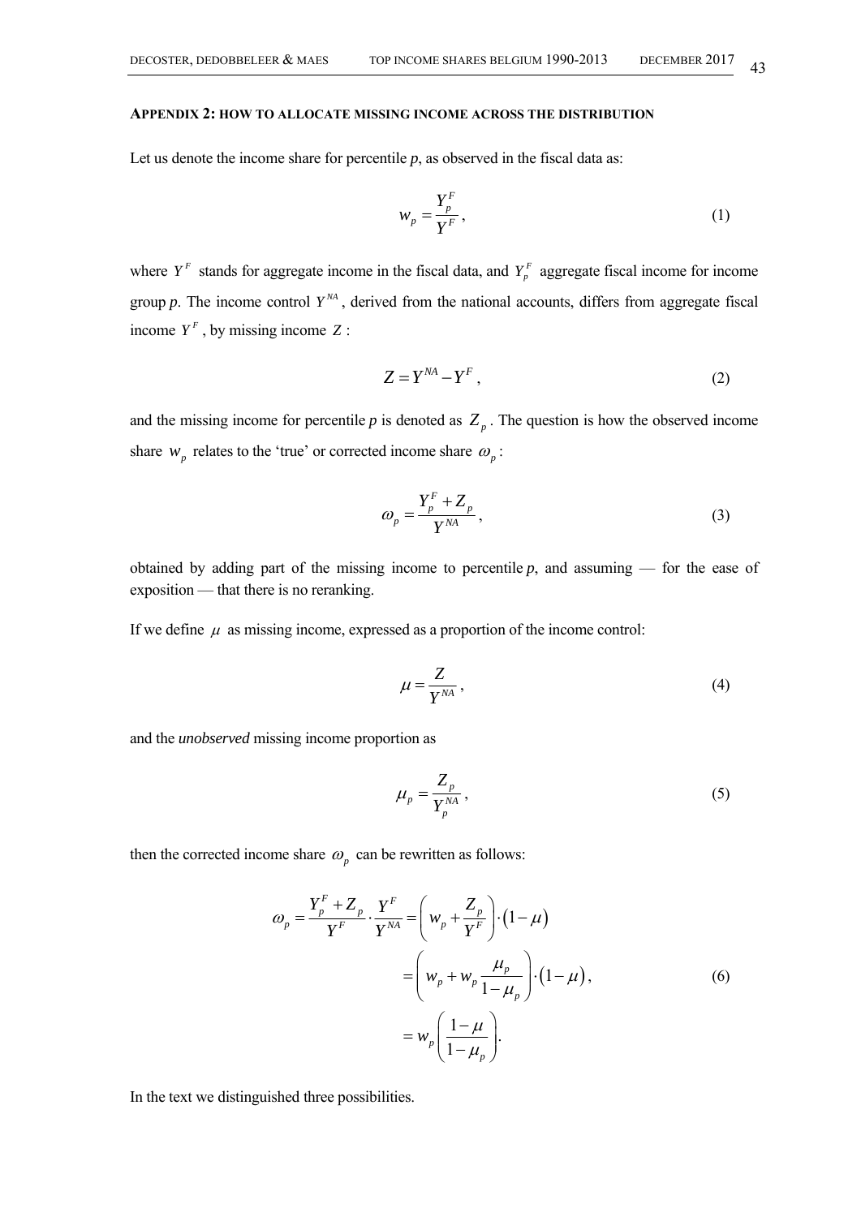## APPENDIX 2: HOW TO ALLOCATE MISSING INCOME ACROSS THE DISTRIBUTION

Let us denote the income share for percentile *p*, as observed in the fiscal data as:

$$w_p = \frac{Y_p^F}{Y^F}, \tag{1}$$

where $Y^F$ stands for aggregate income in the fiscal data, and $Y_p^F$ aggregate fiscal income for income group *p*. The income control $Y^{NA}$, derived from the national accounts, differs from aggregate fiscal income $Y^F$, by missing income $Z$:

$$Z = Y^{NA} - Y^F, \tag{2}$$

and the missing income for percentile *p* is denoted as $Z_p$. The question is how the observed income share $w_p$ relates to the 'true' or corrected income share $\omega_p$:

$$\omega_p = \frac{Y_p^F + Z_p}{Y^{NA}}, \tag{3}$$

obtained by adding part of the missing income to percentile *p*, and assuming — for the ease of exposition — that there is no reranking.

If we define $\mu$ as missing income, expressed as a proportion of the income control:

$$\mu = \frac{Z}{Y^{NA}}, \tag{4}$$

and the *unobserved* missing income proportion as

$$\mu_p = \frac{Z_p}{Y_p^{NA}}, \tag{5}$$

then the corrected income share $\omega_p$ can be rewritten as follows:

$$\begin{aligned}
\omega_p = \frac{Y_p^F + Z_p}{Y^F} \cdot \frac{Y^F}{Y^{NA}} &= \left( w_p + \frac{Z_p}{Y^F} \right) \cdot (1-\mu) \\
&= \left( w_p + w_p \frac{\mu_p}{1-\mu_p} \right) \cdot (1-\mu), \\
&= w_p \left( \frac{1-\mu}{1-\mu_p} \right).
\end{aligned} \tag{6}$$

In the text we distinguished three possibilities.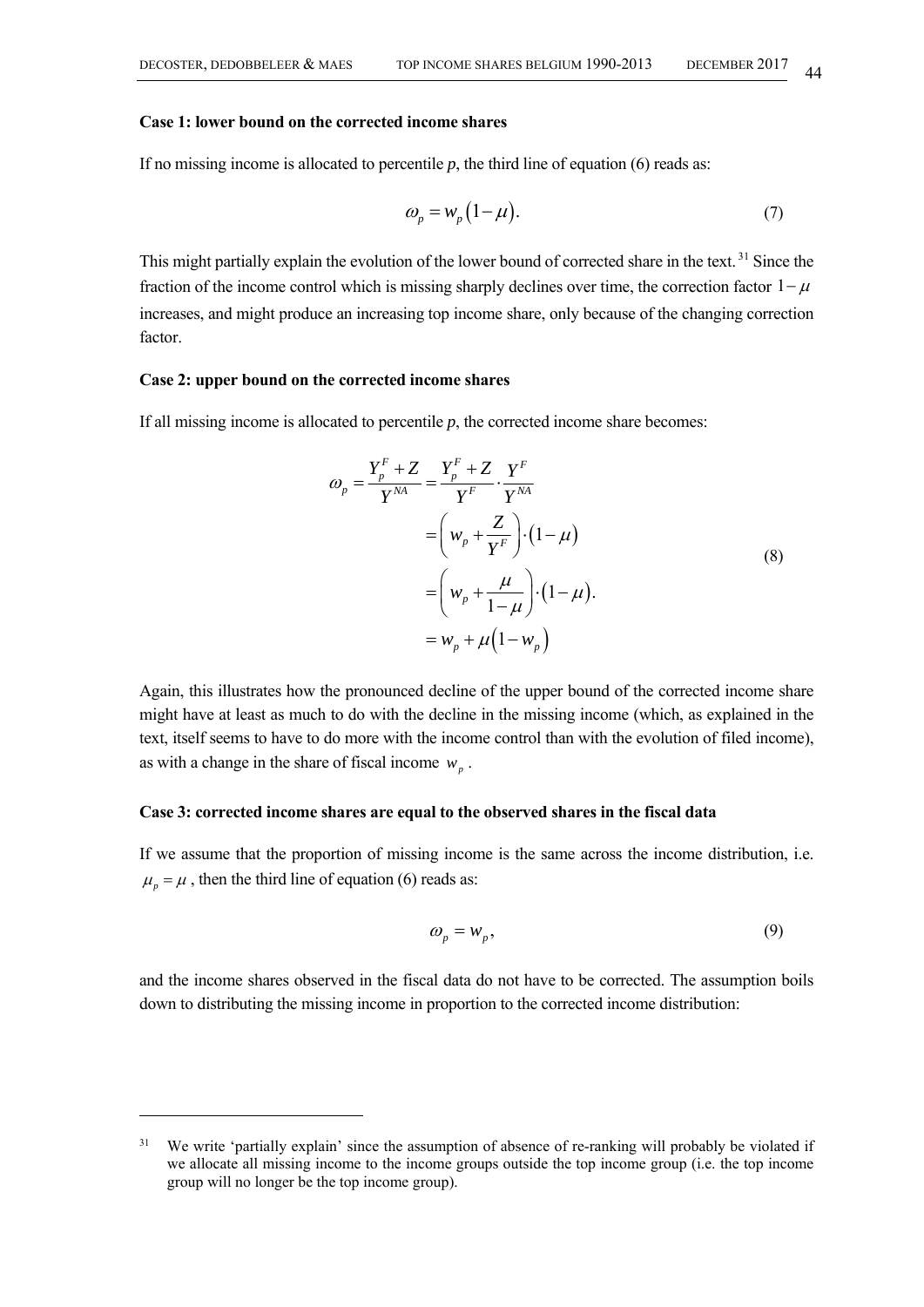**Case 1: lower bound on the corrected income shares**

If no missing income is allocated to percentile *p*, the third line of equation (6) reads as:

$$\omega_p = w_p\left(1-\mu\right). \tag{7}$$

This might partially explain the evolution of the lower bound of corrected share in the text.[31] Since the fraction of the income control which is missing sharply declines over time, the correction factor $1-\mu$ increases, and might produce an increasing top income share, only because of the changing correction factor.

**Case 2: upper bound on the corrected income shares**

If all missing income is allocated to percentile *p*, the corrected income share becomes:

$$\begin{aligned}\omega_p = \frac{Y_p^F + Z}{Y^{NA}} &= \frac{Y_p^F + Z}{Y^F}\cdot\frac{Y^F}{Y^{NA}} \\ &= \left(w_p + \frac{Z}{Y^F}\right)\cdot\left(1-\mu\right) \\ &= \left(w_p + \frac{\mu}{1-\mu}\right)\cdot\left(1-\mu\right). \\ &= w_p + \mu\left(1-w_p\right)\end{aligned} \tag{8}$$

Again, this illustrates how the pronounced decline of the upper bound of the corrected income share might have at least as much to do with the decline in the missing income (which, as explained in the text, itself seems to have to do more with the income control than with the evolution of filed income), as with a change in the share of fiscal income $w_p$.

**Case 3: corrected income shares are equal to the observed shares in the fiscal data**

If we assume that the proportion of missing income is the same across the income distribution, i.e. $\mu_p = \mu$, then the third line of equation (6) reads as:

$$\omega_p = w_p, \tag{9}$$

and the income shares observed in the fiscal data do not have to be corrected. The assumption boils down to distributing the missing income in proportion to the corrected income distribution:

---

[31] We write 'partially explain' since the assumption of absence of re-ranking will probably be violated if we allocate all missing income to the income groups outside the top income group (i.e. the top income group will no longer be the top income group).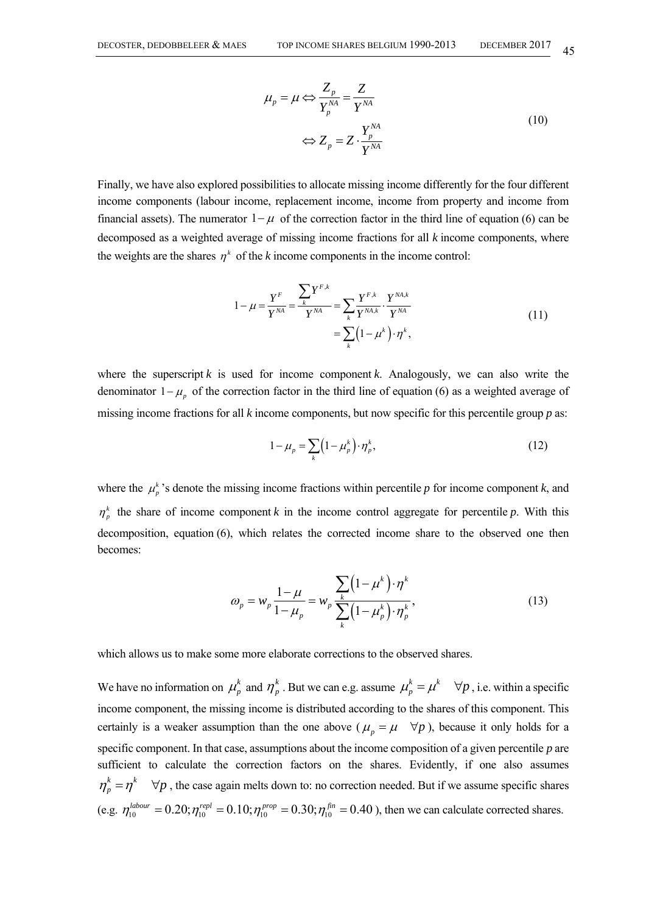$$\mu_p = \mu \Leftrightarrow \frac{Z_p}{Y_p^{NA}} = \frac{Z}{Y^{NA}}$$
$$\Leftrightarrow Z_p = Z \cdot \frac{Y_p^{NA}}{Y^{NA}} \tag{10}$$

Finally, we have also explored possibilities to allocate missing income differently for the four different income components (labour income, replacement income, income from property and income from financial assets). The numerator $1-\mu$ of the correction factor in the third line of equation (6) can be decomposed as a weighted average of missing income fractions for all *k* income components, where the weights are the shares $\eta^k$ of the *k* income components in the income control:

$$1-\mu = \frac{Y^F}{Y^{NA}} = \frac{\sum_k Y^{F,k}}{Y^{NA}} = \sum_k \frac{Y^{F,k}}{Y^{NA,k}} \cdot \frac{Y^{NA,k}}{Y^{NA}}$$
$$= \sum_k \left(1-\mu^k\right) \cdot \eta^k, \tag{11}$$

where the superscript *k* is used for income component *k*. Analogously, we can also write the denominator $1-\mu_p$ of the correction factor in the third line of equation (6) as a weighted average of missing income fractions for all *k* income components, but now specific for this percentile group *p* as:

$$1-\mu_p = \sum_k \left(1-\mu_p^k\right) \cdot \eta_p^k, \tag{12}$$

where the $\mu_p^k$'s denote the missing income fractions within percentile *p* for income component *k*, and $\eta_p^k$ the share of income component *k* in the income control aggregate for percentile *p*. With this decomposition, equation (6), which relates the corrected income share to the observed one then becomes:

$$\omega_p = w_p \frac{1-\mu}{1-\mu_p} = w_p \frac{\sum_k \left(1-\mu^k\right) \cdot \eta^k}{\sum_k \left(1-\mu_p^k\right) \cdot \eta_p^k}, \tag{13}$$

which allows us to make some more elaborate corrections to the observed shares.

We have no information on $\mu_p^k$ and $\eta_p^k$. But we can e.g. assume $\mu_p^k = \mu^k \quad \forall p$, i.e. within a specific income component, the missing income is distributed according to the shares of this component. This certainly is a weaker assumption than the one above ($\mu_p = \mu \quad \forall p$), because it only holds for a specific component. In that case, assumptions about the income composition of a given percentile *p* are sufficient to calculate the correction factors on the shares. Evidently, if one also assumes $\eta_p^k = \eta^k \quad \forall p$, the case again melts down to: no correction needed. But if we assume specific shares (e.g. $\eta_{10}^{labour} = 0.20; \eta_{10}^{repl} = 0.10; \eta_{10}^{prop} = 0.30; \eta_{10}^{fin} = 0.40$), then we can calculate corrected shares.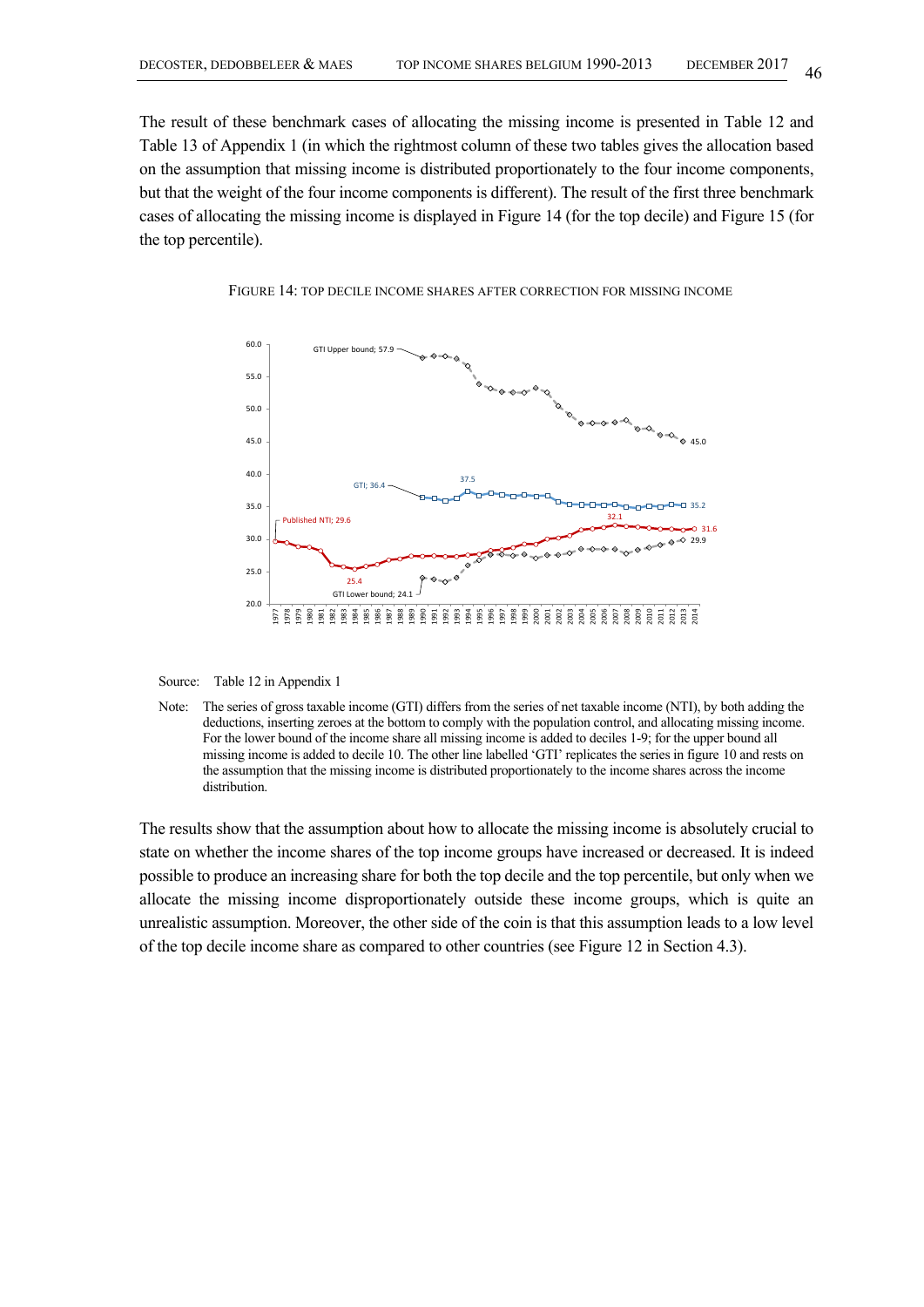The result of these benchmark cases of allocating the missing income is presented in Table 12 and Table 13 of Appendix 1 (in which the rightmost column of these two tables gives the allocation based on the assumption that missing income is distributed proportionately to the four income components, but that the weight of the four income components is different). The result of the first three benchmark cases of allocating the missing income is displayed in Figure 14 (for the top decile) and Figure 15 (for the top percentile).

FIGURE 14: TOP DECILE INCOME SHARES AFTER CORRECTION FOR MISSING INCOME

Source: Table 12 in Appendix 1

Note: The series of gross taxable income (GTI) differs from the series of net taxable income (NTI), by both adding the deductions, inserting zeroes at the bottom to comply with the population control, and allocating missing income. For the lower bound of the income share all missing income is added to deciles 1-9; for the upper bound all missing income is added to decile 10. The other line labelled 'GTI' replicates the series in figure 10 and rests on the assumption that the missing income is distributed proportionately to the income shares across the income distribution.

The results show that the assumption about how to allocate the missing income is absolutely crucial to state on whether the income shares of the top income groups have increased or decreased. It is indeed possible to produce an increasing share for both the top decile and the top percentile, but only when we allocate the missing income disproportionately outside these income groups, which is quite an unrealistic assumption. Moreover, the other side of the coin is that this assumption leads to a low level of the top decile income share as compared to other countries (see Figure 12 in Section 4.3).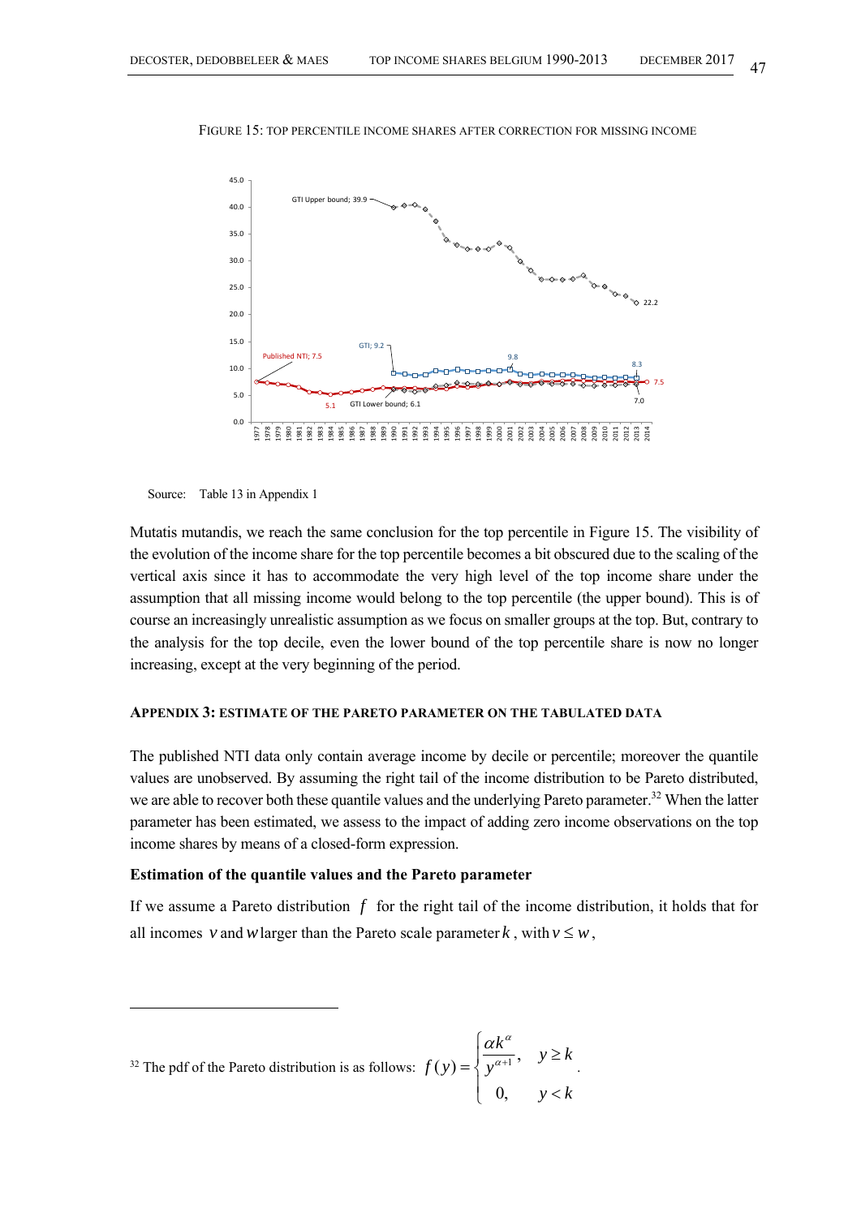FIGURE 15: TOP PERCENTILE INCOME SHARES AFTER CORRECTION FOR MISSING INCOME

Source: Table 13 in Appendix 1

Mutatis mutandis, we reach the same conclusion for the top percentile in Figure 15. The visibility of the evolution of the income share for the top percentile becomes a bit obscured due to the scaling of the vertical axis since it has to accommodate the very high level of the top income share under the assumption that all missing income would belong to the top percentile (the upper bound). This is of course an increasingly unrealistic assumption as we focus on smaller groups at the top. But, contrary to the analysis for the top decile, even the lower bound of the top percentile share is now no longer increasing, except at the very beginning of the period.

### APPENDIX 3: ESTIMATE OF THE PARETO PARAMETER ON THE TABULATED DATA

The published NTI data only contain average income by decile or percentile; moreover the quantile values are unobserved. By assuming the right tail of the income distribution to be Pareto distributed, we are able to recover both these quantile values and the underlying Pareto parameter.[32] When the latter parameter has been estimated, we assess to the impact of adding zero income observations on the top income shares by means of a closed-form expression.

**Estimation of the quantile values and the Pareto parameter**

If we assume a Pareto distribution $f$ for the right tail of the income distribution, it holds that for all incomes $v$ and $w$ larger than the Pareto scale parameter $k$, with $v \leq w$,

---

[32] The pdf of the Pareto distribution is as follows: $f(y) = \begin{cases} \dfrac{\alpha k^{\alpha}}{y^{\alpha+1}}, & y \geq k \\ 0, & y < k \end{cases}$.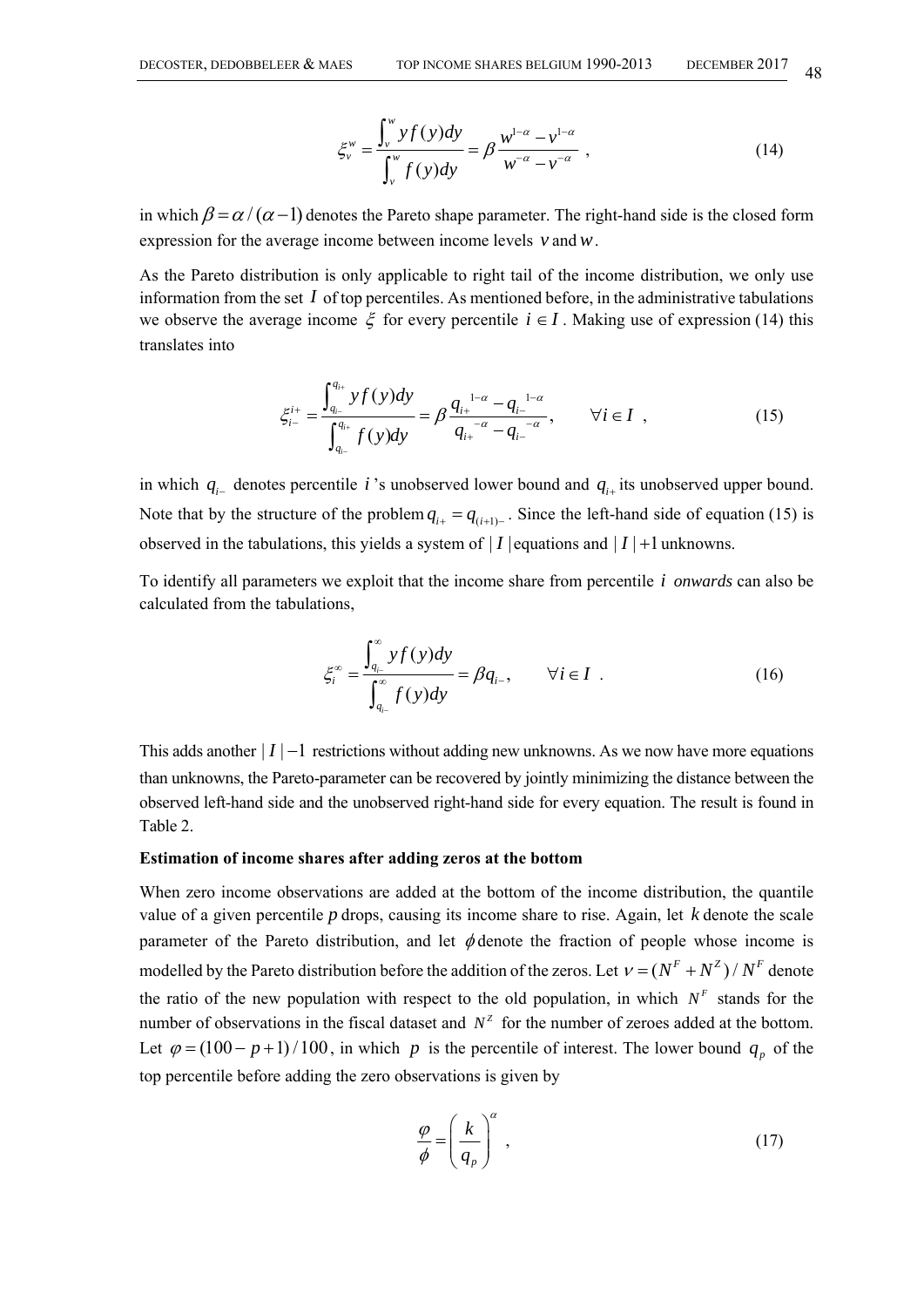$$\xi_v^w = \frac{\int_v^w y f(y)dy}{\int_v^w f(y)dy} = \beta \frac{w^{1-\alpha} - v^{1-\alpha}}{w^{-\alpha} - v^{-\alpha}} \ , \tag{14}$$

in which $\beta = \alpha / (\alpha - 1)$ denotes the Pareto shape parameter. The right-hand side is the closed form expression for the average income between income levels $v$ and $w$.

As the Pareto distribution is only applicable to right tail of the income distribution, we only use information from the set $I$ of top percentiles. As mentioned before, in the administrative tabulations we observe the average income $\xi$ for every percentile $i \in I$. Making use of expression (14) this translates into

$$\xi_{i-}^{i+} = \frac{\int_{q_{i-}}^{q_{i+}} y f(y)dy}{\int_{q_{i-}}^{q_{i+}} f(y)dy} = \beta \frac{q_{i+}^{\ 1-\alpha} - q_{i-}^{\ 1-\alpha}}{q_{i+}^{\ -\alpha} - q_{i-}^{\ -\alpha}}, \qquad \forall i \in I \ , \tag{15}$$

in which $q_{i-}$ denotes percentile $i$'s unobserved lower bound and $q_{i+}$ its unobserved upper bound. Note that by the structure of the problem $q_{i+} = q_{(i+1)-}$. Since the left-hand side of equation (15) is observed in the tabulations, this yields a system of $|I|$ equations and $|I|+1$ unknowns.

To identify all parameters we exploit that the income share from percentile $i$ *onwards* can also be calculated from the tabulations,

$$\xi_i^\infty = \frac{\int_{q_{i-}}^{\infty} y f(y)dy}{\int_{q_{i-}}^{\infty} f(y)dy} = \beta q_{i-}, \qquad \forall i \in I \ . \tag{16}$$

This adds another $|I|-1$ restrictions without adding new unknowns. As we now have more equations than unknowns, the Pareto-parameter can be recovered by jointly minimizing the distance between the observed left-hand side and the unobserved right-hand side for every equation. The result is found in Table 2.

**Estimation of income shares after adding zeros at the bottom**

When zero income observations are added at the bottom of the income distribution, the quantile value of a given percentile $p$ drops, causing its income share to rise. Again, let $k$ denote the scale parameter of the Pareto distribution, and let $\phi$ denote the fraction of people whose income is modelled by the Pareto distribution before the addition of the zeros. Let $\nu = (N^F + N^Z)/N^F$ denote the ratio of the new population with respect to the old population, in which $N^F$ stands for the number of observations in the fiscal dataset and $N^Z$ for the number of zeroes added at the bottom. Let $\varphi = (100 - p + 1)/100$, in which $p$ is the percentile of interest. The lower bound $q_p$ of the top percentile before adding the zero observations is given by

$$\frac{\varphi}{\phi} = \left( \frac{k}{q_p} \right)^{\alpha} \ , \tag{17}$$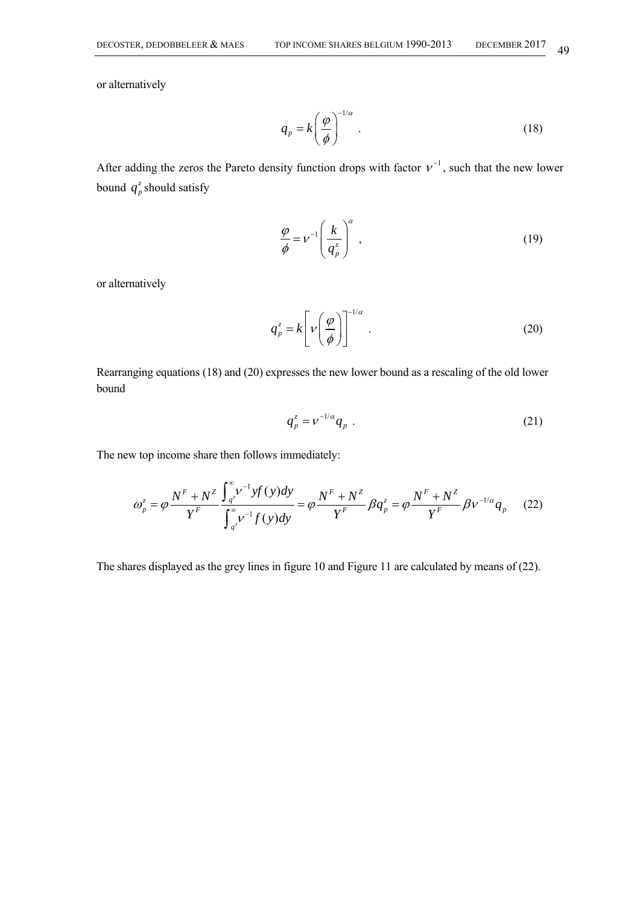or alternatively

$$q_p = k\left(\frac{\varphi}{\phi}\right)^{-1/\alpha} . \tag{18}$$

After adding the zeros the Pareto density function drops with factor $\nu^{-1}$, such that the new lower bound $q_p^z$ should satisfy

$$\frac{\varphi}{\phi} = \nu^{-1}\left(\frac{k}{q_p^z}\right)^{\alpha} , \tag{19}$$

or alternatively

$$q_p^z = k\left[\nu\left(\frac{\varphi}{\phi}\right)\right]^{-1/\alpha} . \tag{20}$$

Rearranging equations (18) and (20) expresses the new lower bound as a rescaling of the old lower bound

$$q_p^z = \nu^{-1/\alpha} q_p . \tag{21}$$

The new top income share then follows immediately:

$$\omega_p^z = \varphi \frac{N^F + N^Z}{Y^F} \frac{\int_{q^z}^{\infty} \nu^{-1} y f(y) dy}{\int_{q^z}^{\infty} \nu^{-1} f(y) dy} = \varphi \frac{N^F + N^Z}{Y^F} \beta q_p^z = \varphi \frac{N^F + N^Z}{Y^F} \beta \nu^{-1/\alpha} q_p \tag{22}$$

The shares displayed as the grey lines in figure 10 and Figure 11 are calculated by means of (22).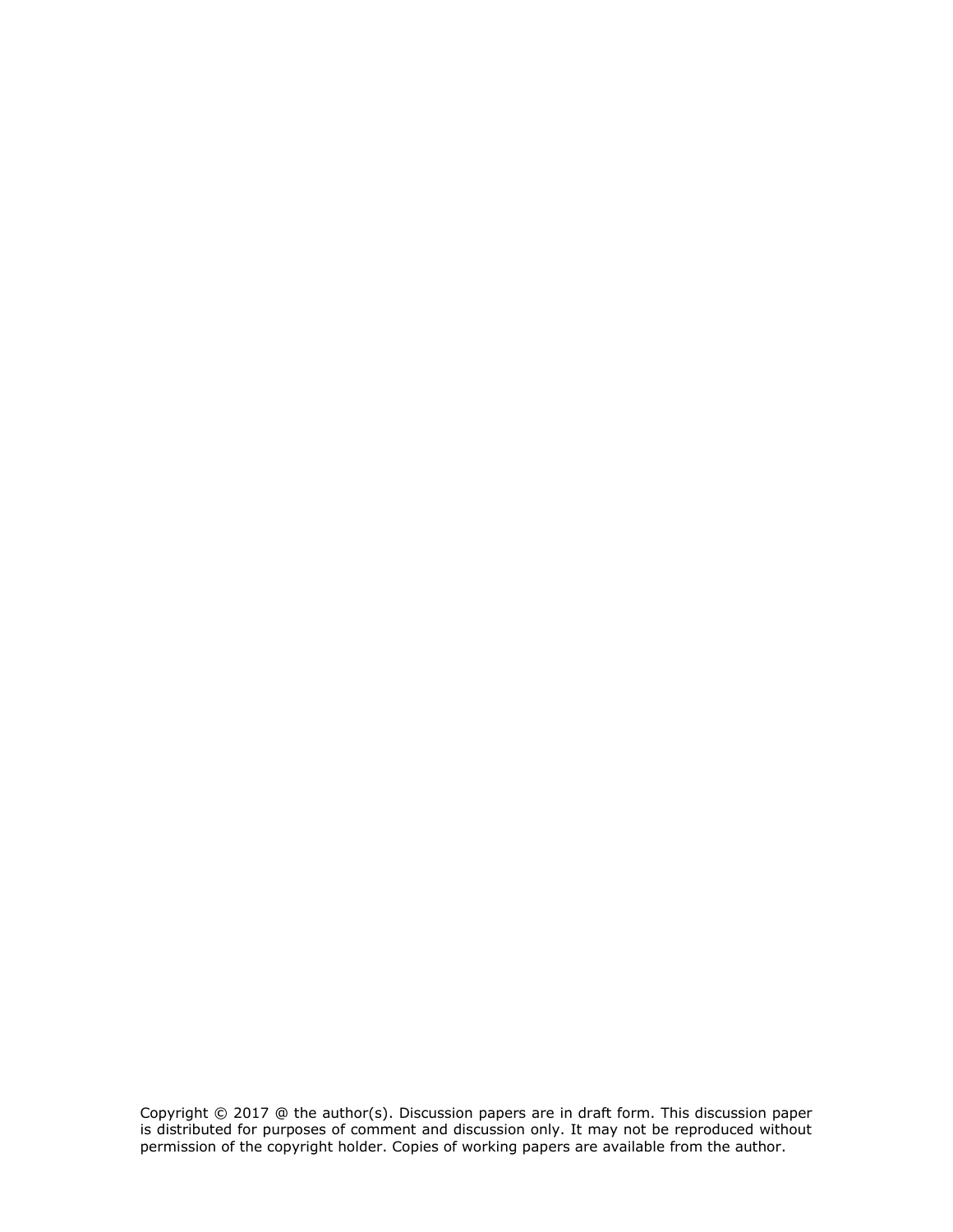Copyright © 2017 @ the author(s). Discussion papers are in draft form. This discussion paper is distributed for purposes of comment and discussion only. It may not be reproduced without permission of the copyright holder. Copies of working papers are available from the author.